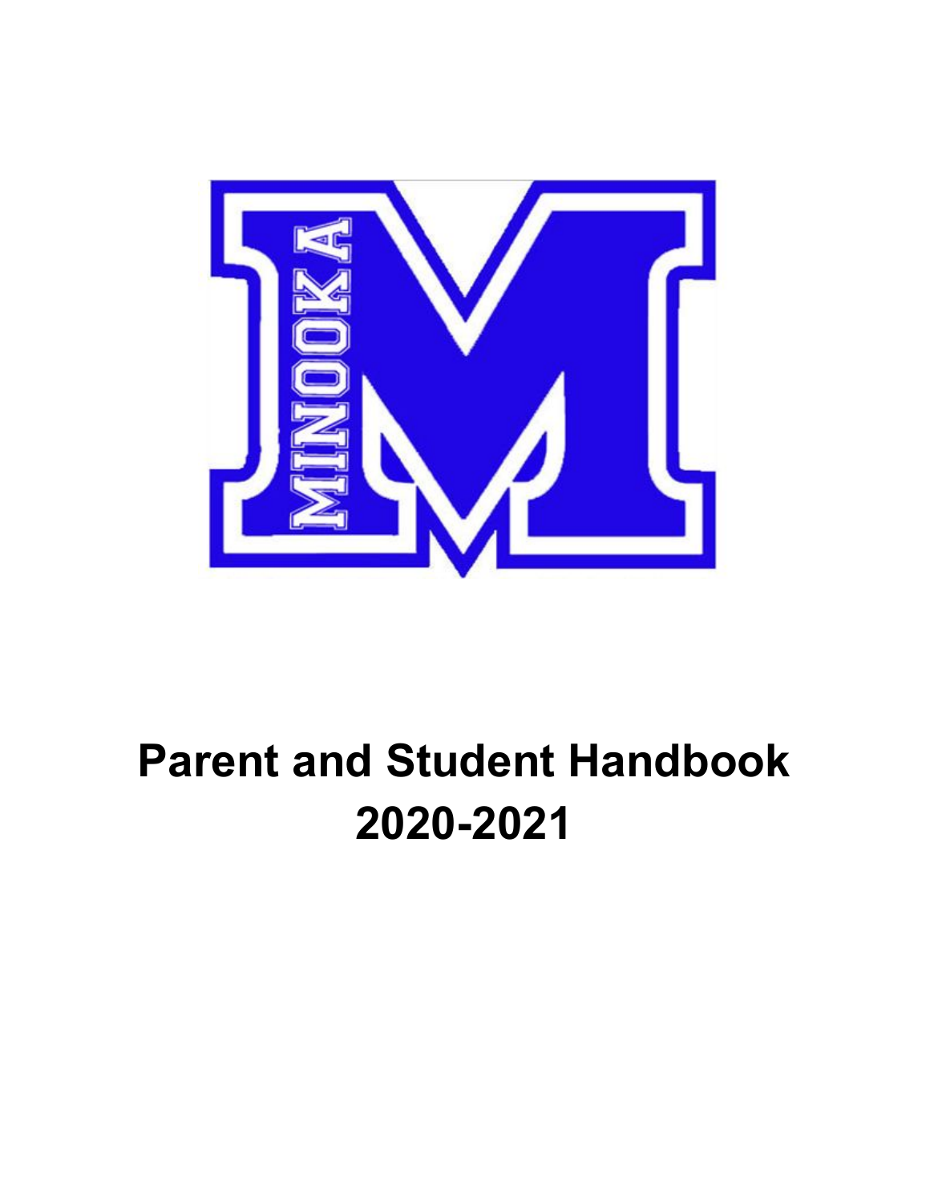# Parent and Student Handbook
# 2020-2021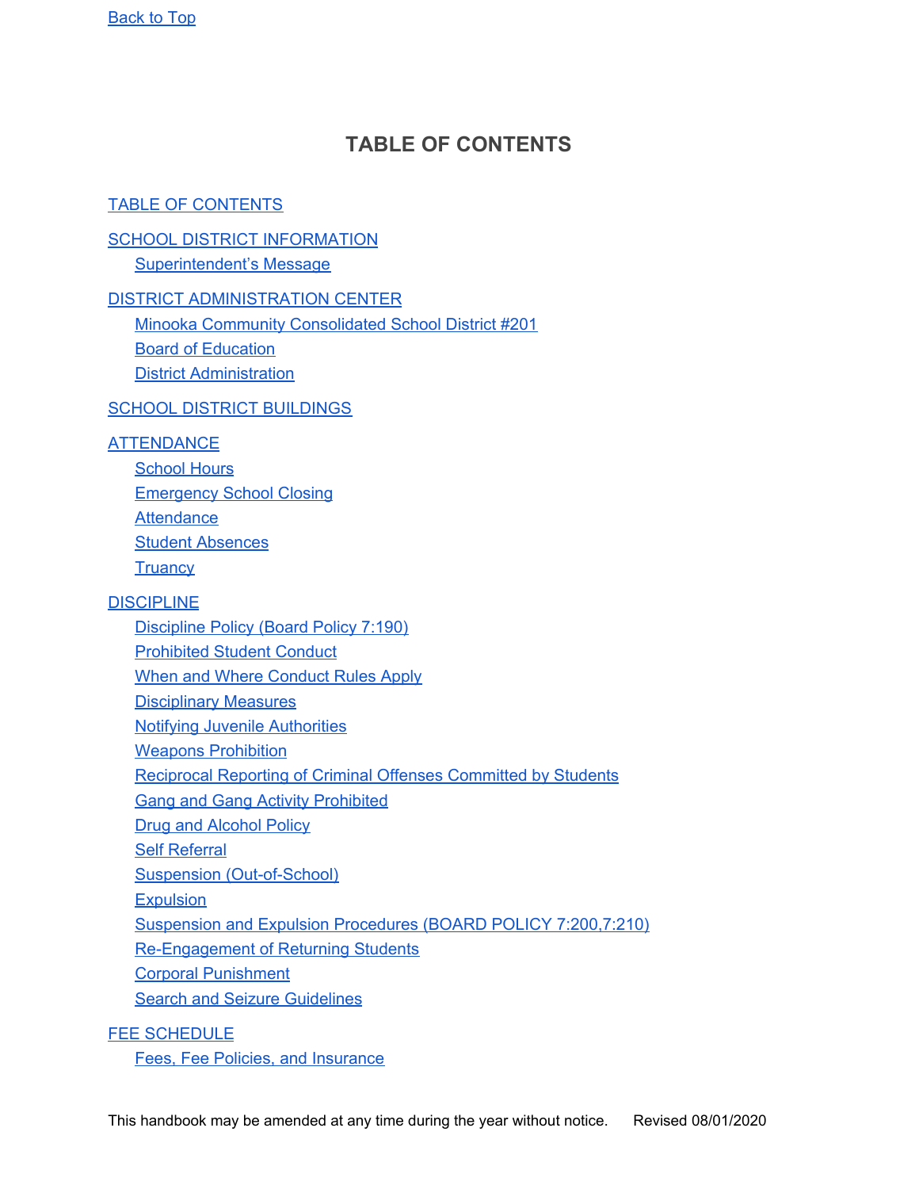Back to Top

# TABLE OF CONTENTS

TABLE OF CONTENTS

SCHOOL DISTRICT INFORMATION
- Superintendent's Message

DISTRICT ADMINISTRATION CENTER
- Minooka Community Consolidated School District #201
- Board of Education
- District Administration

SCHOOL DISTRICT BUILDINGS

ATTENDANCE
- School Hours
- Emergency School Closing
- Attendance
- Student Absences
- Truancy

DISCIPLINE
- Discipline Policy (Board Policy 7:190)
- Prohibited Student Conduct
- When and Where Conduct Rules Apply
- Disciplinary Measures
- Notifying Juvenile Authorities
- Weapons Prohibition
- Reciprocal Reporting of Criminal Offenses Committed by Students
- Gang and Gang Activity Prohibited
- Drug and Alcohol Policy
- Self Referral
- Suspension (Out-of-School)
- Expulsion
- Suspension and Expulsion Procedures (BOARD POLICY 7:200,7:210)
- Re-Engagement of Returning Students
- Corporal Punishment
- Search and Seizure Guidelines

FEE SCHEDULE
- Fees, Fee Policies, and Insurance

This handbook may be amended at any time during the year without notice. Revised 08/01/2020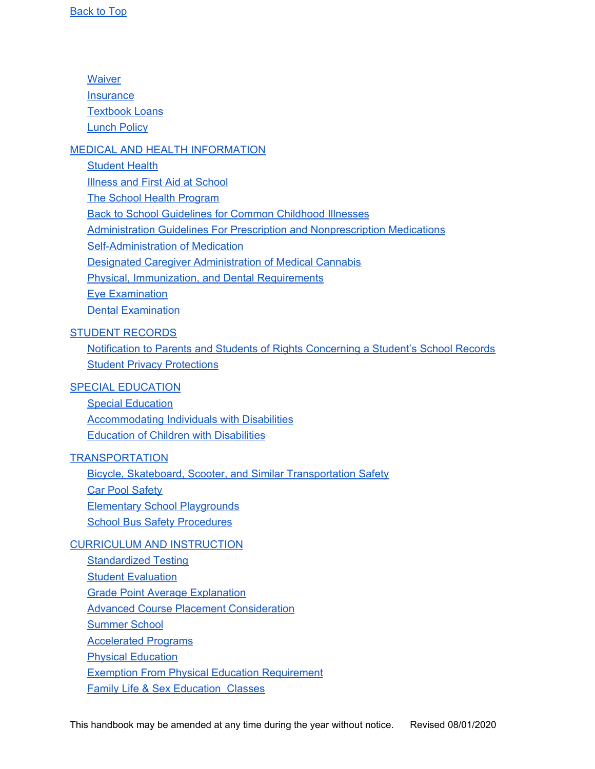Back to Top

- Waiver
- Insurance
- Textbook Loans
- Lunch Policy

MEDICAL AND HEALTH INFORMATION

- Student Health
- Illness and First Aid at School
- The School Health Program
- Back to School Guidelines for Common Childhood Illnesses
- Administration Guidelines For Prescription and Nonprescription Medications
- Self-Administration of Medication
- Designated Caregiver Administration of Medical Cannabis
- Physical, Immunization, and Dental Requirements
- Eye Examination
- Dental Examination

STUDENT RECORDS

- Notification to Parents and Students of Rights Concerning a Student's School Records
- Student Privacy Protections

SPECIAL EDUCATION

- Special Education
- Accommodating Individuals with Disabilities
- Education of Children with Disabilities

TRANSPORTATION

- Bicycle, Skateboard, Scooter, and Similar Transportation Safety
- Car Pool Safety
- Elementary School Playgrounds
- School Bus Safety Procedures

CURRICULUM AND INSTRUCTION

- Standardized Testing
- Student Evaluation
- Grade Point Average Explanation
- Advanced Course Placement Consideration
- Summer School
- Accelerated Programs
- Physical Education
- Exemption From Physical Education Requirement
- Family Life & Sex Education Classes

This handbook may be amended at any time during the year without notice. Revised 08/01/2020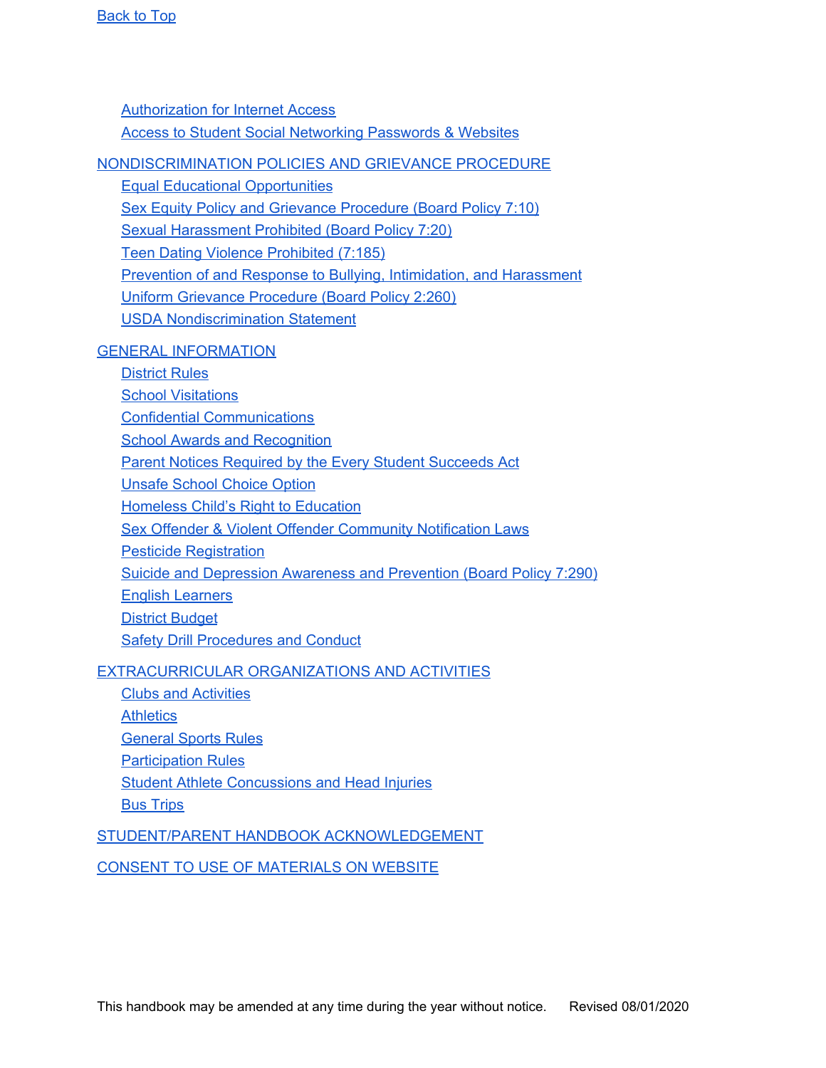Back to Top

- Authorization for Internet Access
- Access to Student Social Networking Passwords & Websites

NONDISCRIMINATION POLICIES AND GRIEVANCE PROCEDURE

- Equal Educational Opportunities
- Sex Equity Policy and Grievance Procedure (Board Policy 7:10)
- Sexual Harassment Prohibited (Board Policy 7:20)
- Teen Dating Violence Prohibited (7:185)
- Prevention of and Response to Bullying, Intimidation, and Harassment
- Uniform Grievance Procedure (Board Policy 2:260)
- USDA Nondiscrimination Statement

GENERAL INFORMATION

- District Rules
- School Visitations
- Confidential Communications
- School Awards and Recognition
- Parent Notices Required by the Every Student Succeeds Act
- Unsafe School Choice Option
- Homeless Child's Right to Education
- Sex Offender & Violent Offender Community Notification Laws
- Pesticide Registration
- Suicide and Depression Awareness and Prevention (Board Policy 7:290)
- English Learners
- District Budget
- Safety Drill Procedures and Conduct

EXTRACURRICULAR ORGANIZATIONS AND ACTIVITIES

- Clubs and Activities
- Athletics
- General Sports Rules
- Participation Rules
- Student Athlete Concussions and Head Injuries
- Bus Trips

STUDENT/PARENT HANDBOOK ACKNOWLEDGEMENT

CONSENT TO USE OF MATERIALS ON WEBSITE

This handbook may be amended at any time during the year without notice. Revised 08/01/2020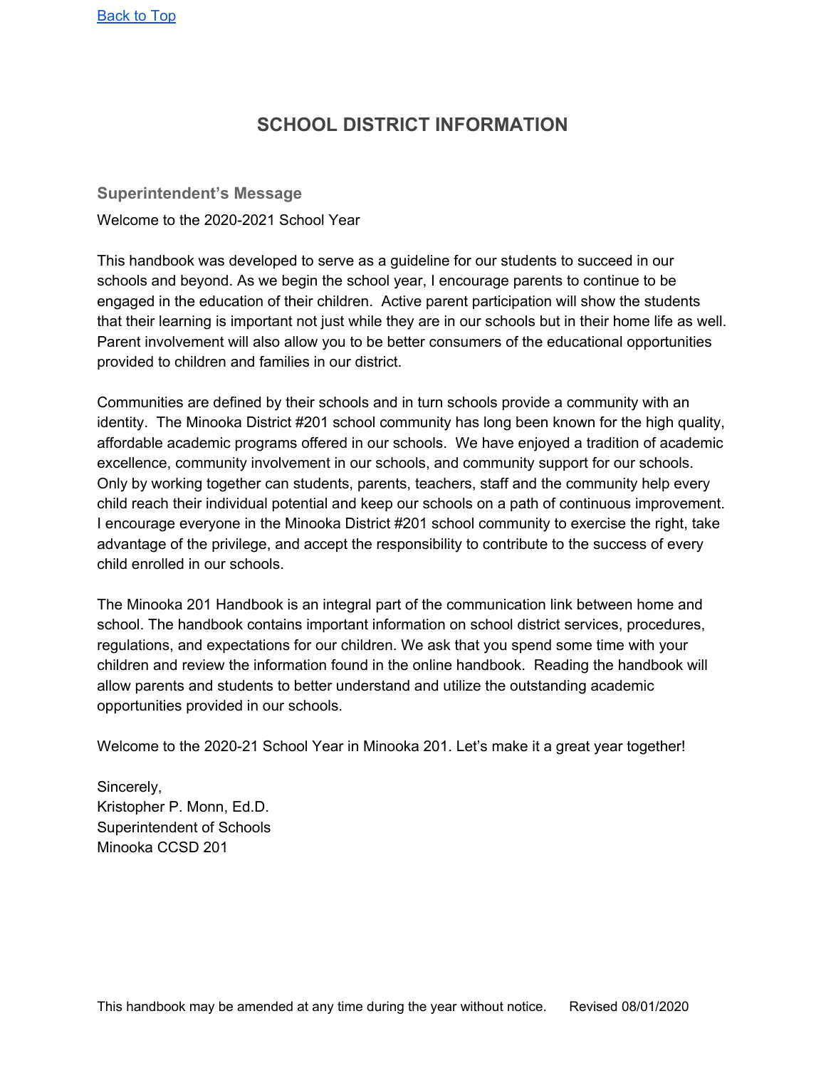[Back to Top](#)

# SCHOOL DISTRICT INFORMATION

## Superintendent's Message

Welcome to the 2020-2021 School Year

This handbook was developed to serve as a guideline for our students to succeed in our schools and beyond. As we begin the school year, I encourage parents to continue to be engaged in the education of their children. Active parent participation will show the students that their learning is important not just while they are in our schools but in their home life as well. Parent involvement will also allow you to be better consumers of the educational opportunities provided to children and families in our district.

Communities are defined by their schools and in turn schools provide a community with an identity. The Minooka District #201 school community has long been known for the high quality, affordable academic programs offered in our schools. We have enjoyed a tradition of academic excellence, community involvement in our schools, and community support for our schools. Only by working together can students, parents, teachers, staff and the community help every child reach their individual potential and keep our schools on a path of continuous improvement. I encourage everyone in the Minooka District #201 school community to exercise the right, take advantage of the privilege, and accept the responsibility to contribute to the success of every child enrolled in our schools.

The Minooka 201 Handbook is an integral part of the communication link between home and school. The handbook contains important information on school district services, procedures, regulations, and expectations for our children. We ask that you spend some time with your children and review the information found in the online handbook. Reading the handbook will allow parents and students to better understand and utilize the outstanding academic opportunities provided in our schools.

Welcome to the 2020-21 School Year in Minooka 201. Let's make it a great year together!

Sincerely,
Kristopher P. Monn, Ed.D.
Superintendent of Schools
Minooka CCSD 201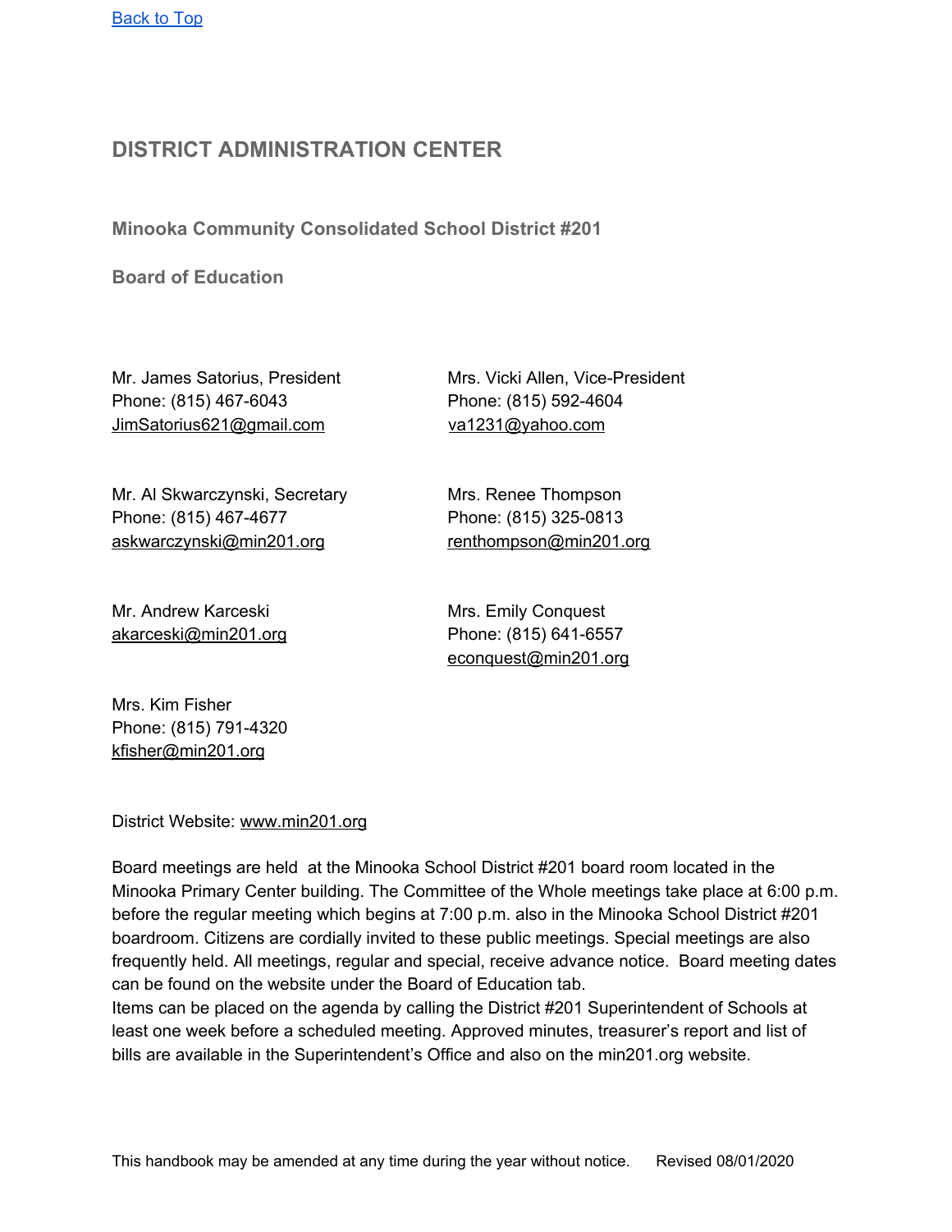[Back to Top](#)

## DISTRICT ADMINISTRATION CENTER

### Minooka Community Consolidated School District #201

### Board of Education

Mr. James Satorius, President
Phone: (815) 467-6043
JimSatorius621@gmail.com

Mrs. Vicki Allen, Vice-President
Phone: (815) 592-4604
va1231@yahoo.com

Mr. Al Skwarczynski, Secretary
Phone: (815) 467-4677
askwarczynski@min201.org

Mrs. Renee Thompson
Phone: (815) 325-0813
renthompson@min201.org

Mr. Andrew Karceski
akarceski@min201.org

Mrs. Emily Conquest
Phone: (815) 641-6557
econquest@min201.org

Mrs. Kim Fisher
Phone: (815) 791-4320
kfisher@min201.org

District Website: www.min201.org

Board meetings are held at the Minooka School District #201 board room located in the Minooka Primary Center building. The Committee of the Whole meetings take place at 6:00 p.m. before the regular meeting which begins at 7:00 p.m. also in the Minooka School District #201 boardroom. Citizens are cordially invited to these public meetings. Special meetings are also frequently held. All meetings, regular and special, receive advance notice. Board meeting dates can be found on the website under the Board of Education tab.
Items can be placed on the agenda by calling the District #201 Superintendent of Schools at least one week before a scheduled meeting. Approved minutes, treasurer's report and list of bills are available in the Superintendent's Office and also on the min201.org website.

This handbook may be amended at any time during the year without notice. Revised 08/01/2020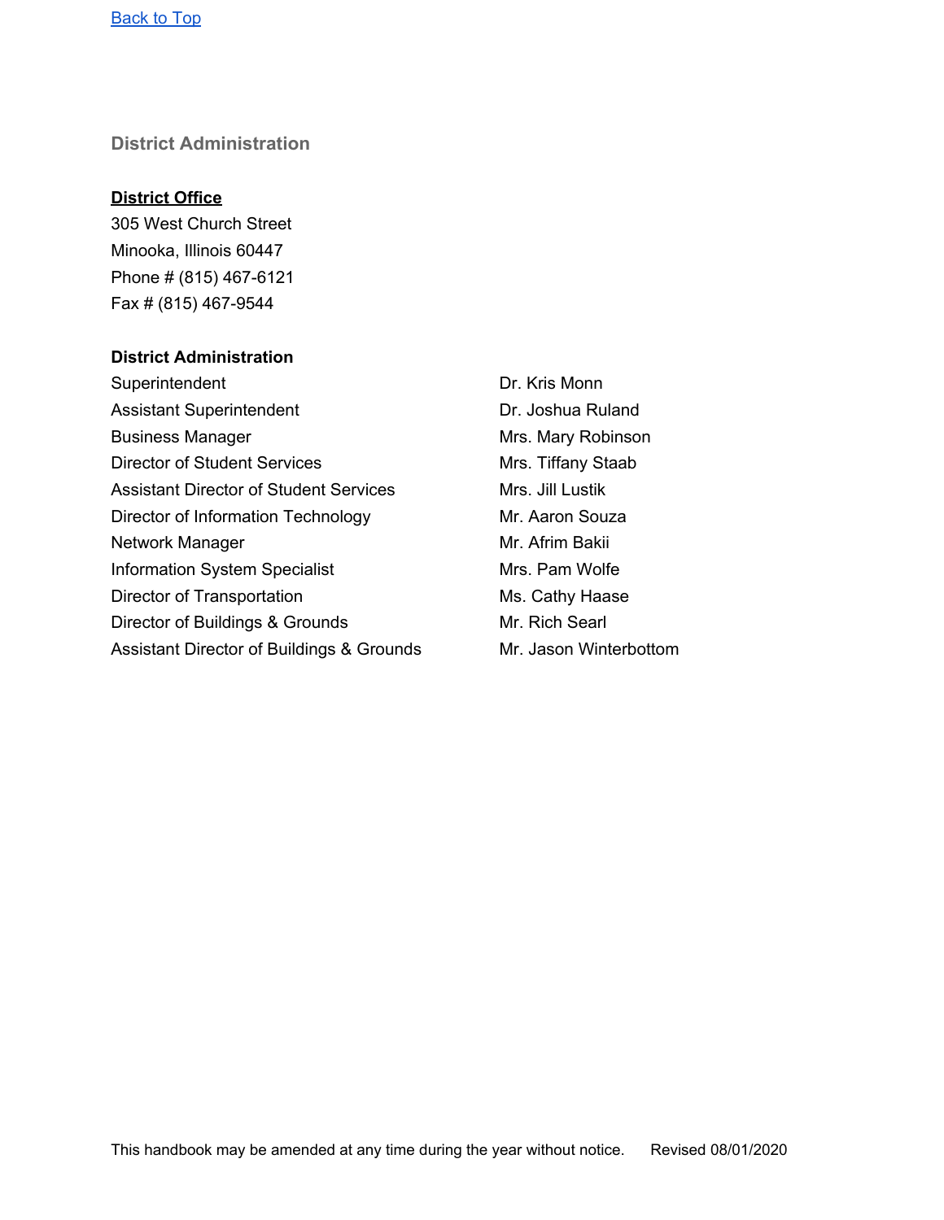[Back to Top]

## District Administration

**District Office**
305 West Church Street
Minooka, Illinois 60447
Phone # (815) 467-6121
Fax # (815) 467-9544

**District Administration**

| | |
|---|---|
| Superintendent | Dr. Kris Monn |
| Assistant Superintendent | Dr. Joshua Ruland |
| Business Manager | Mrs. Mary Robinson |
| Director of Student Services | Mrs. Tiffany Staab |
| Assistant Director of Student Services | Mrs. Jill Lustik |
| Director of Information Technology | Mr. Aaron Souza |
| Network Manager | Mr. Afrim Bakii |
| Information System Specialist | Mrs. Pam Wolfe |
| Director of Transportation | Ms. Cathy Haase |
| Director of Buildings & Grounds | Mr. Rich Searl |
| Assistant Director of Buildings & Grounds | Mr. Jason Winterbottom |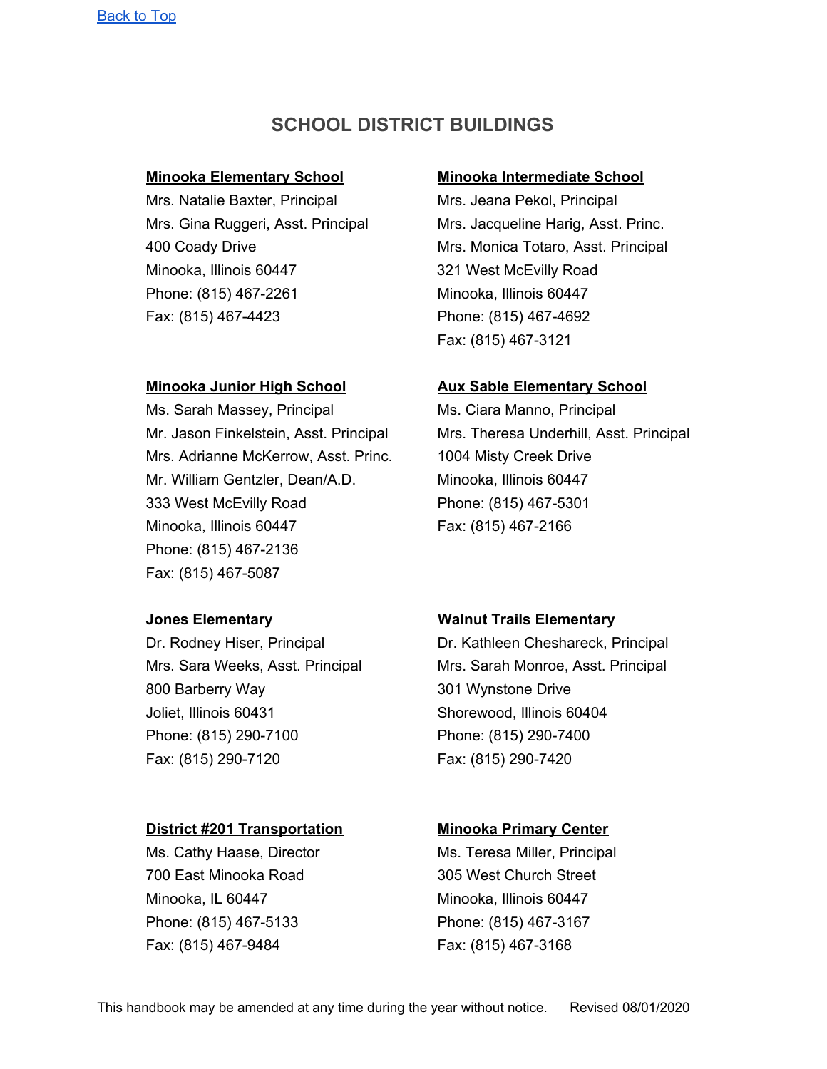[Back to Top]

## SCHOOL DISTRICT BUILDINGS

**Minooka Elementary School**
Mrs. Natalie Baxter, Principal
Mrs. Gina Ruggeri, Asst. Principal
400 Coady Drive
Minooka, Illinois 60447
Phone: (815) 467-2261
Fax: (815) 467-4423

**Minooka Intermediate School**
Mrs. Jeana Pekol, Principal
Mrs. Jacqueline Harig, Asst. Princ.
Mrs. Monica Totaro, Asst. Principal
321 West McEvilly Road
Minooka, Illinois 60447
Phone: (815) 467-4692
Fax: (815) 467-3121

**Minooka Junior High School**
Ms. Sarah Massey, Principal
Mr. Jason Finkelstein, Asst. Principal
Mrs. Adrianne McKerrow, Asst. Princ.
Mr. William Gentzler, Dean/A.D.
333 West McEvilly Road
Minooka, Illinois 60447
Phone: (815) 467-2136
Fax: (815) 467-5087

**Aux Sable Elementary School**
Ms. Ciara Manno, Principal
Mrs. Theresa Underhill, Asst. Principal
1004 Misty Creek Drive
Minooka, Illinois 60447
Phone: (815) 467-5301
Fax: (815) 467-2166

**Jones Elementary**
Dr. Rodney Hiser, Principal
Mrs. Sara Weeks, Asst. Principal
800 Barberry Way
Joliet, Illinois 60431
Phone: (815) 290-7100
Fax: (815) 290-7120

**Walnut Trails Elementary**
Dr. Kathleen Cheshareck, Principal
Mrs. Sarah Monroe, Asst. Principal
301 Wynstone Drive
Shorewood, Illinois 60404
Phone: (815) 290-7400
Fax: (815) 290-7420

**District #201 Transportation**
Ms. Cathy Haase, Director
700 East Minooka Road
Minooka, IL 60447
Phone: (815) 467-5133
Fax: (815) 467-9484

**Minooka Primary Center**
Ms. Teresa Miller, Principal
305 West Church Street
Minooka, Illinois 60447
Phone: (815) 467-3167
Fax: (815) 467-3168

This handbook may be amended at any time during the year without notice. Revised 08/01/2020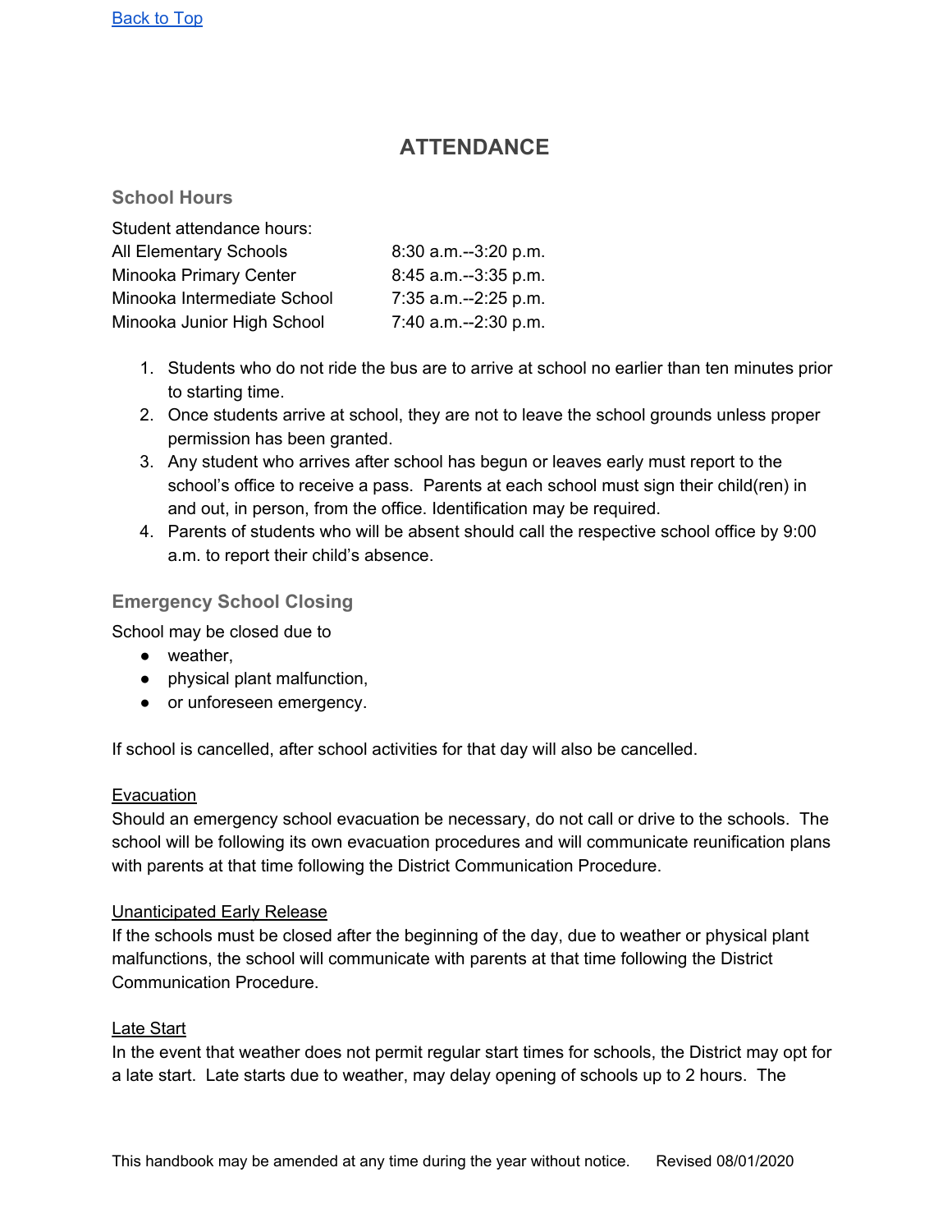[Back to Top](#)

# ATTENDANCE

## School Hours

Student attendance hours:

| | |
|---|---|
| All Elementary Schools | 8:30 a.m.--3:20 p.m. |
| Minooka Primary Center | 8:45 a.m.--3:35 p.m. |
| Minooka Intermediate School | 7:35 a.m.--2:25 p.m. |
| Minooka Junior High School | 7:40 a.m.--2:30 p.m. |

1. Students who do not ride the bus are to arrive at school no earlier than ten minutes prior to starting time.
2. Once students arrive at school, they are not to leave the school grounds unless proper permission has been granted.
3. Any student who arrives after school has begun or leaves early must report to the school's office to receive a pass. Parents at each school must sign their child(ren) in and out, in person, from the office. Identification may be required.
4. Parents of students who will be absent should call the respective school office by 9:00 a.m. to report their child's absence.

## Emergency School Closing

School may be closed due to

- weather,
- physical plant malfunction,
- or unforeseen emergency.

If school is cancelled, after school activities for that day will also be cancelled.

Evacuation

Should an emergency school evacuation be necessary, do not call or drive to the schools. The school will be following its own evacuation procedures and will communicate reunification plans with parents at that time following the District Communication Procedure.

Unanticipated Early Release

If the schools must be closed after the beginning of the day, due to weather or physical plant malfunctions, the school will communicate with parents at that time following the District Communication Procedure.

Late Start

In the event that weather does not permit regular start times for schools, the District may opt for a late start. Late starts due to weather, may delay opening of schools up to 2 hours. The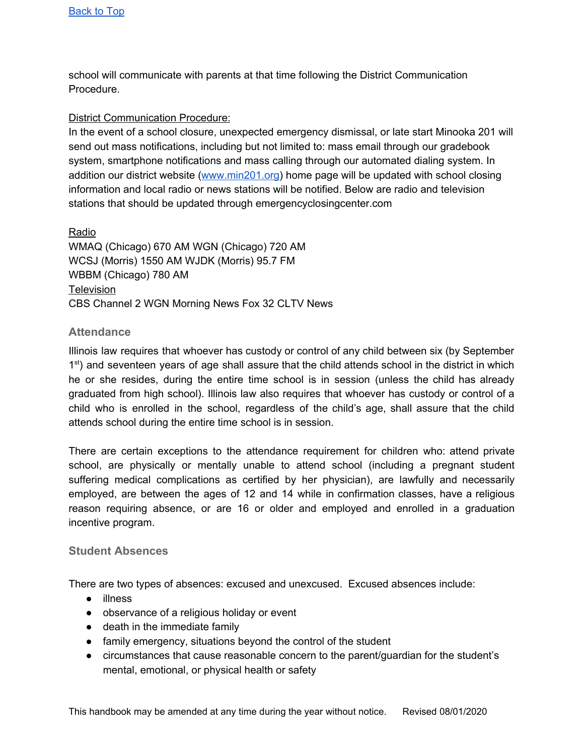[Back to Top](#)

school will communicate with parents at that time following the District Communication Procedure.

District Communication Procedure:
In the event of a school closure, unexpected emergency dismissal, or late start Minooka 201 will send out mass notifications, including but not limited to: mass email through our gradebook system, smartphone notifications and mass calling through our automated dialing system. In addition our district website ([www.min201.org](http://www.min201.org)) home page will be updated with school closing information and local radio or news stations will be notified. Below are radio and television stations that should be updated through emergencyclosingcenter.com

Radio
WMAQ (Chicago) 670 AM WGN (Chicago) 720 AM
WCSJ (Morris) 1550 AM WJDK (Morris) 95.7 FM
WBBM (Chicago) 780 AM
Television
CBS Channel 2 WGN Morning News Fox 32 CLTV News

### Attendance

Illinois law requires that whoever has custody or control of any child between six (by September 1st) and seventeen years of age shall assure that the child attends school in the district in which he or she resides, during the entire time school is in session (unless the child has already graduated from high school). Illinois law also requires that whoever has custody or control of a child who is enrolled in the school, regardless of the child's age, shall assure that the child attends school during the entire time school is in session.

There are certain exceptions to the attendance requirement for children who: attend private school, are physically or mentally unable to attend school (including a pregnant student suffering medical complications as certified by her physician), are lawfully and necessarily employed, are between the ages of 12 and 14 while in confirmation classes, have a religious reason requiring absence, or are 16 or older and employed and enrolled in a graduation incentive program.

### Student Absences

There are two types of absences: excused and unexcused. Excused absences include:

- illness
- observance of a religious holiday or event
- death in the immediate family
- family emergency, situations beyond the control of the student
- circumstances that cause reasonable concern to the parent/guardian for the student's mental, emotional, or physical health or safety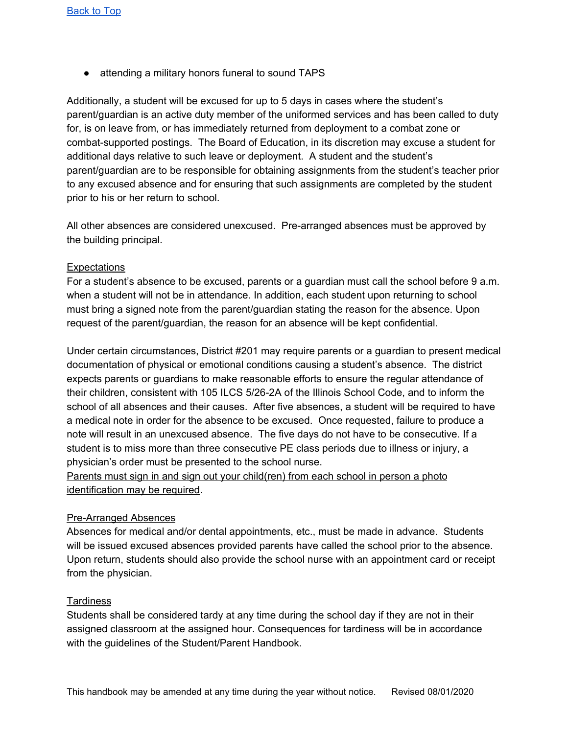[Back to Top](#)

- attending a military honors funeral to sound TAPS

Additionally, a student will be excused for up to 5 days in cases where the student's parent/guardian is an active duty member of the uniformed services and has been called to duty for, is on leave from, or has immediately returned from deployment to a combat zone or combat-supported postings. The Board of Education, in its discretion may excuse a student for additional days relative to such leave or deployment. A student and the student's parent/guardian are to be responsible for obtaining assignments from the student's teacher prior to any excused absence and for ensuring that such assignments are completed by the student prior to his or her return to school.

All other absences are considered unexcused. Pre-arranged absences must be approved by the building principal.

<u>Expectations</u>

For a student's absence to be excused, parents or a guardian must call the school before 9 a.m. when a student will not be in attendance. In addition, each student upon returning to school must bring a signed note from the parent/guardian stating the reason for the absence. Upon request of the parent/guardian, the reason for an absence will be kept confidential.

Under certain circumstances, District #201 may require parents or a guardian to present medical documentation of physical or emotional conditions causing a student's absence. The district expects parents or guardians to make reasonable efforts to ensure the regular attendance of their children, consistent with 105 ILCS 5/26-2A of the Illinois School Code, and to inform the school of all absences and their causes. After five absences, a student will be required to have a medical note in order for the absence to be excused. Once requested, failure to produce a note will result in an unexcused absence. The five days do not have to be consecutive. If a student is to miss more than three consecutive PE class periods due to illness or injury, a physician's order must be presented to the school nurse.
<u>Parents must sign in and sign out your child(ren) from each school in person a photo identification may be required</u>.

<u>Pre-Arranged Absences</u>

Absences for medical and/or dental appointments, etc., must be made in advance. Students will be issued excused absences provided parents have called the school prior to the absence. Upon return, students should also provide the school nurse with an appointment card or receipt from the physician.

<u>Tardiness</u>

Students shall be considered tardy at any time during the school day if they are not in their assigned classroom at the assigned hour. Consequences for tardiness will be in accordance with the guidelines of the Student/Parent Handbook.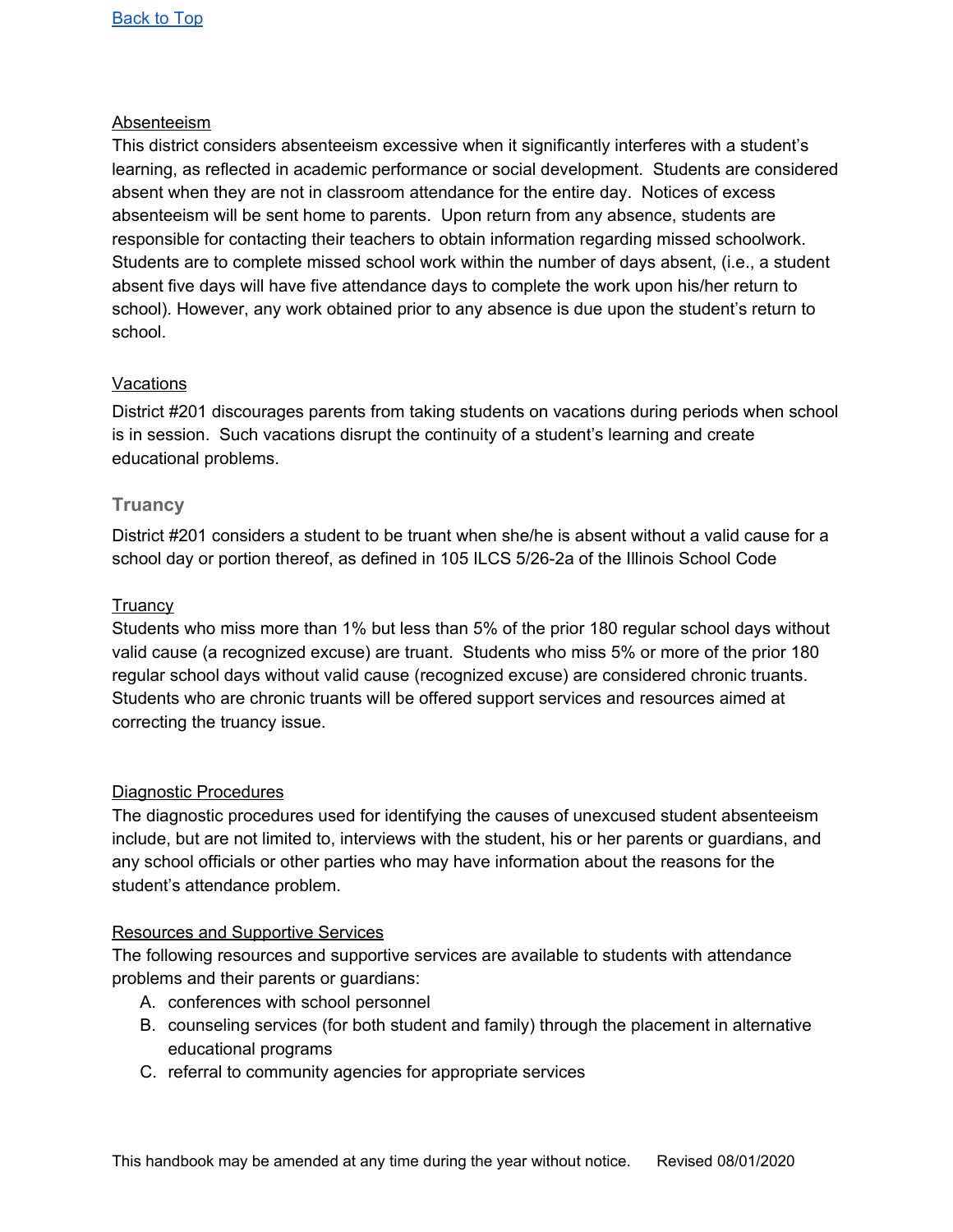[Back to Top]

Absenteeism

This district considers absenteeism excessive when it significantly interferes with a student's learning, as reflected in academic performance or social development. Students are considered absent when they are not in classroom attendance for the entire day. Notices of excess absenteeism will be sent home to parents. Upon return from any absence, students are responsible for contacting their teachers to obtain information regarding missed schoolwork. Students are to complete missed school work within the number of days absent, (i.e., a student absent five days will have five attendance days to complete the work upon his/her return to school). However, any work obtained prior to any absence is due upon the student's return to school.

Vacations

District #201 discourages parents from taking students on vacations during periods when school is in session. Such vacations disrupt the continuity of a student's learning and create educational problems.

### Truancy

District #201 considers a student to be truant when she/he is absent without a valid cause for a school day or portion thereof, as defined in 105 ILCS 5/26-2a of the Illinois School Code

Truancy

Students who miss more than 1% but less than 5% of the prior 180 regular school days without valid cause (a recognized excuse) are truant. Students who miss 5% or more of the prior 180 regular school days without valid cause (recognized excuse) are considered chronic truants. Students who are chronic truants will be offered support services and resources aimed at correcting the truancy issue.

Diagnostic Procedures

The diagnostic procedures used for identifying the causes of unexcused student absenteeism include, but are not limited to, interviews with the student, his or her parents or guardians, and any school officials or other parties who may have information about the reasons for the student's attendance problem.

Resources and Supportive Services

The following resources and supportive services are available to students with attendance problems and their parents or guardians:

A. conferences with school personnel
B. counseling services (for both student and family) through the placement in alternative educational programs
C. referral to community agencies for appropriate services

This handbook may be amended at any time during the year without notice. Revised 08/01/2020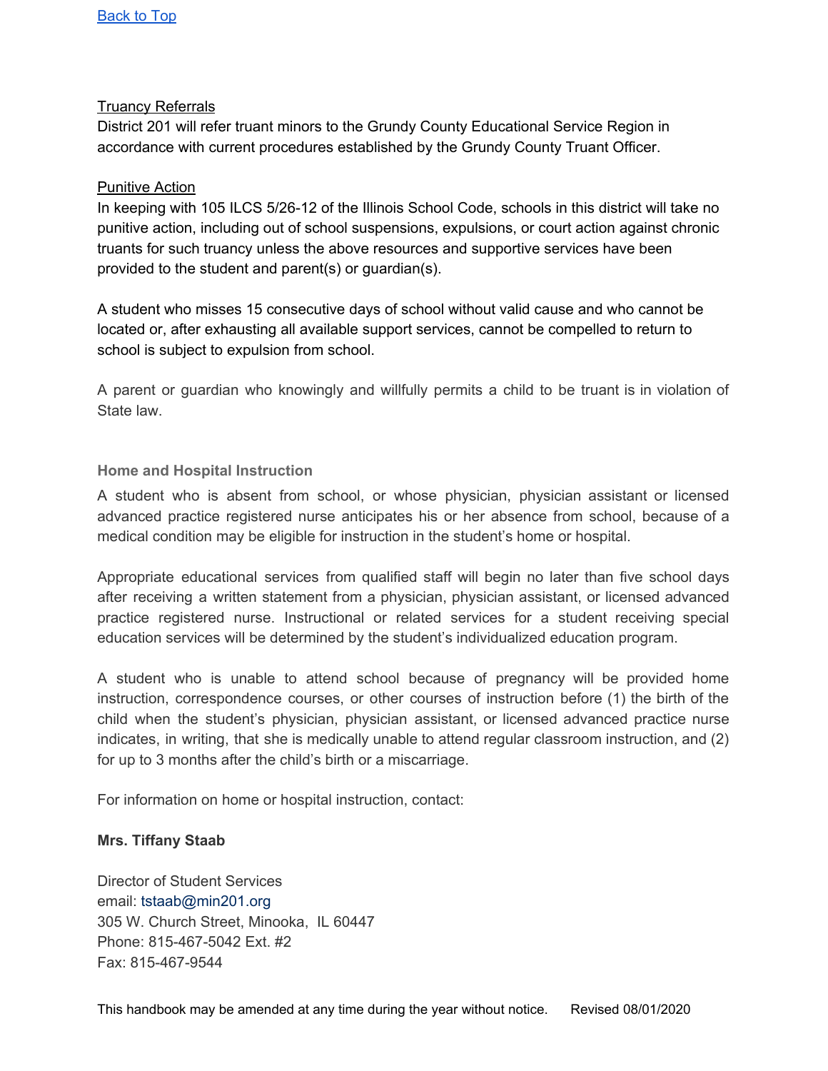[Back to Top](#)

Truancy Referrals

District 201 will refer truant minors to the Grundy County Educational Service Region in accordance with current procedures established by the Grundy County Truant Officer.

Punitive Action

In keeping with 105 ILCS 5/26-12 of the Illinois School Code, schools in this district will take no punitive action, including out of school suspensions, expulsions, or court action against chronic truants for such truancy unless the above resources and supportive services have been provided to the student and parent(s) or guardian(s).

A student who misses 15 consecutive days of school without valid cause and who cannot be located or, after exhausting all available support services, cannot be compelled to return to school is subject to expulsion from school.

A parent or guardian who knowingly and willfully permits a child to be truant is in violation of State law.

### Home and Hospital Instruction

A student who is absent from school, or whose physician, physician assistant or licensed advanced practice registered nurse anticipates his or her absence from school, because of a medical condition may be eligible for instruction in the student's home or hospital.

Appropriate educational services from qualified staff will begin no later than five school days after receiving a written statement from a physician, physician assistant, or licensed advanced practice registered nurse. Instructional or related services for a student receiving special education services will be determined by the student's individualized education program.

A student who is unable to attend school because of pregnancy will be provided home instruction, correspondence courses, or other courses of instruction before (1) the birth of the child when the student's physician, physician assistant, or licensed advanced practice nurse indicates, in writing, that she is medically unable to attend regular classroom instruction, and (2) for up to 3 months after the child's birth or a miscarriage.

For information on home or hospital instruction, contact:

**Mrs. Tiffany Staab**

Director of Student Services
email: tstaab@min201.org
305 W. Church Street, Minooka, IL 60447
Phone: 815-467-5042 Ext. #2
Fax: 815-467-9544

This handbook may be amended at any time during the year without notice. Revised 08/01/2020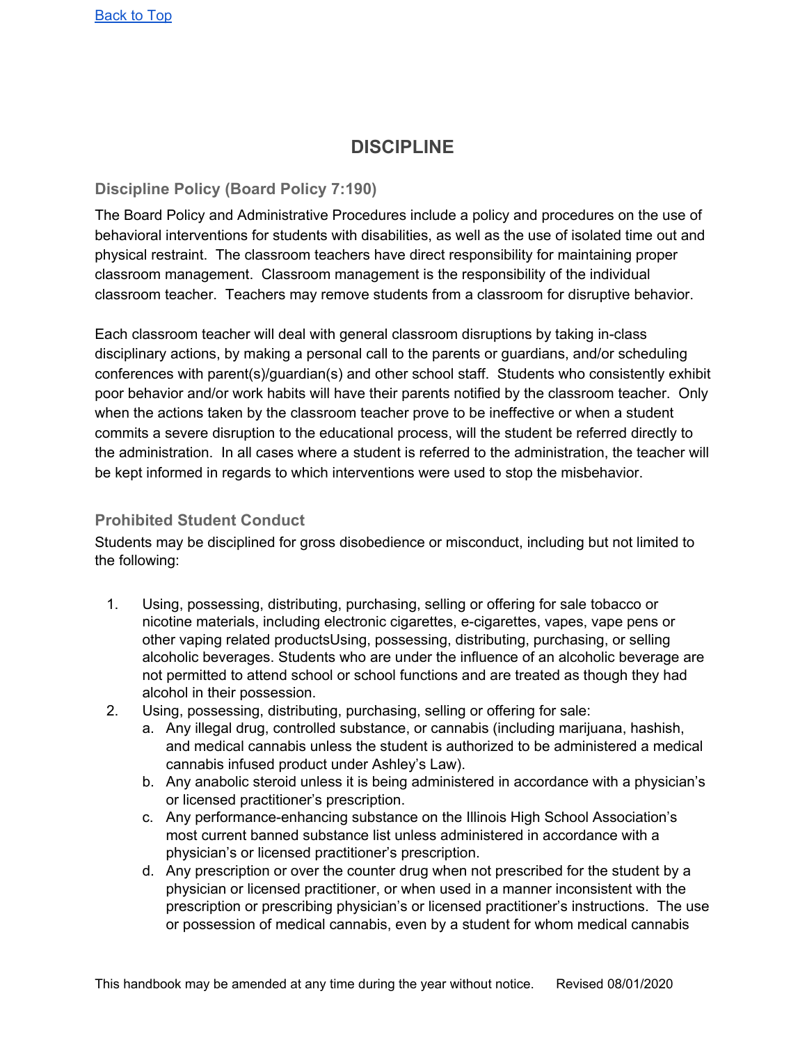[Back to Top]

# DISCIPLINE

## Discipline Policy (Board Policy 7:190)

The Board Policy and Administrative Procedures include a policy and procedures on the use of behavioral interventions for students with disabilities, as well as the use of isolated time out and physical restraint. The classroom teachers have direct responsibility for maintaining proper classroom management. Classroom management is the responsibility of the individual classroom teacher. Teachers may remove students from a classroom for disruptive behavior.

Each classroom teacher will deal with general classroom disruptions by taking in-class disciplinary actions, by making a personal call to the parents or guardians, and/or scheduling conferences with parent(s)/guardian(s) and other school staff. Students who consistently exhibit poor behavior and/or work habits will have their parents notified by the classroom teacher. Only when the actions taken by the classroom teacher prove to be ineffective or when a student commits a severe disruption to the educational process, will the student be referred directly to the administration. In all cases where a student is referred to the administration, the teacher will be kept informed in regards to which interventions were used to stop the misbehavior.

## Prohibited Student Conduct

Students may be disciplined for gross disobedience or misconduct, including but not limited to the following:

1. Using, possessing, distributing, purchasing, selling or offering for sale tobacco or nicotine materials, including electronic cigarettes, e-cigarettes, vapes, vape pens or other vaping related productsUsing, possessing, distributing, purchasing, or selling alcoholic beverages. Students who are under the influence of an alcoholic beverage are not permitted to attend school or school functions and are treated as though they had alcohol in their possession.
2. Using, possessing, distributing, purchasing, selling or offering for sale:
   a. Any illegal drug, controlled substance, or cannabis (including marijuana, hashish, and medical cannabis unless the student is authorized to be administered a medical cannabis infused product under Ashley's Law).
   b. Any anabolic steroid unless it is being administered in accordance with a physician's or licensed practitioner's prescription.
   c. Any performance-enhancing substance on the Illinois High School Association's most current banned substance list unless administered in accordance with a physician's or licensed practitioner's prescription.
   d. Any prescription or over the counter drug when not prescribed for the student by a physician or licensed practitioner, or when used in a manner inconsistent with the prescription or prescribing physician's or licensed practitioner's instructions. The use or possession of medical cannabis, even by a student for whom medical cannabis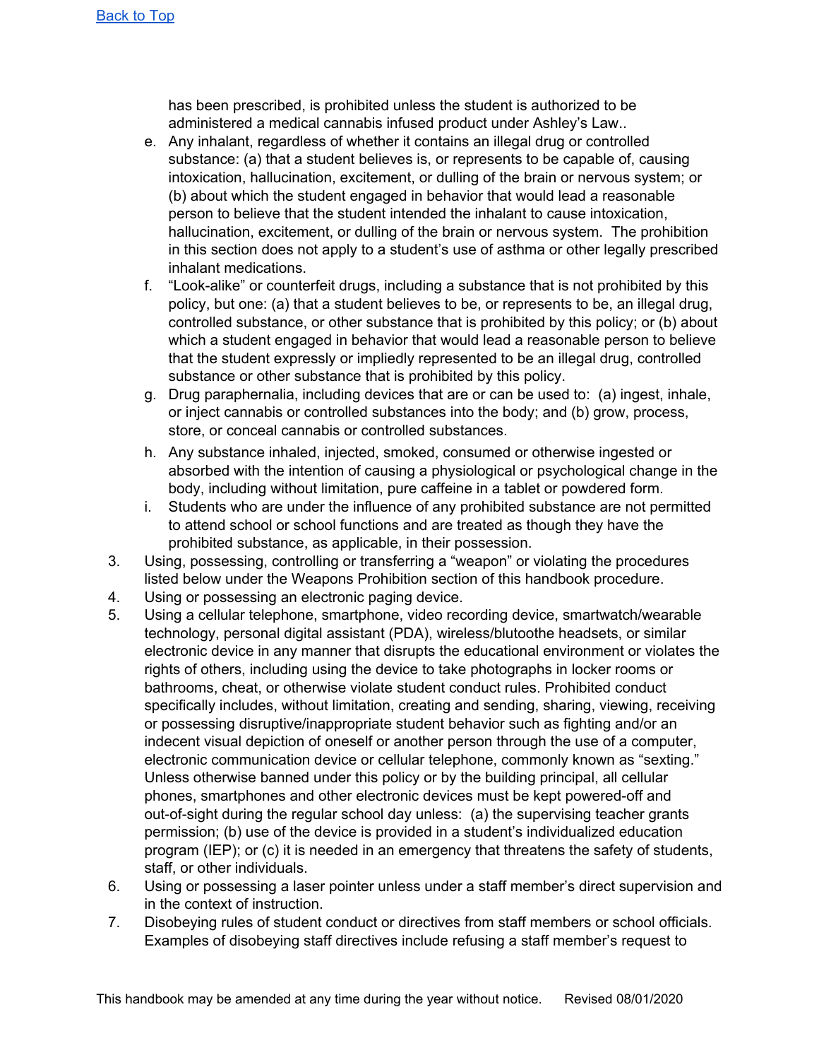[Back to Top]

has been prescribed, is prohibited unless the student is authorized to be administered a medical cannabis infused product under Ashley's Law..

   e. Any inhalant, regardless of whether it contains an illegal drug or controlled substance: (a) that a student believes is, or represents to be capable of, causing intoxication, hallucination, excitement, or dulling of the brain or nervous system; or (b) about which the student engaged in behavior that would lead a reasonable person to believe that the student intended the inhalant to cause intoxication, hallucination, excitement, or dulling of the brain or nervous system. The prohibition in this section does not apply to a student's use of asthma or other legally prescribed inhalant medications.
   f. "Look-alike" or counterfeit drugs, including a substance that is not prohibited by this policy, but one: (a) that a student believes to be, or represents to be, an illegal drug, controlled substance, or other substance that is prohibited by this policy; or (b) about which a student engaged in behavior that would lead a reasonable person to believe that the student expressly or impliedly represented to be an illegal drug, controlled substance or other substance that is prohibited by this policy.
   g. Drug paraphernalia, including devices that are or can be used to: (a) ingest, inhale, or inject cannabis or controlled substances into the body; and (b) grow, process, store, or conceal cannabis or controlled substances.
   h. Any substance inhaled, injected, smoked, consumed or otherwise ingested or absorbed with the intention of causing a physiological or psychological change in the body, including without limitation, pure caffeine in a tablet or powdered form.
   i. Students who are under the influence of any prohibited substance are not permitted to attend school or school functions and are treated as though they have the prohibited substance, as applicable, in their possession.

3. Using, possessing, controlling or transferring a "weapon" or violating the procedures listed below under the Weapons Prohibition section of this handbook procedure.
4. Using or possessing an electronic paging device.
5. Using a cellular telephone, smartphone, video recording device, smartwatch/wearable technology, personal digital assistant (PDA), wireless/blutoothe headsets, or similar electronic device in any manner that disrupts the educational environment or violates the rights of others, including using the device to take photographs in locker rooms or bathrooms, cheat, or otherwise violate student conduct rules. Prohibited conduct specifically includes, without limitation, creating and sending, sharing, viewing, receiving or possessing disruptive/inappropriate student behavior such as fighting and/or an indecent visual depiction of oneself or another person through the use of a computer, electronic communication device or cellular telephone, commonly known as "sexting." Unless otherwise banned under this policy or by the building principal, all cellular phones, smartphones and other electronic devices must be kept powered-off and out-of-sight during the regular school day unless: (a) the supervising teacher grants permission; (b) use of the device is provided in a student's individualized education program (IEP); or (c) it is needed in an emergency that threatens the safety of students, staff, or other individuals.
6. Using or possessing a laser pointer unless under a staff member's direct supervision and in the context of instruction.
7. Disobeying rules of student conduct or directives from staff members or school officials. Examples of disobeying staff directives include refusing a staff member's request to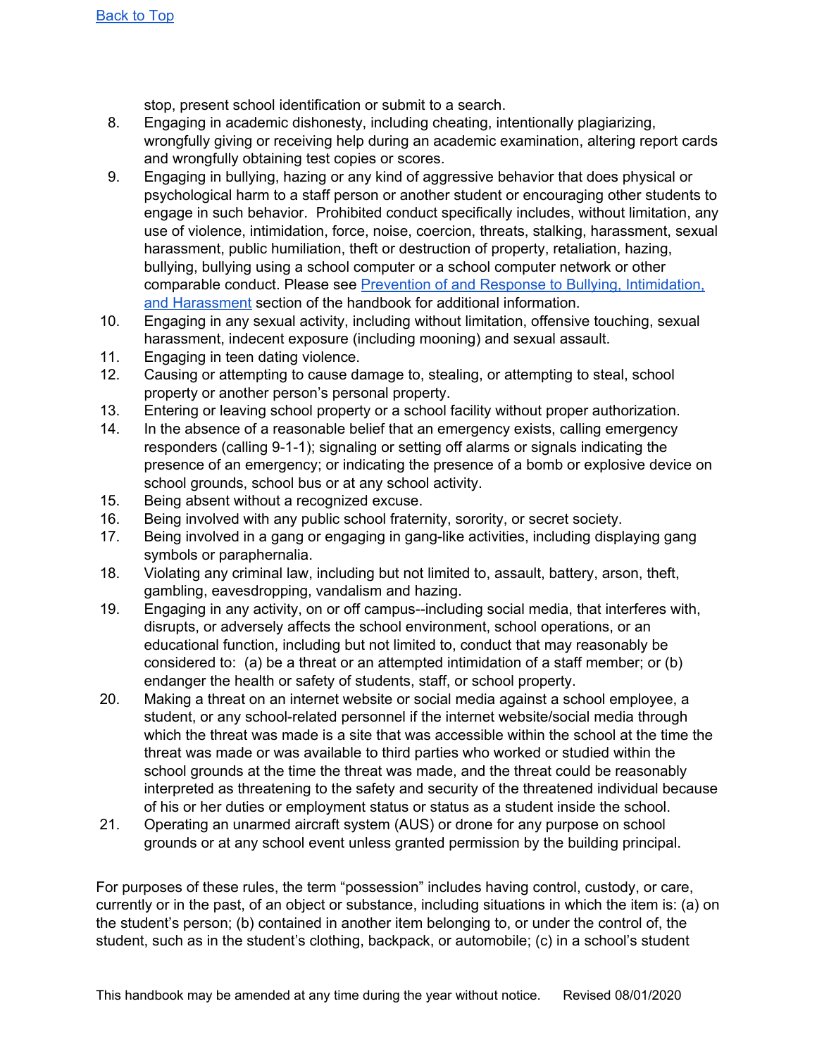stop, present school identification or submit to a search.

8. Engaging in academic dishonesty, including cheating, intentionally plagiarizing, wrongfully giving or receiving help during an academic examination, altering report cards and wrongfully obtaining test copies or scores.
9. Engaging in bullying, hazing or any kind of aggressive behavior that does physical or psychological harm to a staff person or another student or encouraging other students to engage in such behavior. Prohibited conduct specifically includes, without limitation, any use of violence, intimidation, force, noise, coercion, threats, stalking, harassment, sexual harassment, public humiliation, theft or destruction of property, retaliation, hazing, bullying, bullying using a school computer or a school computer network or other comparable conduct. Please see Prevention of and Response to Bullying, Intimidation, and Harassment section of the handbook for additional information.
10. Engaging in any sexual activity, including without limitation, offensive touching, sexual harassment, indecent exposure (including mooning) and sexual assault.
11. Engaging in teen dating violence.
12. Causing or attempting to cause damage to, stealing, or attempting to steal, school property or another person's personal property.
13. Entering or leaving school property or a school facility without proper authorization.
14. In the absence of a reasonable belief that an emergency exists, calling emergency responders (calling 9-1-1); signaling or setting off alarms or signals indicating the presence of an emergency; or indicating the presence of a bomb or explosive device on school grounds, school bus or at any school activity.
15. Being absent without a recognized excuse.
16. Being involved with any public school fraternity, sorority, or secret society.
17. Being involved in a gang or engaging in gang-like activities, including displaying gang symbols or paraphernalia.
18. Violating any criminal law, including but not limited to, assault, battery, arson, theft, gambling, eavesdropping, vandalism and hazing.
19. Engaging in any activity, on or off campus--including social media, that interferes with, disrupts, or adversely affects the school environment, school operations, or an educational function, including but not limited to, conduct that may reasonably be considered to: (a) be a threat or an attempted intimidation of a staff member; or (b) endanger the health or safety of students, staff, or school property.
20. Making a threat on an internet website or social media against a school employee, a student, or any school-related personnel if the internet website/social media through which the threat was made is a site that was accessible within the school at the time the threat was made or was available to third parties who worked or studied within the school grounds at the time the threat was made, and the threat could be reasonably interpreted as threatening to the safety and security of the threatened individual because of his or her duties or employment status or status as a student inside the school.
21. Operating an unarmed aircraft system (AUS) or drone for any purpose on school grounds or at any school event unless granted permission by the building principal.

For purposes of these rules, the term "possession" includes having control, custody, or care, currently or in the past, of an object or substance, including situations in which the item is: (a) on the student's person; (b) contained in another item belonging to, or under the control of, the student, such as in the student's clothing, backpack, or automobile; (c) in a school's student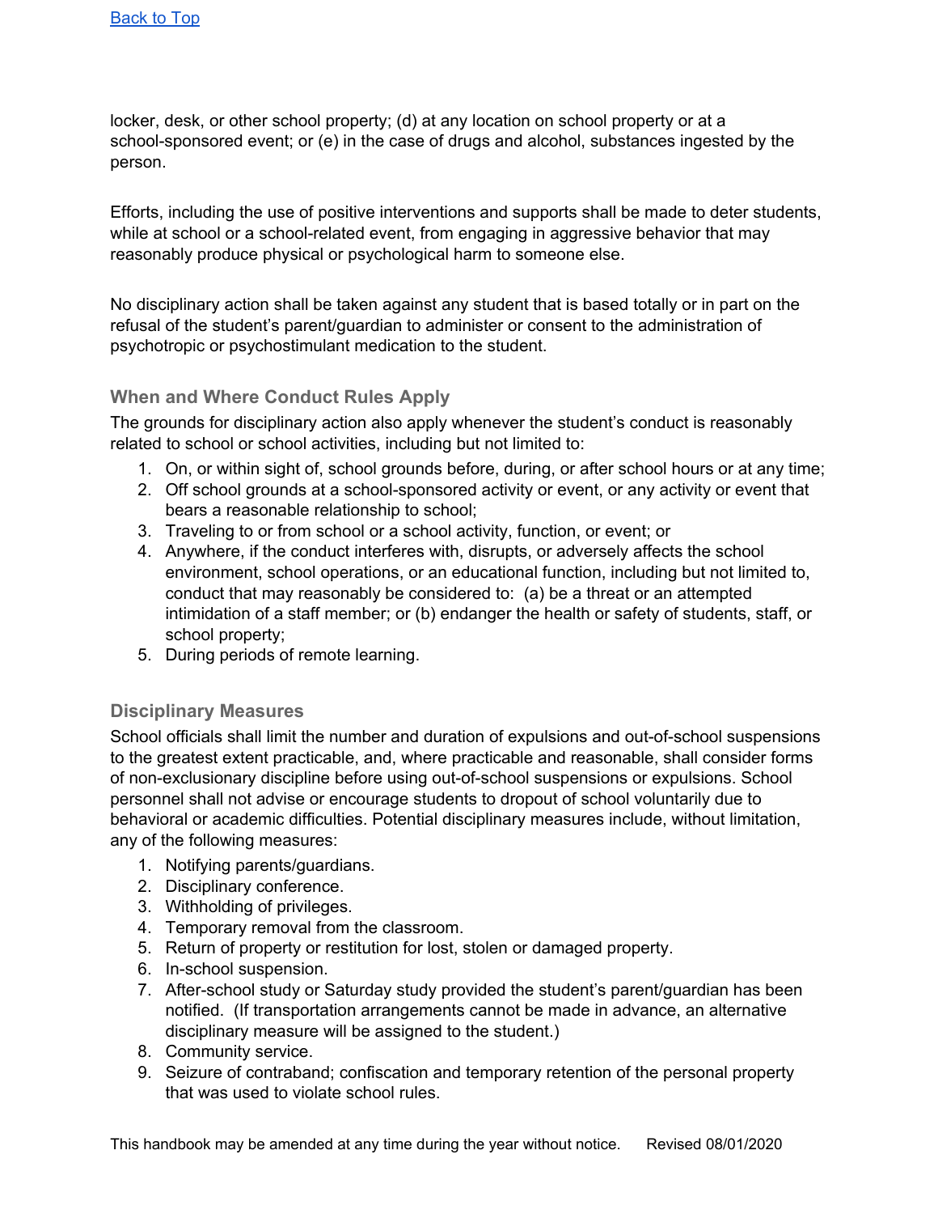locker, desk, or other school property; (d) at any location on school property or at a school-sponsored event; or (e) in the case of drugs and alcohol, substances ingested by the person.

Efforts, including the use of positive interventions and supports shall be made to deter students, while at school or a school-related event, from engaging in aggressive behavior that may reasonably produce physical or psychological harm to someone else.

No disciplinary action shall be taken against any student that is based totally or in part on the refusal of the student's parent/guardian to administer or consent to the administration of psychotropic or psychostimulant medication to the student.

### When and Where Conduct Rules Apply

The grounds for disciplinary action also apply whenever the student's conduct is reasonably related to school or school activities, including but not limited to:

1. On, or within sight of, school grounds before, during, or after school hours or at any time;
2. Off school grounds at a school-sponsored activity or event, or any activity or event that bears a reasonable relationship to school;
3. Traveling to or from school or a school activity, function, or event; or
4. Anywhere, if the conduct interferes with, disrupts, or adversely affects the school environment, school operations, or an educational function, including but not limited to, conduct that may reasonably be considered to: (a) be a threat or an attempted intimidation of a staff member; or (b) endanger the health or safety of students, staff, or school property;
5. During periods of remote learning.

### Disciplinary Measures

School officials shall limit the number and duration of expulsions and out-of-school suspensions to the greatest extent practicable, and, where practicable and reasonable, shall consider forms of non-exclusionary discipline before using out-of-school suspensions or expulsions. School personnel shall not advise or encourage students to dropout of school voluntarily due to behavioral or academic difficulties. Potential disciplinary measures include, without limitation, any of the following measures:

1. Notifying parents/guardians.
2. Disciplinary conference.
3. Withholding of privileges.
4. Temporary removal from the classroom.
5. Return of property or restitution for lost, stolen or damaged property.
6. In-school suspension.
7. After-school study or Saturday study provided the student's parent/guardian has been notified. (If transportation arrangements cannot be made in advance, an alternative disciplinary measure will be assigned to the student.)
8. Community service.
9. Seizure of contraband; confiscation and temporary retention of the personal property that was used to violate school rules.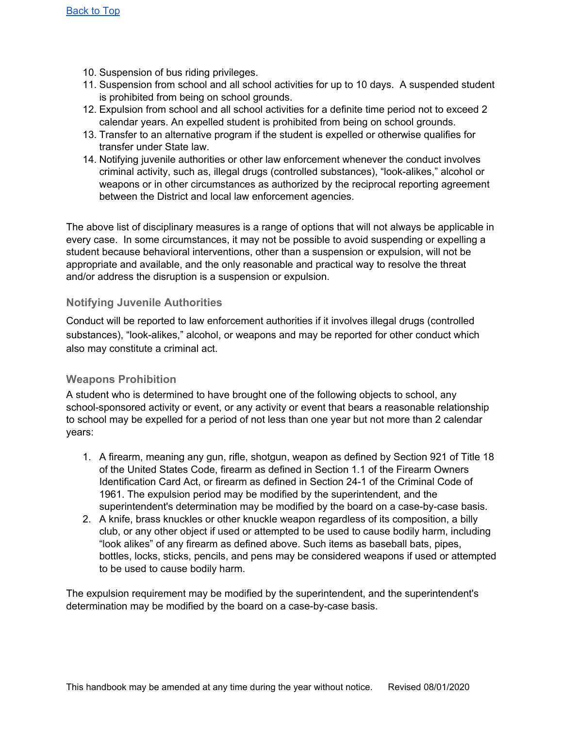10. Suspension of bus riding privileges.
11. Suspension from school and all school activities for up to 10 days. A suspended student is prohibited from being on school grounds.
12. Expulsion from school and all school activities for a definite time period not to exceed 2 calendar years. An expelled student is prohibited from being on school grounds.
13. Transfer to an alternative program if the student is expelled or otherwise qualifies for transfer under State law.
14. Notifying juvenile authorities or other law enforcement whenever the conduct involves criminal activity, such as, illegal drugs (controlled substances), "look-alikes," alcohol or weapons or in other circumstances as authorized by the reciprocal reporting agreement between the District and local law enforcement agencies.

The above list of disciplinary measures is a range of options that will not always be applicable in every case. In some circumstances, it may not be possible to avoid suspending or expelling a student because behavioral interventions, other than a suspension or expulsion, will not be appropriate and available, and the only reasonable and practical way to resolve the threat and/or address the disruption is a suspension or expulsion.

### Notifying Juvenile Authorities

Conduct will be reported to law enforcement authorities if it involves illegal drugs (controlled substances), "look-alikes," alcohol, or weapons and may be reported for other conduct which also may constitute a criminal act.

### Weapons Prohibition

A student who is determined to have brought one of the following objects to school, any school-sponsored activity or event, or any activity or event that bears a reasonable relationship to school may be expelled for a period of not less than one year but not more than 2 calendar years:

1. A firearm, meaning any gun, rifle, shotgun, weapon as defined by Section 921 of Title 18 of the United States Code, firearm as defined in Section 1.1 of the Firearm Owners Identification Card Act, or firearm as defined in Section 24-1 of the Criminal Code of 1961. The expulsion period may be modified by the superintendent, and the superintendent's determination may be modified by the board on a case-by-case basis.
2. A knife, brass knuckles or other knuckle weapon regardless of its composition, a billy club, or any other object if used or attempted to be used to cause bodily harm, including "look alikes" of any firearm as defined above. Such items as baseball bats, pipes, bottles, locks, sticks, pencils, and pens may be considered weapons if used or attempted to be used to cause bodily harm.

The expulsion requirement may be modified by the superintendent, and the superintendent's determination may be modified by the board on a case-by-case basis.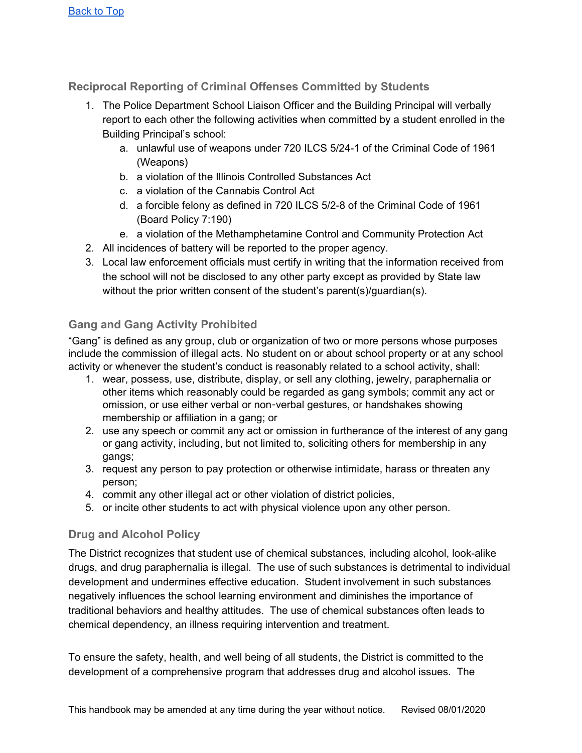[Back to Top]

### Reciprocal Reporting of Criminal Offenses Committed by Students

1. The Police Department School Liaison Officer and the Building Principal will verbally report to each other the following activities when committed by a student enrolled in the Building Principal's school:
   a. unlawful use of weapons under 720 ILCS 5/24-1 of the Criminal Code of 1961 (Weapons)
   b. a violation of the Illinois Controlled Substances Act
   c. a violation of the Cannabis Control Act
   d. a forcible felony as defined in 720 ILCS 5/2-8 of the Criminal Code of 1961 (Board Policy 7:190)
   e. a violation of the Methamphetamine Control and Community Protection Act
2. All incidences of battery will be reported to the proper agency.
3. Local law enforcement officials must certify in writing that the information received from the school will not be disclosed to any other party except as provided by State law without the prior written consent of the student's parent(s)/guardian(s).

### Gang and Gang Activity Prohibited

"Gang" is defined as any group, club or organization of two or more persons whose purposes include the commission of illegal acts. No student on or about school property or at any school activity or whenever the student's conduct is reasonably related to a school activity, shall:

1. wear, possess, use, distribute, display, or sell any clothing, jewelry, paraphernalia or other items which reasonably could be regarded as gang symbols; commit any act or omission, or use either verbal or non-verbal gestures, or handshakes showing membership or affiliation in a gang; or
2. use any speech or commit any act or omission in furtherance of the interest of any gang or gang activity, including, but not limited to, soliciting others for membership in any gangs;
3. request any person to pay protection or otherwise intimidate, harass or threaten any person;
4. commit any other illegal act or other violation of district policies,
5. or incite other students to act with physical violence upon any other person.

### Drug and Alcohol Policy

The District recognizes that student use of chemical substances, including alcohol, look-alike drugs, and drug paraphernalia is illegal. The use of such substances is detrimental to individual development and undermines effective education. Student involvement in such substances negatively influences the school learning environment and diminishes the importance of traditional behaviors and healthy attitudes. The use of chemical substances often leads to chemical dependency, an illness requiring intervention and treatment.

To ensure the safety, health, and well being of all students, the District is committed to the development of a comprehensive program that addresses drug and alcohol issues. The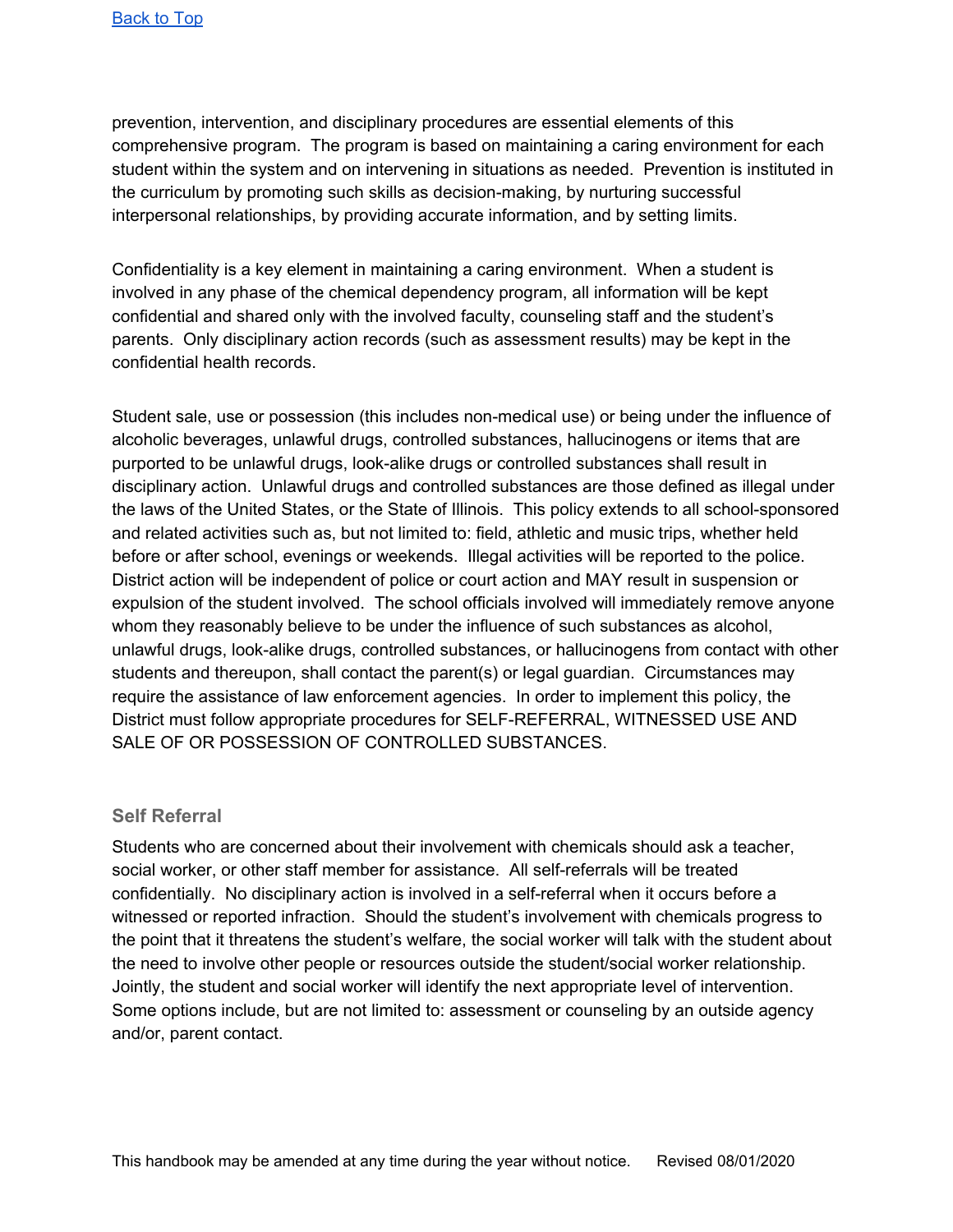[Back to Top]

prevention, intervention, and disciplinary procedures are essential elements of this comprehensive program. The program is based on maintaining a caring environment for each student within the system and on intervening in situations as needed. Prevention is instituted in the curriculum by promoting such skills as decision-making, by nurturing successful interpersonal relationships, by providing accurate information, and by setting limits.

Confidentiality is a key element in maintaining a caring environment. When a student is involved in any phase of the chemical dependency program, all information will be kept confidential and shared only with the involved faculty, counseling staff and the student's parents. Only disciplinary action records (such as assessment results) may be kept in the confidential health records.

Student sale, use or possession (this includes non-medical use) or being under the influence of alcoholic beverages, unlawful drugs, controlled substances, hallucinogens or items that are purported to be unlawful drugs, look-alike drugs or controlled substances shall result in disciplinary action. Unlawful drugs and controlled substances are those defined as illegal under the laws of the United States, or the State of Illinois. This policy extends to all school-sponsored and related activities such as, but not limited to: field, athletic and music trips, whether held before or after school, evenings or weekends. Illegal activities will be reported to the police. District action will be independent of police or court action and MAY result in suspension or expulsion of the student involved. The school officials involved will immediately remove anyone whom they reasonably believe to be under the influence of such substances as alcohol, unlawful drugs, look-alike drugs, controlled substances, or hallucinogens from contact with other students and thereupon, shall contact the parent(s) or legal guardian. Circumstances may require the assistance of law enforcement agencies. In order to implement this policy, the District must follow appropriate procedures for SELF-REFERRAL, WITNESSED USE AND SALE OF OR POSSESSION OF CONTROLLED SUBSTANCES.

### Self Referral

Students who are concerned about their involvement with chemicals should ask a teacher, social worker, or other staff member for assistance. All self-referrals will be treated confidentially. No disciplinary action is involved in a self-referral when it occurs before a witnessed or reported infraction. Should the student's involvement with chemicals progress to the point that it threatens the student's welfare, the social worker will talk with the student about the need to involve other people or resources outside the student/social worker relationship. Jointly, the student and social worker will identify the next appropriate level of intervention. Some options include, but are not limited to: assessment or counseling by an outside agency and/or, parent contact.

This handbook may be amended at any time during the year without notice. Revised 08/01/2020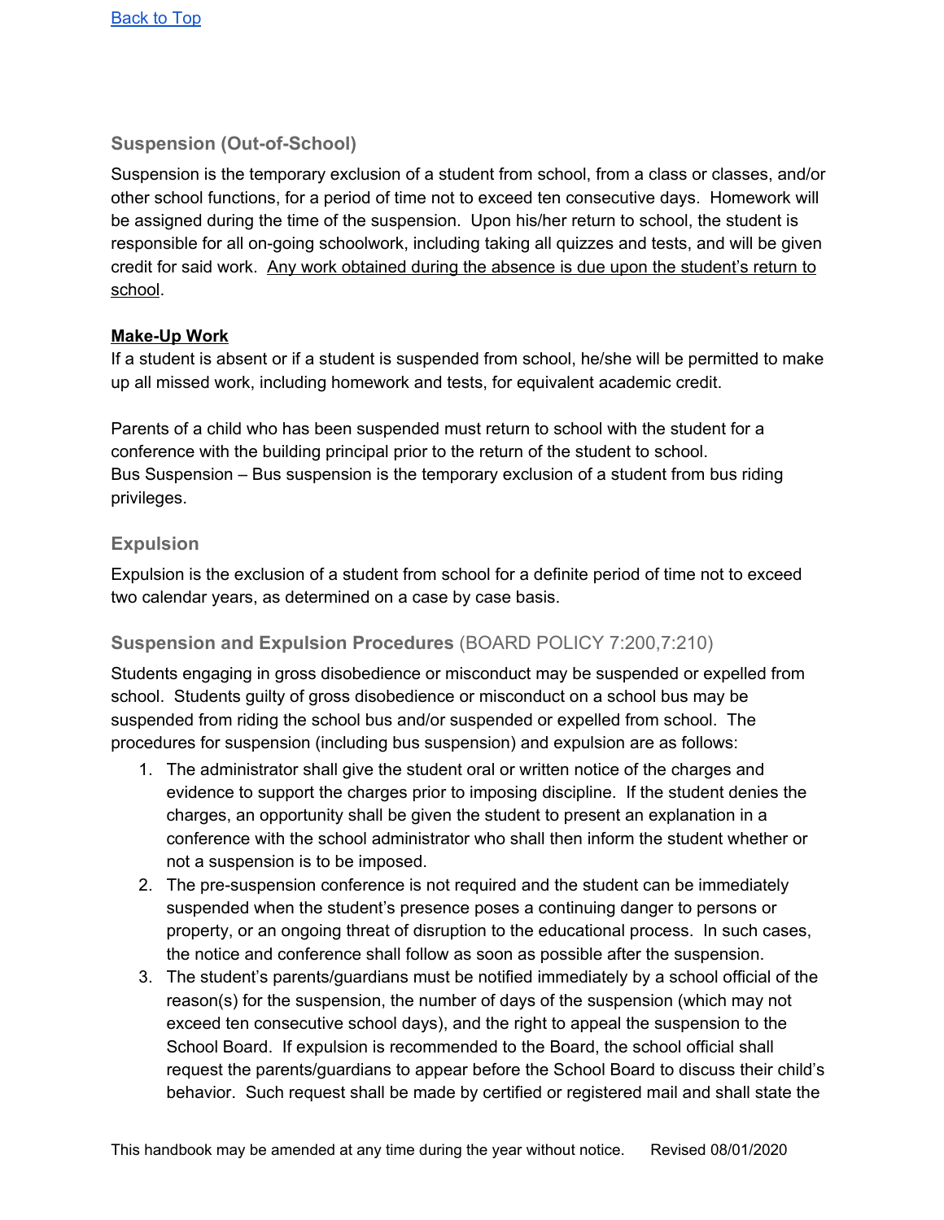[Back to Top]

## Suspension (Out-of-School)

Suspension is the temporary exclusion of a student from school, from a class or classes, and/or other school functions, for a period of time not to exceed ten consecutive days. Homework will be assigned during the time of the suspension. Upon his/her return to school, the student is responsible for all on-going schoolwork, including taking all quizzes and tests, and will be given credit for said work. Any work obtained during the absence is due upon the student's return to school.

**Make-Up Work**

If a student is absent or if a student is suspended from school, he/she will be permitted to make up all missed work, including homework and tests, for equivalent academic credit.

Parents of a child who has been suspended must return to school with the student for a conference with the building principal prior to the return of the student to school.
Bus Suspension – Bus suspension is the temporary exclusion of a student from bus riding privileges.

## Expulsion

Expulsion is the exclusion of a student from school for a definite period of time not to exceed two calendar years, as determined on a case by case basis.

## Suspension and Expulsion Procedures (BOARD POLICY 7:200,7:210)

Students engaging in gross disobedience or misconduct may be suspended or expelled from school. Students guilty of gross disobedience or misconduct on a school bus may be suspended from riding the school bus and/or suspended or expelled from school. The procedures for suspension (including bus suspension) and expulsion are as follows:

1. The administrator shall give the student oral or written notice of the charges and evidence to support the charges prior to imposing discipline. If the student denies the charges, an opportunity shall be given the student to present an explanation in a conference with the school administrator who shall then inform the student whether or not a suspension is to be imposed.
2. The pre-suspension conference is not required and the student can be immediately suspended when the student's presence poses a continuing danger to persons or property, or an ongoing threat of disruption to the educational process. In such cases, the notice and conference shall follow as soon as possible after the suspension.
3. The student's parents/guardians must be notified immediately by a school official of the reason(s) for the suspension, the number of days of the suspension (which may not exceed ten consecutive school days), and the right to appeal the suspension to the School Board. If expulsion is recommended to the Board, the school official shall request the parents/guardians to appear before the School Board to discuss their child's behavior. Such request shall be made by certified or registered mail and shall state the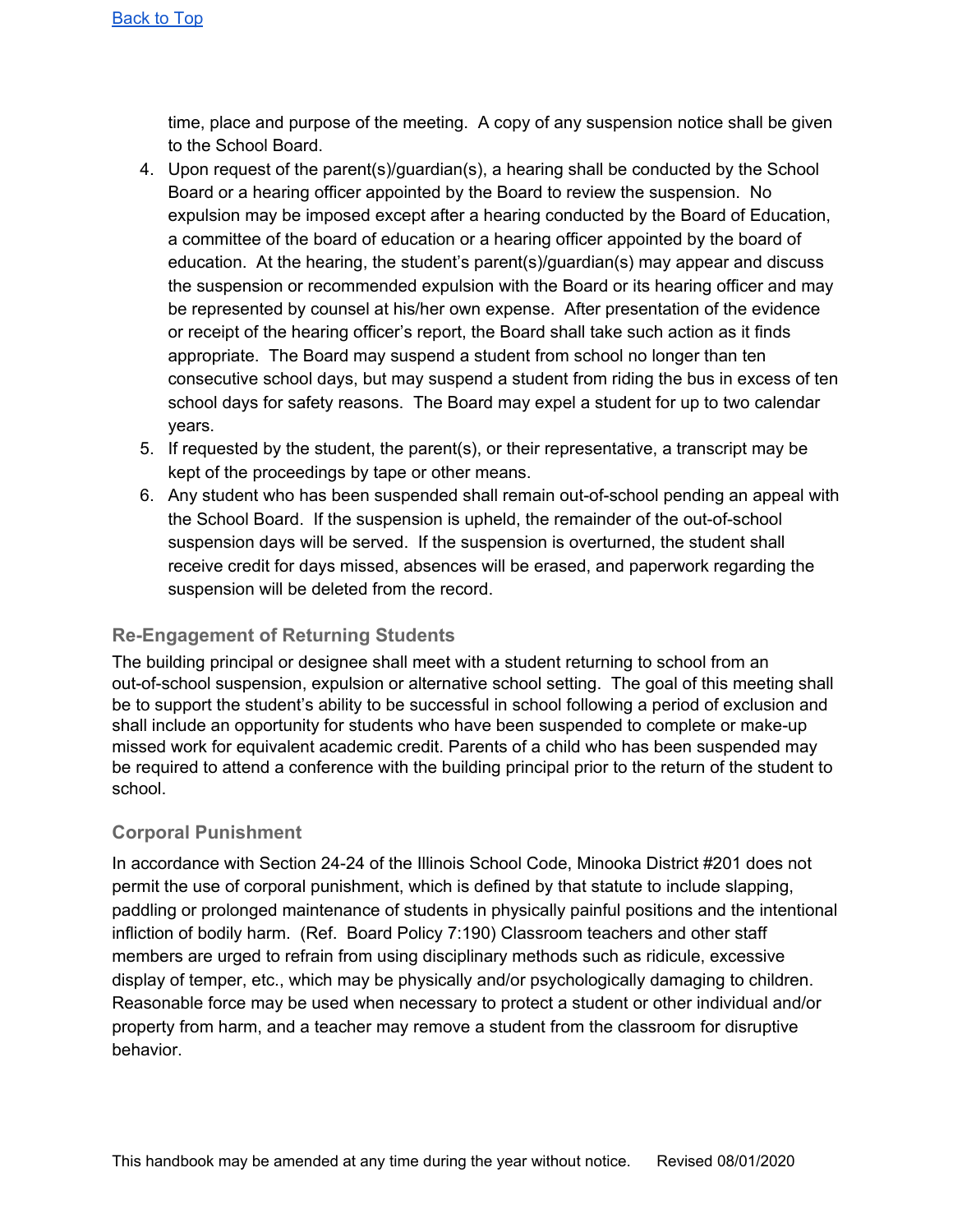time, place and purpose of the meeting. A copy of any suspension notice shall be given to the School Board.

4. Upon request of the parent(s)/guardian(s), a hearing shall be conducted by the School Board or a hearing officer appointed by the Board to review the suspension. No expulsion may be imposed except after a hearing conducted by the Board of Education, a committee of the board of education or a hearing officer appointed by the board of education. At the hearing, the student's parent(s)/guardian(s) may appear and discuss the suspension or recommended expulsion with the Board or its hearing officer and may be represented by counsel at his/her own expense. After presentation of the evidence or receipt of the hearing officer's report, the Board shall take such action as it finds appropriate. The Board may suspend a student from school no longer than ten consecutive school days, but may suspend a student from riding the bus in excess of ten school days for safety reasons. The Board may expel a student for up to two calendar years.
5. If requested by the student, the parent(s), or their representative, a transcript may be kept of the proceedings by tape or other means.
6. Any student who has been suspended shall remain out-of-school pending an appeal with the School Board. If the suspension is upheld, the remainder of the out-of-school suspension days will be served. If the suspension is overturned, the student shall receive credit for days missed, absences will be erased, and paperwork regarding the suspension will be deleted from the record.

### Re-Engagement of Returning Students

The building principal or designee shall meet with a student returning to school from an out-of-school suspension, expulsion or alternative school setting. The goal of this meeting shall be to support the student's ability to be successful in school following a period of exclusion and shall include an opportunity for students who have been suspended to complete or make-up missed work for equivalent academic credit. Parents of a child who has been suspended may be required to attend a conference with the building principal prior to the return of the student to school.

### Corporal Punishment

In accordance with Section 24-24 of the Illinois School Code, Minooka District #201 does not permit the use of corporal punishment, which is defined by that statute to include slapping, paddling or prolonged maintenance of students in physically painful positions and the intentional infliction of bodily harm. (Ref. Board Policy 7:190) Classroom teachers and other staff members are urged to refrain from using disciplinary methods such as ridicule, excessive display of temper, etc., which may be physically and/or psychologically damaging to children. Reasonable force may be used when necessary to protect a student or other individual and/or property from harm, and a teacher may remove a student from the classroom for disruptive behavior.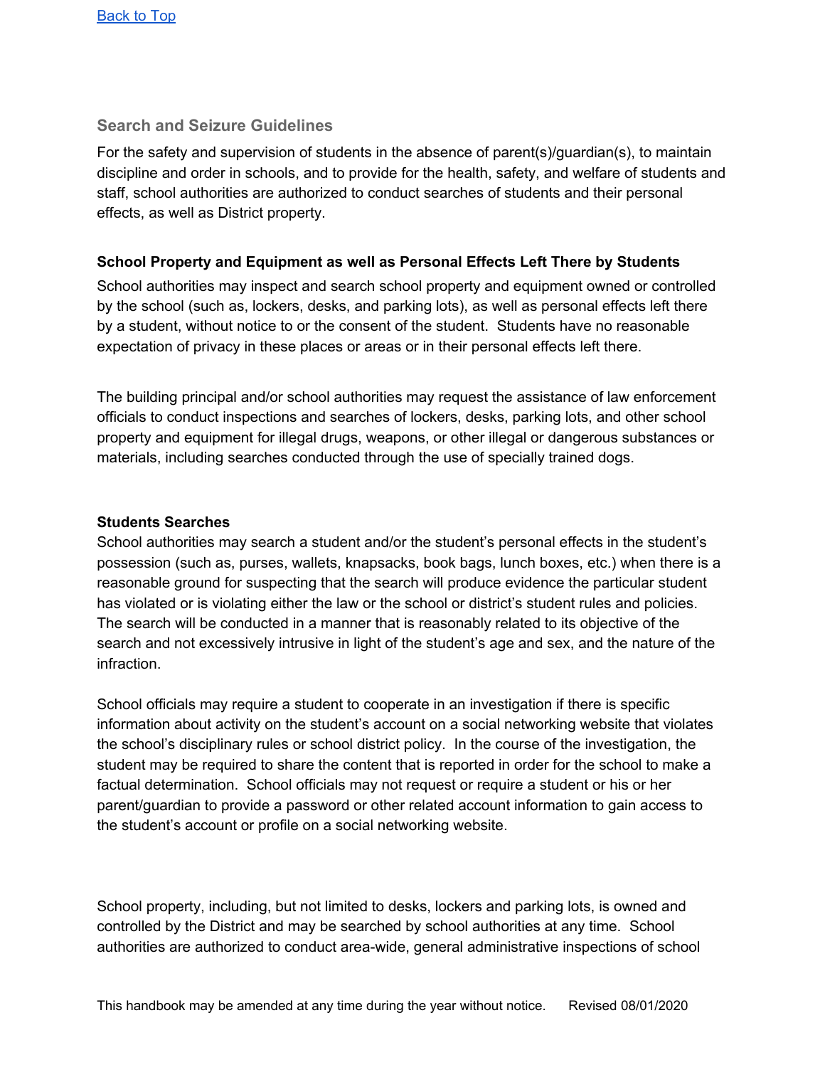[Back to Top](#)

## Search and Seizure Guidelines

For the safety and supervision of students in the absence of parent(s)/guardian(s), to maintain discipline and order in schools, and to provide for the health, safety, and welfare of students and staff, school authorities are authorized to conduct searches of students and their personal effects, as well as District property.

**School Property and Equipment as well as Personal Effects Left There by Students**

School authorities may inspect and search school property and equipment owned or controlled by the school (such as, lockers, desks, and parking lots), as well as personal effects left there by a student, without notice to or the consent of the student. Students have no reasonable expectation of privacy in these places or areas or in their personal effects left there.

The building principal and/or school authorities may request the assistance of law enforcement officials to conduct inspections and searches of lockers, desks, parking lots, and other school property and equipment for illegal drugs, weapons, or other illegal or dangerous substances or materials, including searches conducted through the use of specially trained dogs.

**Students Searches**

School authorities may search a student and/or the student's personal effects in the student's possession (such as, purses, wallets, knapsacks, book bags, lunch boxes, etc.) when there is a reasonable ground for suspecting that the search will produce evidence the particular student has violated or is violating either the law or the school or district's student rules and policies. The search will be conducted in a manner that is reasonably related to its objective of the search and not excessively intrusive in light of the student's age and sex, and the nature of the infraction.

School officials may require a student to cooperate in an investigation if there is specific information about activity on the student's account on a social networking website that violates the school's disciplinary rules or school district policy. In the course of the investigation, the student may be required to share the content that is reported in order for the school to make a factual determination. School officials may not request or require a student or his or her parent/guardian to provide a password or other related account information to gain access to the student's account or profile on a social networking website.

School property, including, but not limited to desks, lockers and parking lots, is owned and controlled by the District and may be searched by school authorities at any time. School authorities are authorized to conduct area-wide, general administrative inspections of school

This handbook may be amended at any time during the year without notice. Revised 08/01/2020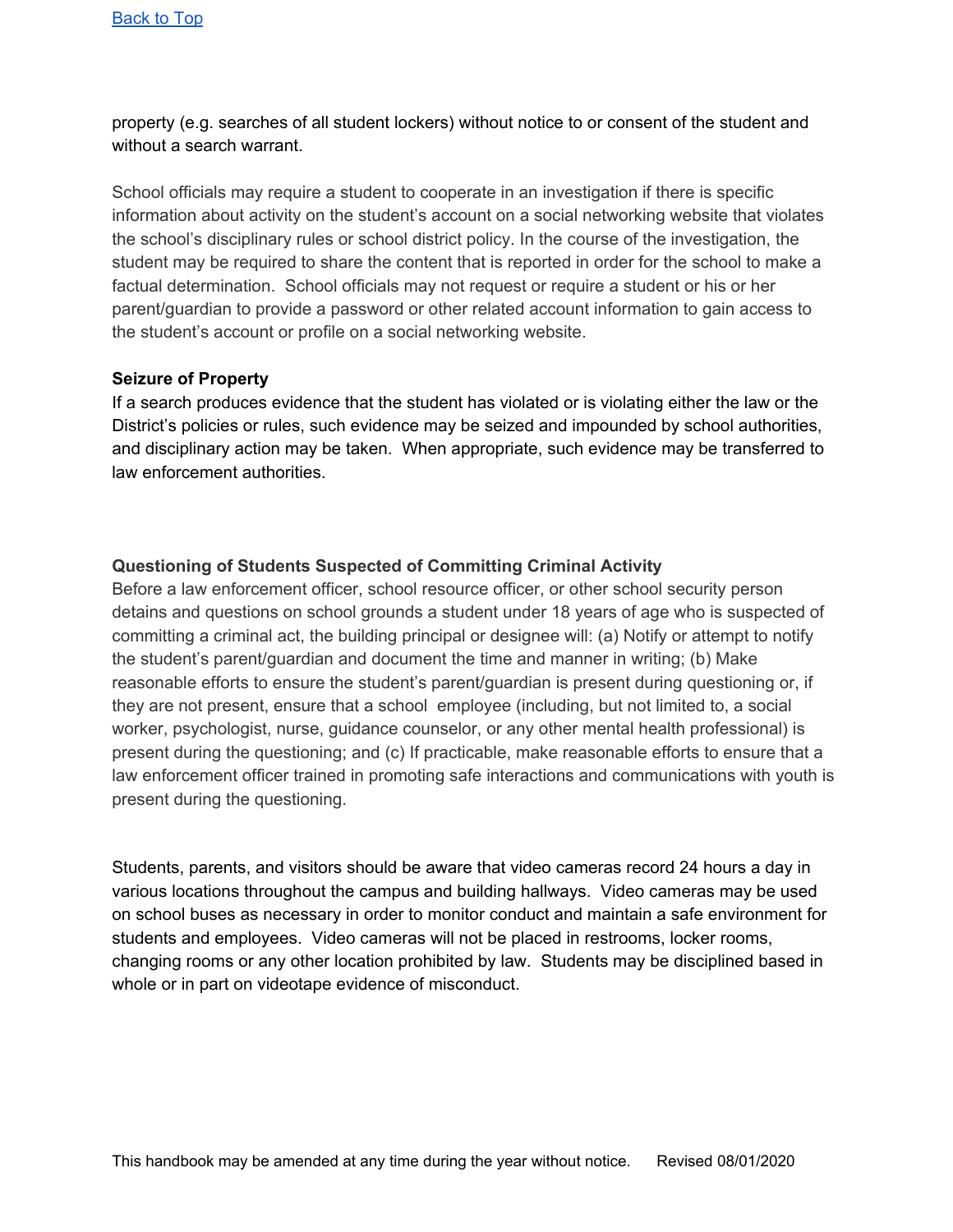[Back to Top]

property (e.g. searches of all student lockers) without notice to or consent of the student and without a search warrant.

School officials may require a student to cooperate in an investigation if there is specific information about activity on the student's account on a social networking website that violates the school's disciplinary rules or school district policy. In the course of the investigation, the student may be required to share the content that is reported in order for the school to make a factual determination. School officials may not request or require a student or his or her parent/guardian to provide a password or other related account information to gain access to the student's account or profile on a social networking website.

**Seizure of Property**

If a search produces evidence that the student has violated or is violating either the law or the District's policies or rules, such evidence may be seized and impounded by school authorities, and disciplinary action may be taken. When appropriate, such evidence may be transferred to law enforcement authorities.

**Questioning of Students Suspected of Committing Criminal Activity**

Before a law enforcement officer, school resource officer, or other school security person detains and questions on school grounds a student under 18 years of age who is suspected of committing a criminal act, the building principal or designee will: (a) Notify or attempt to notify the student's parent/guardian and document the time and manner in writing; (b) Make reasonable efforts to ensure the student's parent/guardian is present during questioning or, if they are not present, ensure that a school employee (including, but not limited to, a social worker, psychologist, nurse, guidance counselor, or any other mental health professional) is present during the questioning; and (c) If practicable, make reasonable efforts to ensure that a law enforcement officer trained in promoting safe interactions and communications with youth is present during the questioning.

Students, parents, and visitors should be aware that video cameras record 24 hours a day in various locations throughout the campus and building hallways. Video cameras may be used on school buses as necessary in order to monitor conduct and maintain a safe environment for students and employees. Video cameras will not be placed in restrooms, locker rooms, changing rooms or any other location prohibited by law. Students may be disciplined based in whole or in part on videotape evidence of misconduct.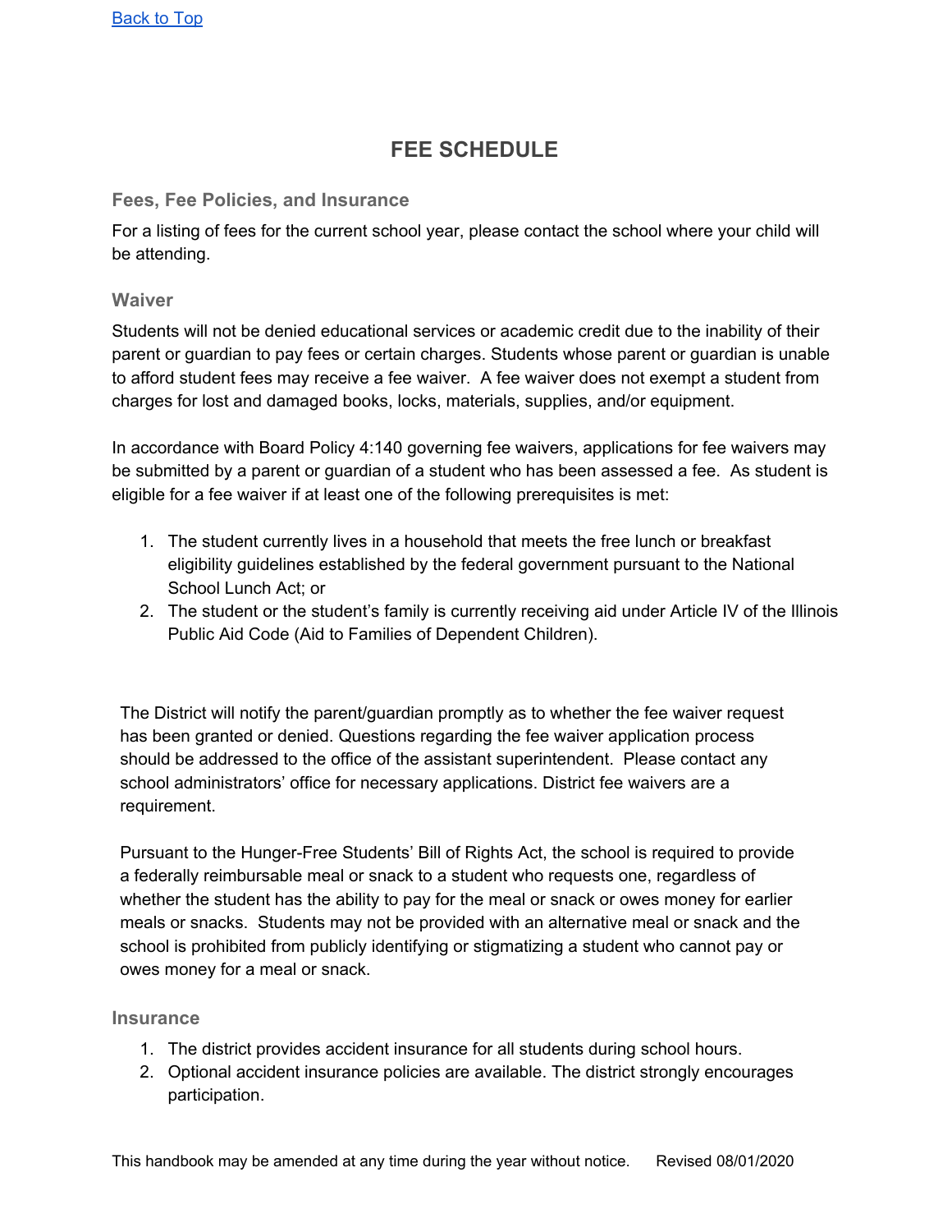[Back to Top]

# FEE SCHEDULE

### Fees, Fee Policies, and Insurance

For a listing of fees for the current school year, please contact the school where your child will be attending.

### Waiver

Students will not be denied educational services or academic credit due to the inability of their parent or guardian to pay fees or certain charges. Students whose parent or guardian is unable to afford student fees may receive a fee waiver. A fee waiver does not exempt a student from charges for lost and damaged books, locks, materials, supplies, and/or equipment.

In accordance with Board Policy 4:140 governing fee waivers, applications for fee waivers may be submitted by a parent or guardian of a student who has been assessed a fee. As student is eligible for a fee waiver if at least one of the following prerequisites is met:

1. The student currently lives in a household that meets the free lunch or breakfast eligibility guidelines established by the federal government pursuant to the National School Lunch Act; or
2. The student or the student's family is currently receiving aid under Article IV of the Illinois Public Aid Code (Aid to Families of Dependent Children).

The District will notify the parent/guardian promptly as to whether the fee waiver request has been granted or denied. Questions regarding the fee waiver application process should be addressed to the office of the assistant superintendent. Please contact any school administrators' office for necessary applications. District fee waivers are a requirement.

Pursuant to the Hunger-Free Students' Bill of Rights Act, the school is required to provide a federally reimbursable meal or snack to a student who requests one, regardless of whether the student has the ability to pay for the meal or snack or owes money for earlier meals or snacks. Students may not be provided with an alternative meal or snack and the school is prohibited from publicly identifying or stigmatizing a student who cannot pay or owes money for a meal or snack.

### Insurance

1. The district provides accident insurance for all students during school hours.
2. Optional accident insurance policies are available. The district strongly encourages participation.

This handbook may be amended at any time during the year without notice. Revised 08/01/2020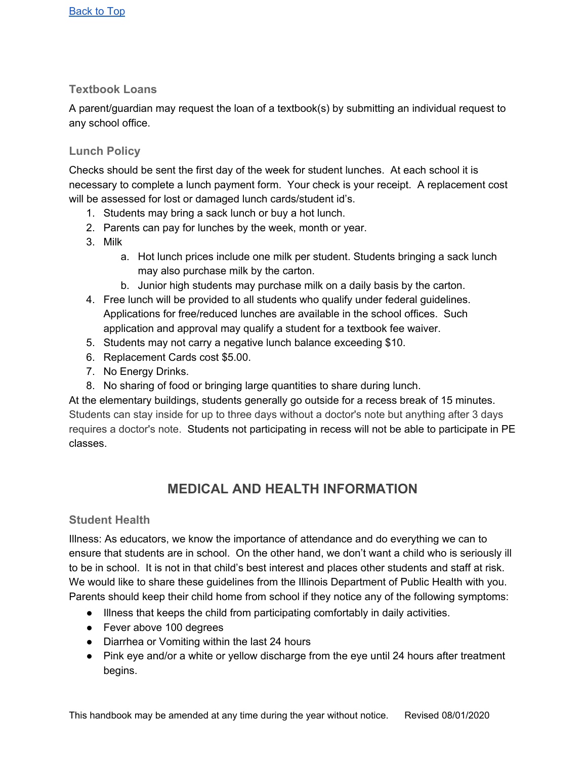[Back to Top](#)

### Textbook Loans

A parent/guardian may request the loan of a textbook(s) by submitting an individual request to any school office.

### Lunch Policy

Checks should be sent the first day of the week for student lunches. At each school it is necessary to complete a lunch payment form. Your check is your receipt. A replacement cost will be assessed for lost or damaged lunch cards/student id's.

1. Students may bring a sack lunch or buy a hot lunch.
2. Parents can pay for lunches by the week, month or year.
3. Milk
   a. Hot lunch prices include one milk per student. Students bringing a sack lunch may also purchase milk by the carton.
   b. Junior high students may purchase milk on a daily basis by the carton.
4. Free lunch will be provided to all students who qualify under federal guidelines. Applications for free/reduced lunches are available in the school offices. Such application and approval may qualify a student for a textbook fee waiver.
5. Students may not carry a negative lunch balance exceeding $10.
6. Replacement Cards cost $5.00.
7. No Energy Drinks.
8. No sharing of food or bringing large quantities to share during lunch.

At the elementary buildings, students generally go outside for a recess break of 15 minutes. Students can stay inside for up to three days without a doctor's note but anything after 3 days requires a doctor's note. Students not participating in recess will not be able to participate in PE classes.

## MEDICAL AND HEALTH INFORMATION

### Student Health

Illness: As educators, we know the importance of attendance and do everything we can to ensure that students are in school. On the other hand, we don't want a child who is seriously ill to be in school. It is not in that child's best interest and places other students and staff at risk. We would like to share these guidelines from the Illinois Department of Public Health with you. Parents should keep their child home from school if they notice any of the following symptoms:

- Illness that keeps the child from participating comfortably in daily activities.
- Fever above 100 degrees
- Diarrhea or Vomiting within the last 24 hours
- Pink eye and/or a white or yellow discharge from the eye until 24 hours after treatment begins.

This handbook may be amended at any time during the year without notice. Revised 08/01/2020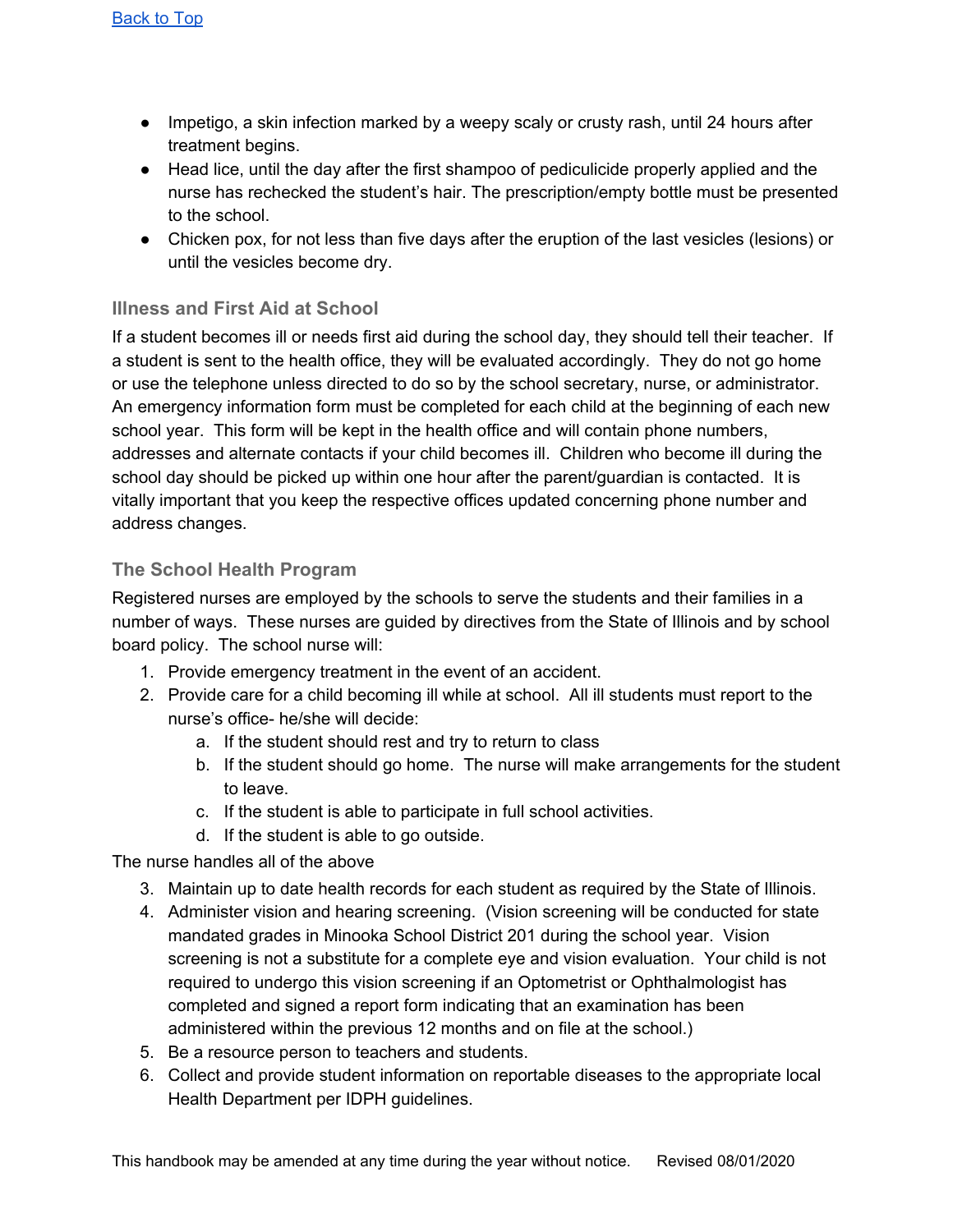- Impetigo, a skin infection marked by a weepy scaly or crusty rash, until 24 hours after treatment begins.
- Head lice, until the day after the first shampoo of pediculicide properly applied and the nurse has rechecked the student's hair. The prescription/empty bottle must be presented to the school.
- Chicken pox, for not less than five days after the eruption of the last vesicles (lesions) or until the vesicles become dry.

### Illness and First Aid at School

If a student becomes ill or needs first aid during the school day, they should tell their teacher. If a student is sent to the health office, they will be evaluated accordingly. They do not go home or use the telephone unless directed to do so by the school secretary, nurse, or administrator. An emergency information form must be completed for each child at the beginning of each new school year. This form will be kept in the health office and will contain phone numbers, addresses and alternate contacts if your child becomes ill. Children who become ill during the school day should be picked up within one hour after the parent/guardian is contacted. It is vitally important that you keep the respective offices updated concerning phone number and address changes.

### The School Health Program

Registered nurses are employed by the schools to serve the students and their families in a number of ways. These nurses are guided by directives from the State of Illinois and by school board policy. The school nurse will:

1. Provide emergency treatment in the event of an accident.
2. Provide care for a child becoming ill while at school. All ill students must report to the nurse's office- he/she will decide:
   a. If the student should rest and try to return to class
   b. If the student should go home. The nurse will make arrangements for the student to leave.
   c. If the student is able to participate in full school activities.
   d. If the student is able to go outside.

The nurse handles all of the above

3. Maintain up to date health records for each student as required by the State of Illinois.
4. Administer vision and hearing screening. (Vision screening will be conducted for state mandated grades in Minooka School District 201 during the school year. Vision screening is not a substitute for a complete eye and vision evaluation. Your child is not required to undergo this vision screening if an Optometrist or Ophthalmologist has completed and signed a report form indicating that an examination has been administered within the previous 12 months and on file at the school.)
5. Be a resource person to teachers and students.
6. Collect and provide student information on reportable diseases to the appropriate local Health Department per IDPH guidelines.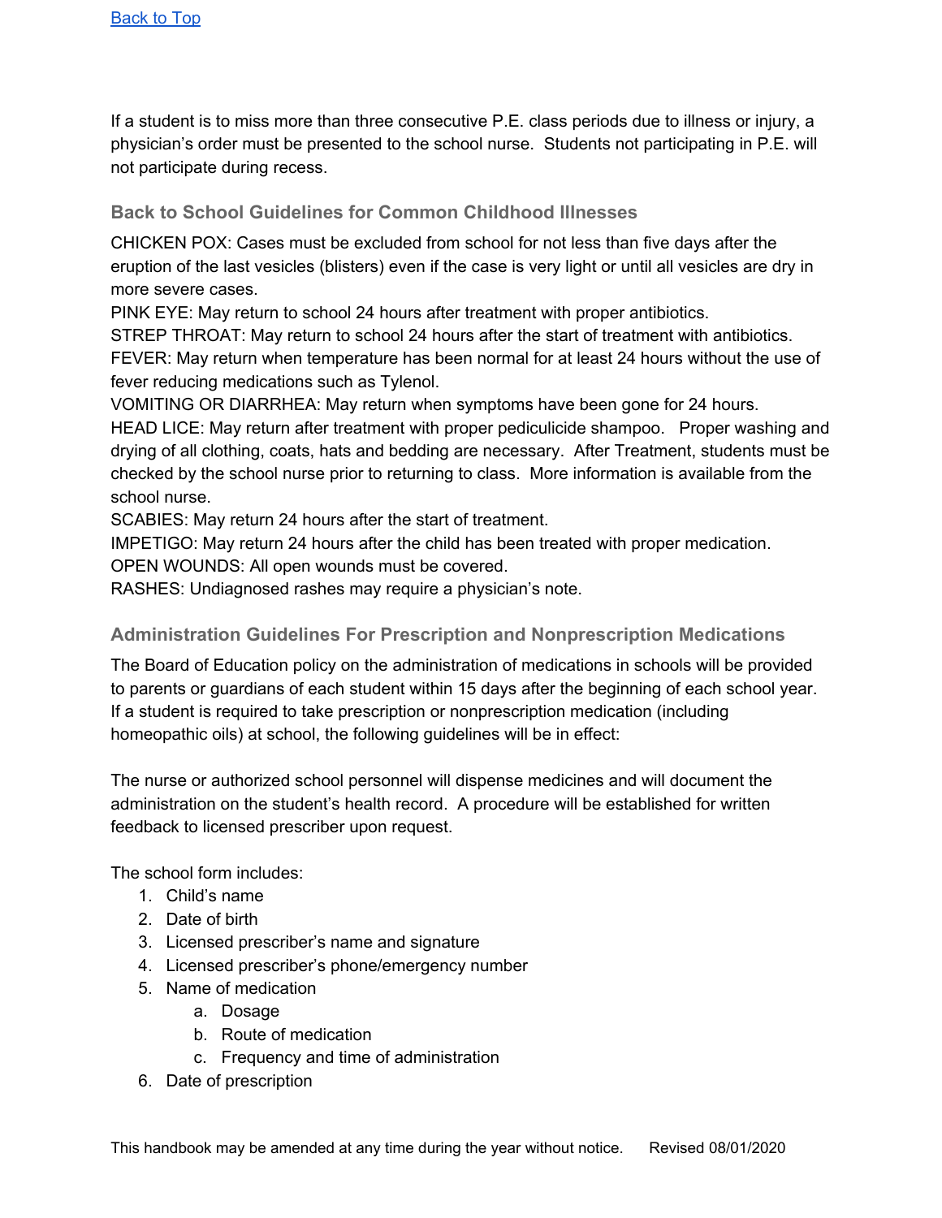[Back to Top]

If a student is to miss more than three consecutive P.E. class periods due to illness or injury, a physician's order must be presented to the school nurse. Students not participating in P.E. will not participate during recess.

### Back to School Guidelines for Common Childhood Illnesses

CHICKEN POX: Cases must be excluded from school for not less than five days after the eruption of the last vesicles (blisters) even if the case is very light or until all vesicles are dry in more severe cases.
PINK EYE: May return to school 24 hours after treatment with proper antibiotics.
STREP THROAT: May return to school 24 hours after the start of treatment with antibiotics.
FEVER: May return when temperature has been normal for at least 24 hours without the use of fever reducing medications such as Tylenol.
VOMITING OR DIARRHEA: May return when symptoms have been gone for 24 hours.
HEAD LICE: May return after treatment with proper pediculicide shampoo. Proper washing and drying of all clothing, coats, hats and bedding are necessary. After Treatment, students must be checked by the school nurse prior to returning to class. More information is available from the school nurse.
SCABIES: May return 24 hours after the start of treatment.
IMPETIGO: May return 24 hours after the child has been treated with proper medication.
OPEN WOUNDS: All open wounds must be covered.
RASHES: Undiagnosed rashes may require a physician's note.

### Administration Guidelines For Prescription and Nonprescription Medications

The Board of Education policy on the administration of medications in schools will be provided to parents or guardians of each student within 15 days after the beginning of each school year. If a student is required to take prescription or nonprescription medication (including homeopathic oils) at school, the following guidelines will be in effect:

The nurse or authorized school personnel will dispense medicines and will document the administration on the student's health record. A procedure will be established for written feedback to licensed prescriber upon request.

The school form includes:

1. Child's name
2. Date of birth
3. Licensed prescriber's name and signature
4. Licensed prescriber's phone/emergency number
5. Name of medication
   a. Dosage
   b. Route of medication
   c. Frequency and time of administration
6. Date of prescription

This handbook may be amended at any time during the year without notice. Revised 08/01/2020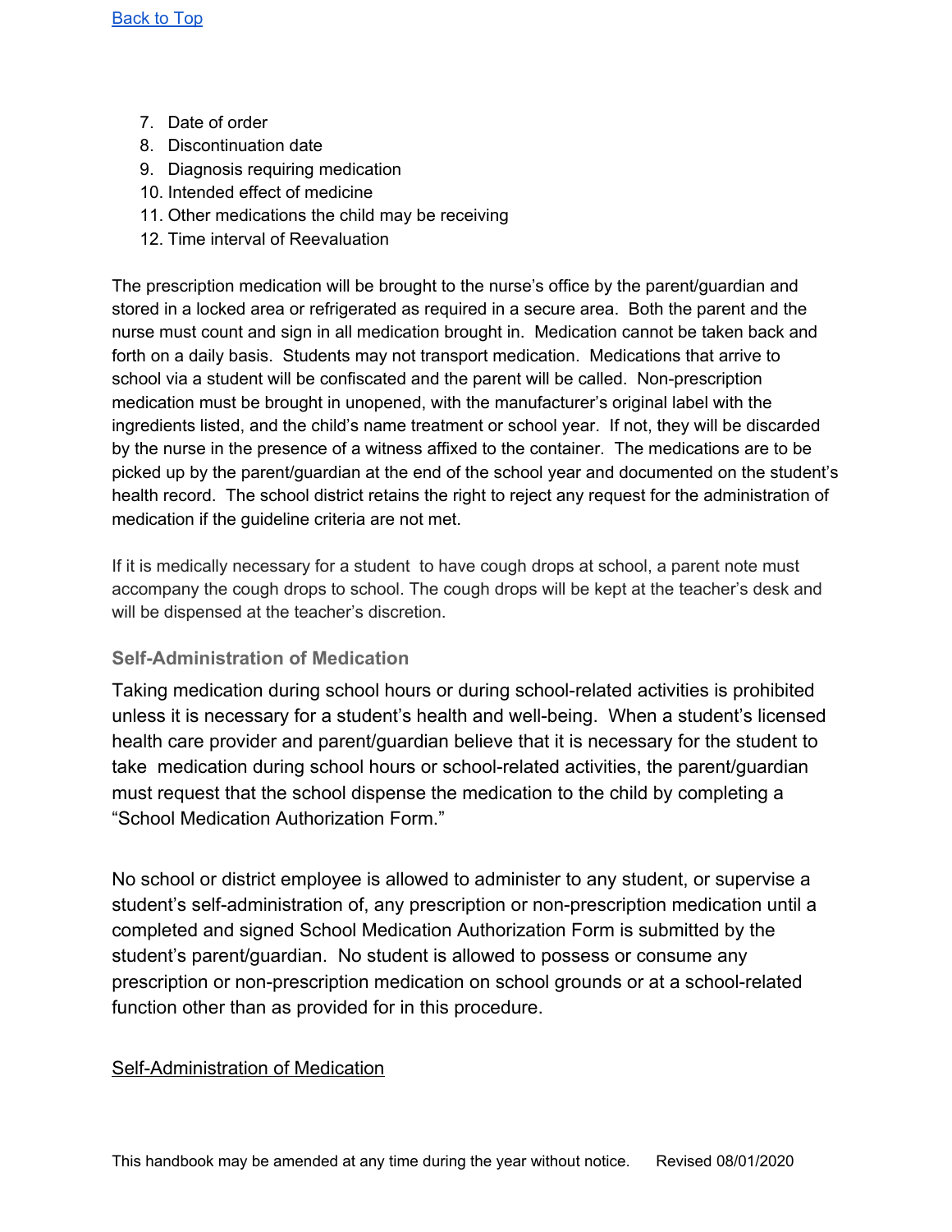[Back to Top]

7. Date of order
8. Discontinuation date
9. Diagnosis requiring medication
10. Intended effect of medicine
11. Other medications the child may be receiving
12. Time interval of Reevaluation

The prescription medication will be brought to the nurse's office by the parent/guardian and stored in a locked area or refrigerated as required in a secure area. Both the parent and the nurse must count and sign in all medication brought in. Medication cannot be taken back and forth on a daily basis. Students may not transport medication. Medications that arrive to school via a student will be confiscated and the parent will be called. Non-prescription medication must be brought in unopened, with the manufacturer's original label with the ingredients listed, and the child's name treatment or school year. If not, they will be discarded by the nurse in the presence of a witness affixed to the container. The medications are to be picked up by the parent/guardian at the end of the school year and documented on the student's health record. The school district retains the right to reject any request for the administration of medication if the guideline criteria are not met.

If it is medically necessary for a student to have cough drops at school, a parent note must accompany the cough drops to school. The cough drops will be kept at the teacher's desk and will be dispensed at the teacher's discretion.

### Self-Administration of Medication

Taking medication during school hours or during school-related activities is prohibited unless it is necessary for a student's health and well-being. When a student's licensed health care provider and parent/guardian believe that it is necessary for the student to take medication during school hours or school-related activities, the parent/guardian must request that the school dispense the medication to the child by completing a "School Medication Authorization Form."

No school or district employee is allowed to administer to any student, or supervise a student's self-administration of, any prescription or non-prescription medication until a completed and signed School Medication Authorization Form is submitted by the student's parent/guardian. No student is allowed to possess or consume any prescription or non-prescription medication on school grounds or at a school-related function other than as provided for in this procedure.

Self-Administration of Medication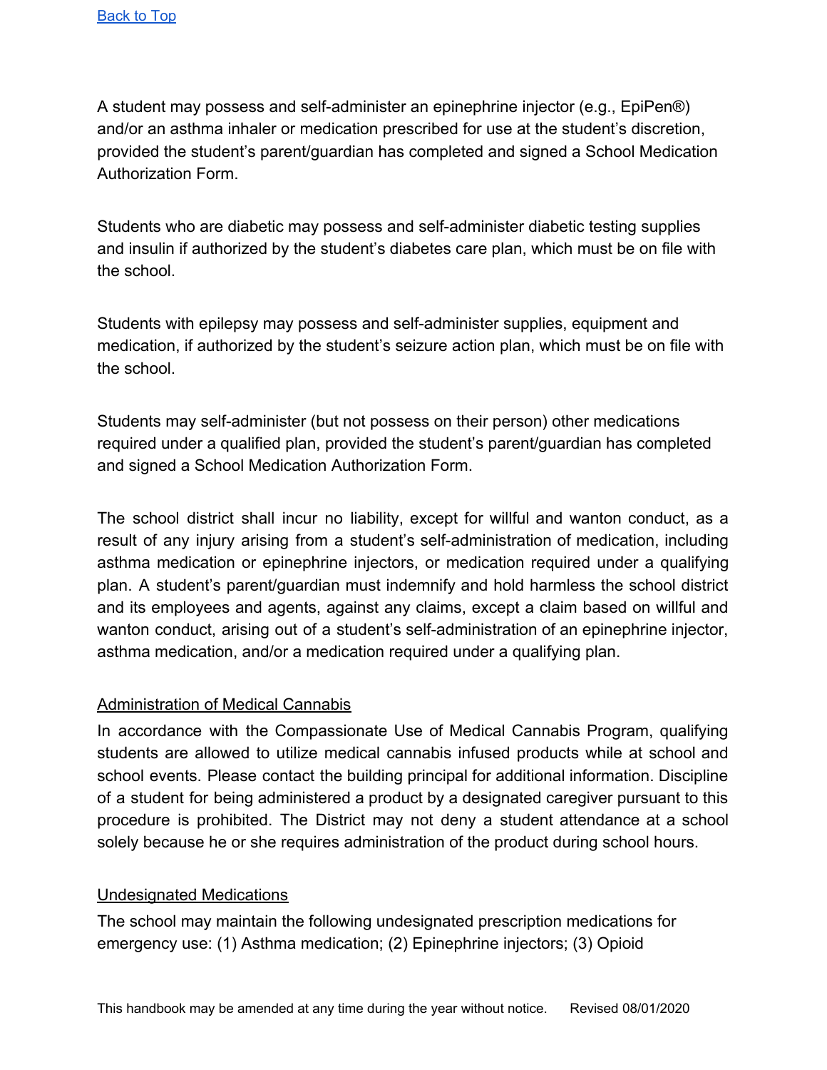[Back to Top](#)

A student may possess and self-administer an epinephrine injector (e.g., EpiPen®) and/or an asthma inhaler or medication prescribed for use at the student's discretion, provided the student's parent/guardian has completed and signed a School Medication Authorization Form.

Students who are diabetic may possess and self-administer diabetic testing supplies and insulin if authorized by the student's diabetes care plan, which must be on file with the school.

Students with epilepsy may possess and self-administer supplies, equipment and medication, if authorized by the student's seizure action plan, which must be on file with the school.

Students may self-administer (but not possess on their person) other medications required under a qualified plan, provided the student's parent/guardian has completed and signed a School Medication Authorization Form.

The school district shall incur no liability, except for willful and wanton conduct, as a result of any injury arising from a student's self-administration of medication, including asthma medication or epinephrine injectors, or medication required under a qualifying plan. A student's parent/guardian must indemnify and hold harmless the school district and its employees and agents, against any claims, except a claim based on willful and wanton conduct, arising out of a student's self-administration of an epinephrine injector, asthma medication, and/or a medication required under a qualifying plan.

<u>Administration of Medical Cannabis</u>

In accordance with the Compassionate Use of Medical Cannabis Program, qualifying students are allowed to utilize medical cannabis infused products while at school and school events. Please contact the building principal for additional information. Discipline of a student for being administered a product by a designated caregiver pursuant to this procedure is prohibited. The District may not deny a student attendance at a school solely because he or she requires administration of the product during school hours.

<u>Undesignated Medications</u>

The school may maintain the following undesignated prescription medications for emergency use: (1) Asthma medication; (2) Epinephrine injectors; (3) Opioid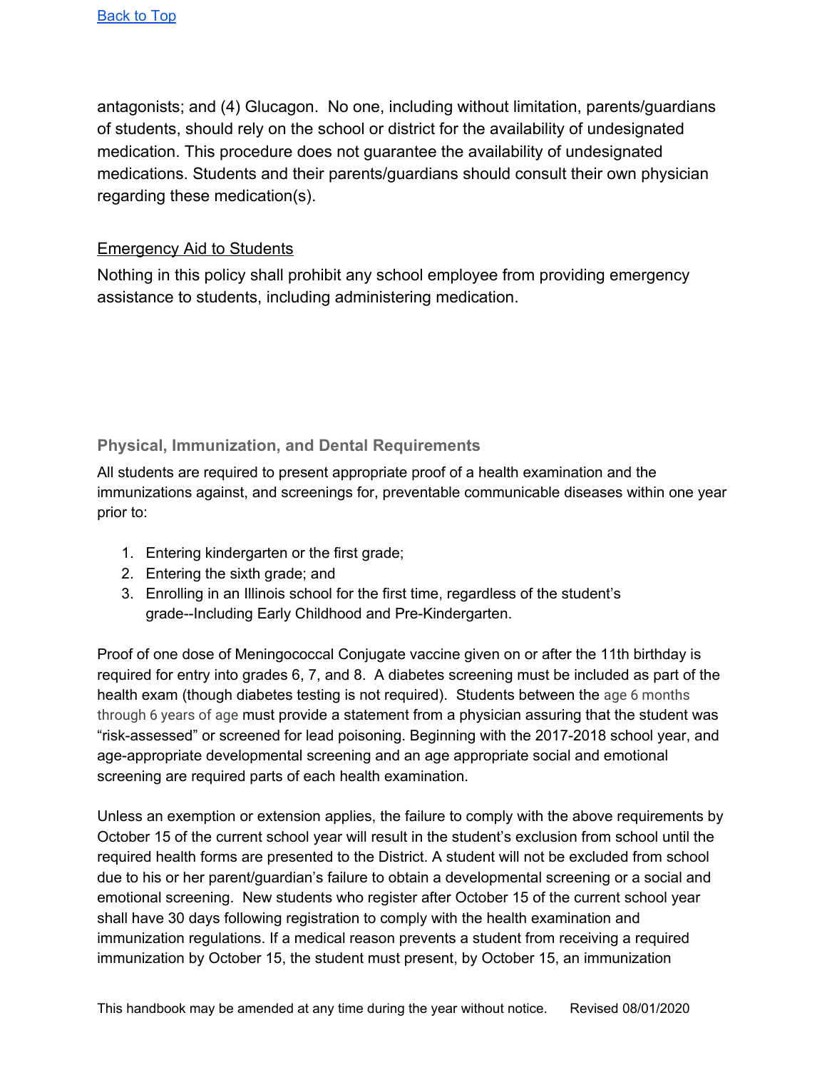[Back to Top](#)

antagonists; and (4) Glucagon. No one, including without limitation, parents/guardians of students, should rely on the school or district for the availability of undesignated medication. This procedure does not guarantee the availability of undesignated medications. Students and their parents/guardians should consult their own physician regarding these medication(s).

## Emergency Aid to Students

Nothing in this policy shall prohibit any school employee from providing emergency assistance to students, including administering medication.

### Physical, Immunization, and Dental Requirements

All students are required to present appropriate proof of a health examination and the immunizations against, and screenings for, preventable communicable diseases within one year prior to:

1. Entering kindergarten or the first grade;
2. Entering the sixth grade; and
3. Enrolling in an Illinois school for the first time, regardless of the student's grade--Including Early Childhood and Pre-Kindergarten.

Proof of one dose of Meningococcal Conjugate vaccine given on or after the 11th birthday is required for entry into grades 6, 7, and 8. A diabetes screening must be included as part of the health exam (though diabetes testing is not required). Students between the age 6 months through 6 years of age must provide a statement from a physician assuring that the student was "risk-assessed" or screened for lead poisoning. Beginning with the 2017-2018 school year, and age-appropriate developmental screening and an age appropriate social and emotional screening are required parts of each health examination.

Unless an exemption or extension applies, the failure to comply with the above requirements by October 15 of the current school year will result in the student's exclusion from school until the required health forms are presented to the District. A student will not be excluded from school due to his or her parent/guardian's failure to obtain a developmental screening or a social and emotional screening. New students who register after October 15 of the current school year shall have 30 days following registration to comply with the health examination and immunization regulations. If a medical reason prevents a student from receiving a required immunization by October 15, the student must present, by October 15, an immunization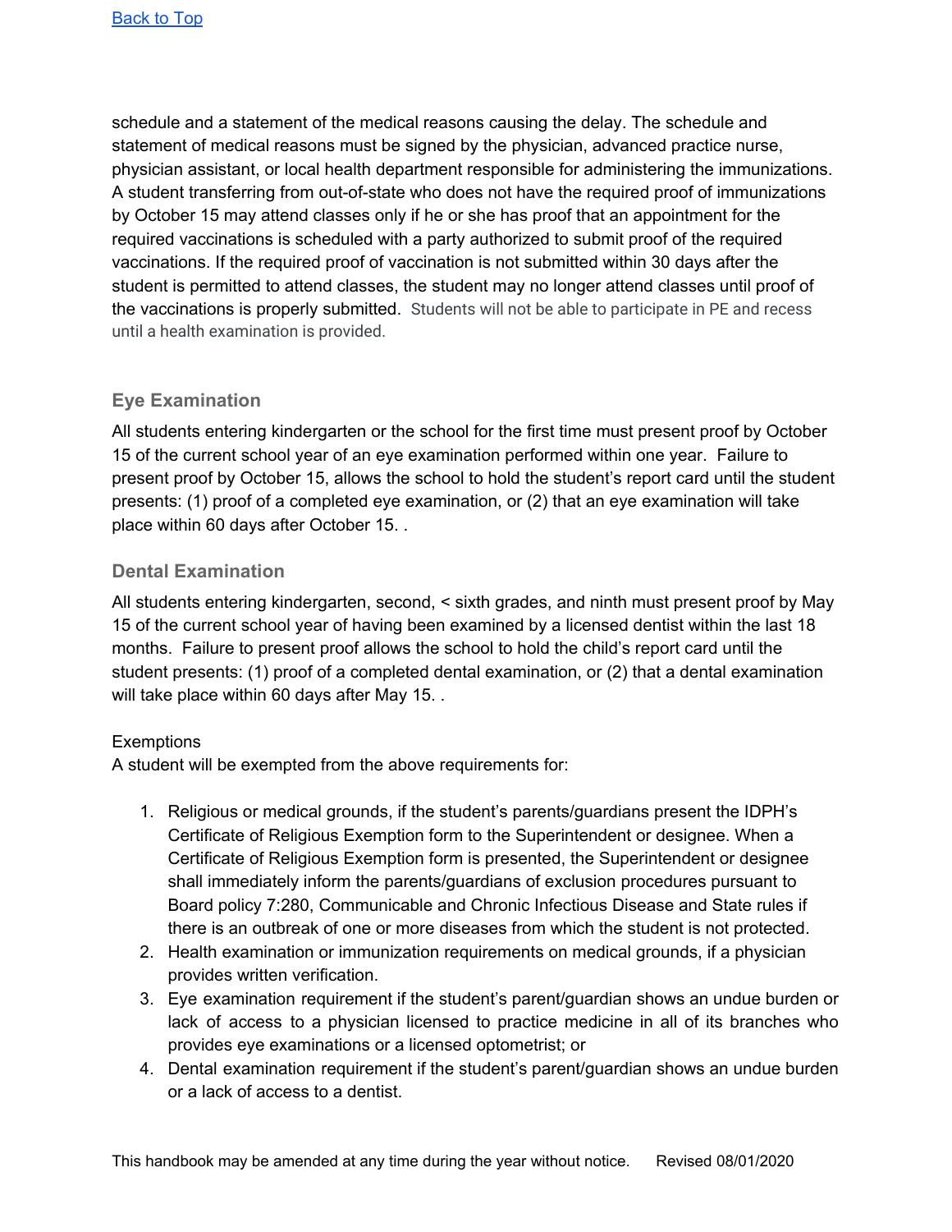[Back to Top]

schedule and a statement of the medical reasons causing the delay. The schedule and statement of medical reasons must be signed by the physician, advanced practice nurse, physician assistant, or local health department responsible for administering the immunizations. A student transferring from out-of-state who does not have the required proof of immunizations by October 15 may attend classes only if he or she has proof that an appointment for the required vaccinations is scheduled with a party authorized to submit proof of the required vaccinations. If the required proof of vaccination is not submitted within 30 days after the student is permitted to attend classes, the student may no longer attend classes until proof of the vaccinations is properly submitted. Students will not be able to participate in PE and recess until a health examination is provided.

### Eye Examination

All students entering kindergarten or the school for the first time must present proof by October 15 of the current school year of an eye examination performed within one year. Failure to present proof by October 15, allows the school to hold the student's report card until the student presents: (1) proof of a completed eye examination, or (2) that an eye examination will take place within 60 days after October 15. .

### Dental Examination

All students entering kindergarten, second, < sixth grades, and ninth must present proof by May 15 of the current school year of having been examined by a licensed dentist within the last 18 months. Failure to present proof allows the school to hold the child's report card until the student presents: (1) proof of a completed dental examination, or (2) that a dental examination will take place within 60 days after May 15. .

Exemptions
A student will be exempted from the above requirements for:

1. Religious or medical grounds, if the student's parents/guardians present the IDPH's Certificate of Religious Exemption form to the Superintendent or designee. When a Certificate of Religious Exemption form is presented, the Superintendent or designee shall immediately inform the parents/guardians of exclusion procedures pursuant to Board policy 7:280, Communicable and Chronic Infectious Disease and State rules if there is an outbreak of one or more diseases from which the student is not protected.
2. Health examination or immunization requirements on medical grounds, if a physician provides written verification.
3. Eye examination requirement if the student's parent/guardian shows an undue burden or lack of access to a physician licensed to practice medicine in all of its branches who provides eye examinations or a licensed optometrist; or
4. Dental examination requirement if the student's parent/guardian shows an undue burden or a lack of access to a dentist.

This handbook may be amended at any time during the year without notice. Revised 08/01/2020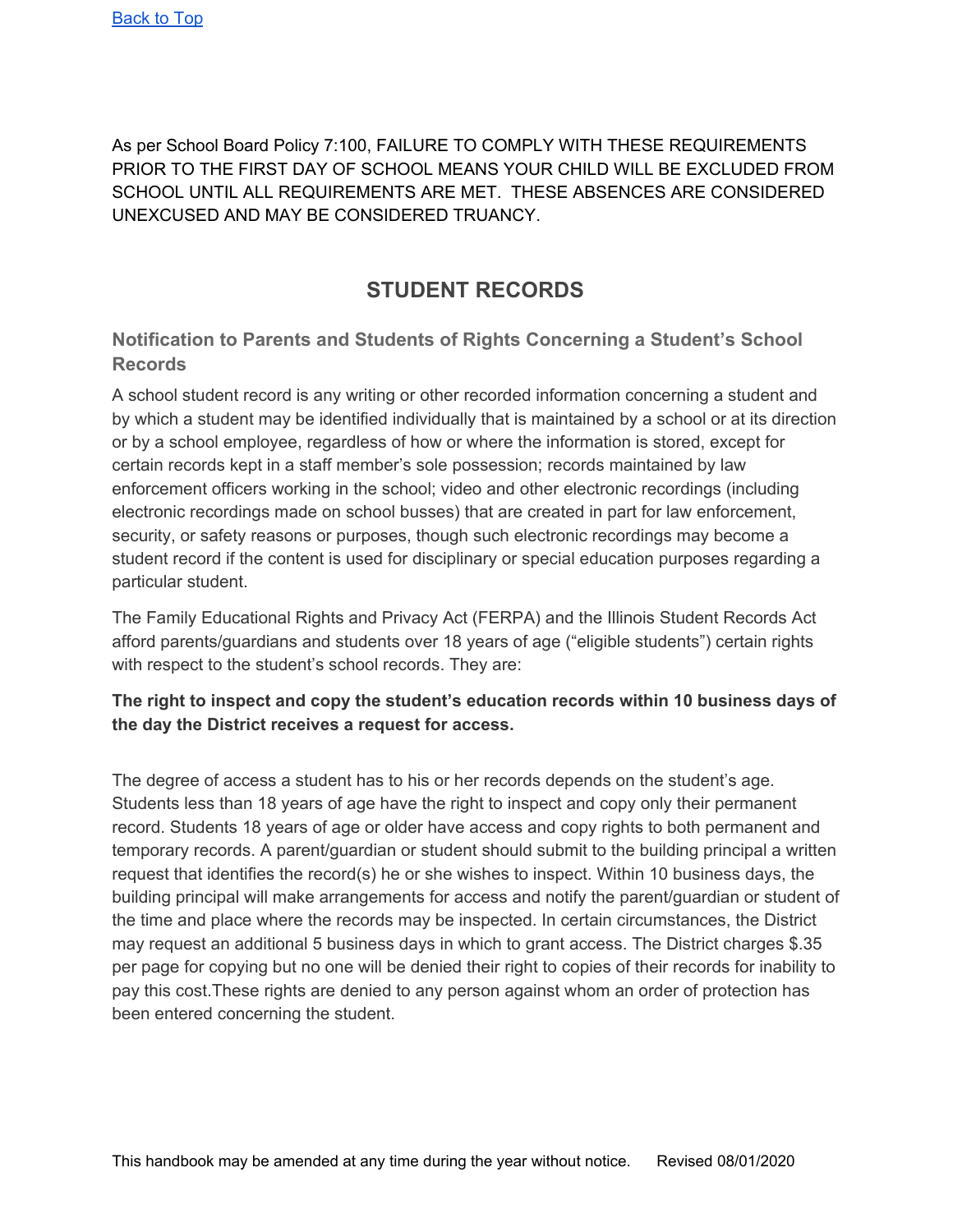[Back to Top]

As per School Board Policy 7:100, FAILURE TO COMPLY WITH THESE REQUIREMENTS PRIOR TO THE FIRST DAY OF SCHOOL MEANS YOUR CHILD WILL BE EXCLUDED FROM SCHOOL UNTIL ALL REQUIREMENTS ARE MET. THESE ABSENCES ARE CONSIDERED UNEXCUSED AND MAY BE CONSIDERED TRUANCY.

## STUDENT RECORDS

### Notification to Parents and Students of Rights Concerning a Student's School Records

A school student record is any writing or other recorded information concerning a student and by which a student may be identified individually that is maintained by a school or at its direction or by a school employee, regardless of how or where the information is stored, except for certain records kept in a staff member's sole possession; records maintained by law enforcement officers working in the school; video and other electronic recordings (including electronic recordings made on school busses) that are created in part for law enforcement, security, or safety reasons or purposes, though such electronic recordings may become a student record if the content is used for disciplinary or special education purposes regarding a particular student.

The Family Educational Rights and Privacy Act (FERPA) and the Illinois Student Records Act afford parents/guardians and students over 18 years of age ("eligible students") certain rights with respect to the student's school records. They are:

**The right to inspect and copy the student's education records within 10 business days of the day the District receives a request for access.**

The degree of access a student has to his or her records depends on the student's age. Students less than 18 years of age have the right to inspect and copy only their permanent record. Students 18 years of age or older have access and copy rights to both permanent and temporary records. A parent/guardian or student should submit to the building principal a written request that identifies the record(s) he or she wishes to inspect. Within 10 business days, the building principal will make arrangements for access and notify the parent/guardian or student of the time and place where the records may be inspected. In certain circumstances, the District may request an additional 5 business days in which to grant access. The District charges $.35 per page for copying but no one will be denied their right to copies of their records for inability to pay this cost.These rights are denied to any person against whom an order of protection has been entered concerning the student.

This handbook may be amended at any time during the year without notice. Revised 08/01/2020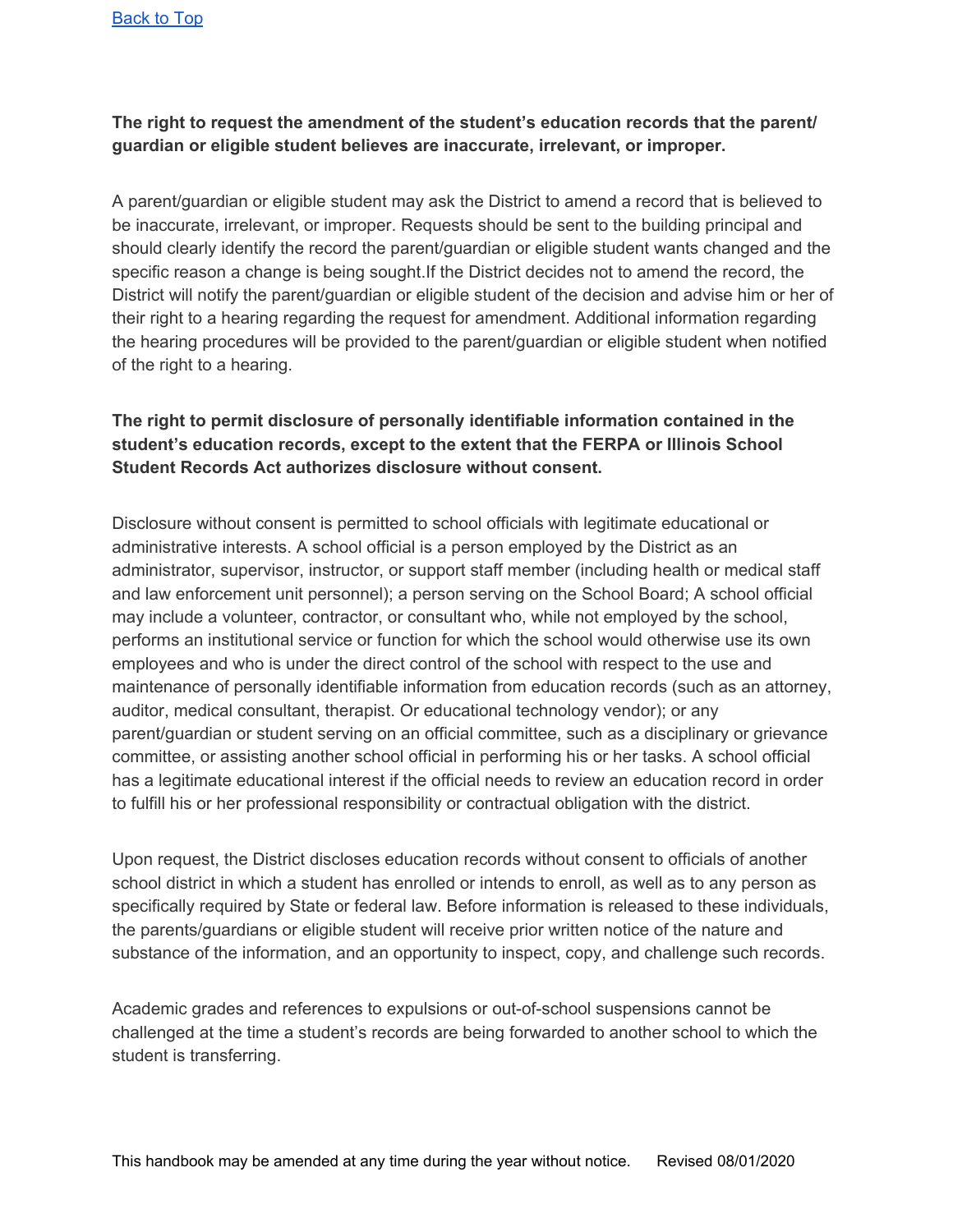[Back to Top]

**The right to request the amendment of the student's education records that the parent/ guardian or eligible student believes are inaccurate, irrelevant, or improper.**

A parent/guardian or eligible student may ask the District to amend a record that is believed to be inaccurate, irrelevant, or improper. Requests should be sent to the building principal and should clearly identify the record the parent/guardian or eligible student wants changed and the specific reason a change is being sought.If the District decides not to amend the record, the District will notify the parent/guardian or eligible student of the decision and advise him or her of their right to a hearing regarding the request for amendment. Additional information regarding the hearing procedures will be provided to the parent/guardian or eligible student when notified of the right to a hearing.

**The right to permit disclosure of personally identifiable information contained in the student's education records, except to the extent that the FERPA or Illinois School Student Records Act authorizes disclosure without consent.**

Disclosure without consent is permitted to school officials with legitimate educational or administrative interests. A school official is a person employed by the District as an administrator, supervisor, instructor, or support staff member (including health or medical staff and law enforcement unit personnel); a person serving on the School Board; A school official may include a volunteer, contractor, or consultant who, while not employed by the school, performs an institutional service or function for which the school would otherwise use its own employees and who is under the direct control of the school with respect to the use and maintenance of personally identifiable information from education records (such as an attorney, auditor, medical consultant, therapist. Or educational technology vendor); or any parent/guardian or student serving on an official committee, such as a disciplinary or grievance committee, or assisting another school official in performing his or her tasks. A school official has a legitimate educational interest if the official needs to review an education record in order to fulfill his or her professional responsibility or contractual obligation with the district.

Upon request, the District discloses education records without consent to officials of another school district in which a student has enrolled or intends to enroll, as well as to any person as specifically required by State or federal law. Before information is released to these individuals, the parents/guardians or eligible student will receive prior written notice of the nature and substance of the information, and an opportunity to inspect, copy, and challenge such records.

Academic grades and references to expulsions or out-of-school suspensions cannot be challenged at the time a student's records are being forwarded to another school to which the student is transferring.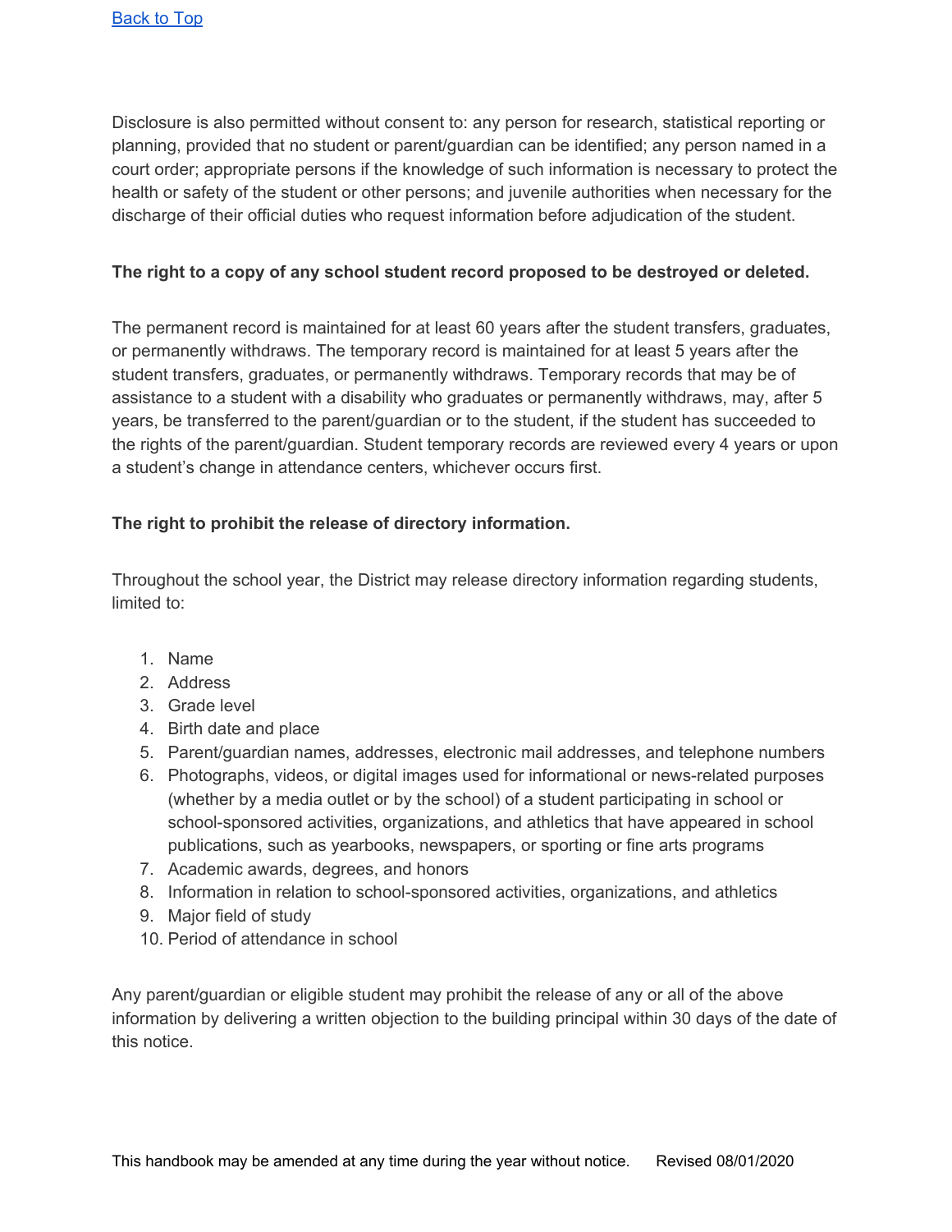Disclosure is also permitted without consent to: any person for research, statistical reporting or planning, provided that no student or parent/guardian can be identified; any person named in a court order; appropriate persons if the knowledge of such information is necessary to protect the health or safety of the student or other persons; and juvenile authorities when necessary for the discharge of their official duties who request information before adjudication of the student.

**The right to a copy of any school student record proposed to be destroyed or deleted.**

The permanent record is maintained for at least 60 years after the student transfers, graduates, or permanently withdraws. The temporary record is maintained for at least 5 years after the student transfers, graduates, or permanently withdraws. Temporary records that may be of assistance to a student with a disability who graduates or permanently withdraws, may, after 5 years, be transferred to the parent/guardian or to the student, if the student has succeeded to the rights of the parent/guardian. Student temporary records are reviewed every 4 years or upon a student's change in attendance centers, whichever occurs first.

**The right to prohibit the release of directory information.**

Throughout the school year, the District may release directory information regarding students, limited to:

1. Name
2. Address
3. Grade level
4. Birth date and place
5. Parent/guardian names, addresses, electronic mail addresses, and telephone numbers
6. Photographs, videos, or digital images used for informational or news-related purposes (whether by a media outlet or by the school) of a student participating in school or school-sponsored activities, organizations, and athletics that have appeared in school publications, such as yearbooks, newspapers, or sporting or fine arts programs
7. Academic awards, degrees, and honors
8. Information in relation to school-sponsored activities, organizations, and athletics
9. Major field of study
10. Period of attendance in school

Any parent/guardian or eligible student may prohibit the release of any or all of the above information by delivering a written objection to the building principal within 30 days of the date of this notice.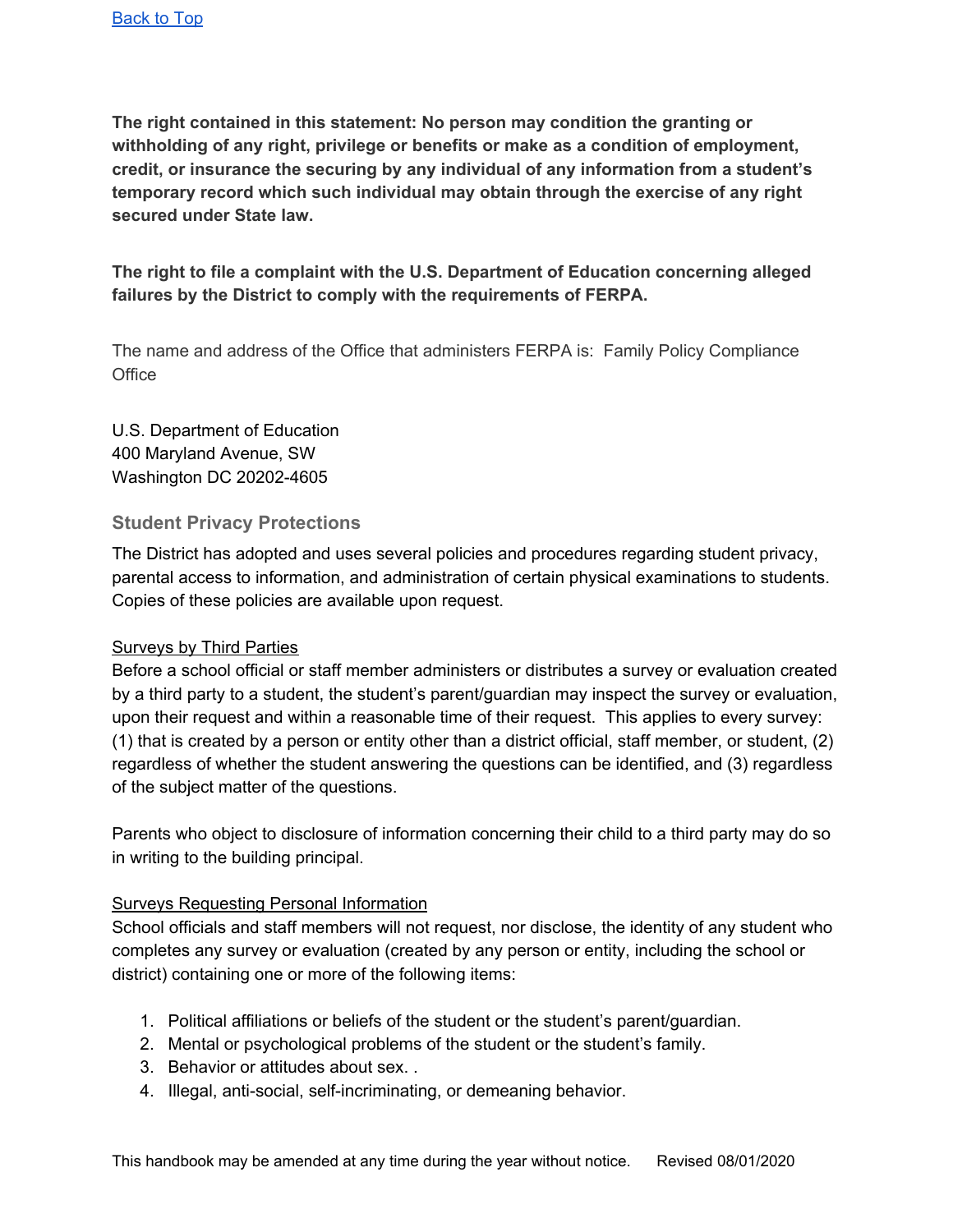[Back to Top]

**The right contained in this statement: No person may condition the granting or withholding of any right, privilege or benefits or make as a condition of employment, credit, or insurance the securing by any individual of any information from a student's temporary record which such individual may obtain through the exercise of any right secured under State law.**

**The right to file a complaint with the U.S. Department of Education concerning alleged failures by the District to comply with the requirements of FERPA.**

The name and address of the Office that administers FERPA is: Family Policy Compliance Office

U.S. Department of Education
400 Maryland Avenue, SW
Washington DC 20202-4605

### Student Privacy Protections

The District has adopted and uses several policies and procedures regarding student privacy, parental access to information, and administration of certain physical examinations to students. Copies of these policies are available upon request.

Surveys by Third Parties
Before a school official or staff member administers or distributes a survey or evaluation created by a third party to a student, the student's parent/guardian may inspect the survey or evaluation, upon their request and within a reasonable time of their request. This applies to every survey: (1) that is created by a person or entity other than a district official, staff member, or student, (2) regardless of whether the student answering the questions can be identified, and (3) regardless of the subject matter of the questions.

Parents who object to disclosure of information concerning their child to a third party may do so in writing to the building principal.

Surveys Requesting Personal Information
School officials and staff members will not request, nor disclose, the identity of any student who completes any survey or evaluation (created by any person or entity, including the school or district) containing one or more of the following items:

1. Political affiliations or beliefs of the student or the student's parent/guardian.
2. Mental or psychological problems of the student or the student's family.
3. Behavior or attitudes about sex. .
4. Illegal, anti-social, self-incriminating, or demeaning behavior.

This handbook may be amended at any time during the year without notice. Revised 08/01/2020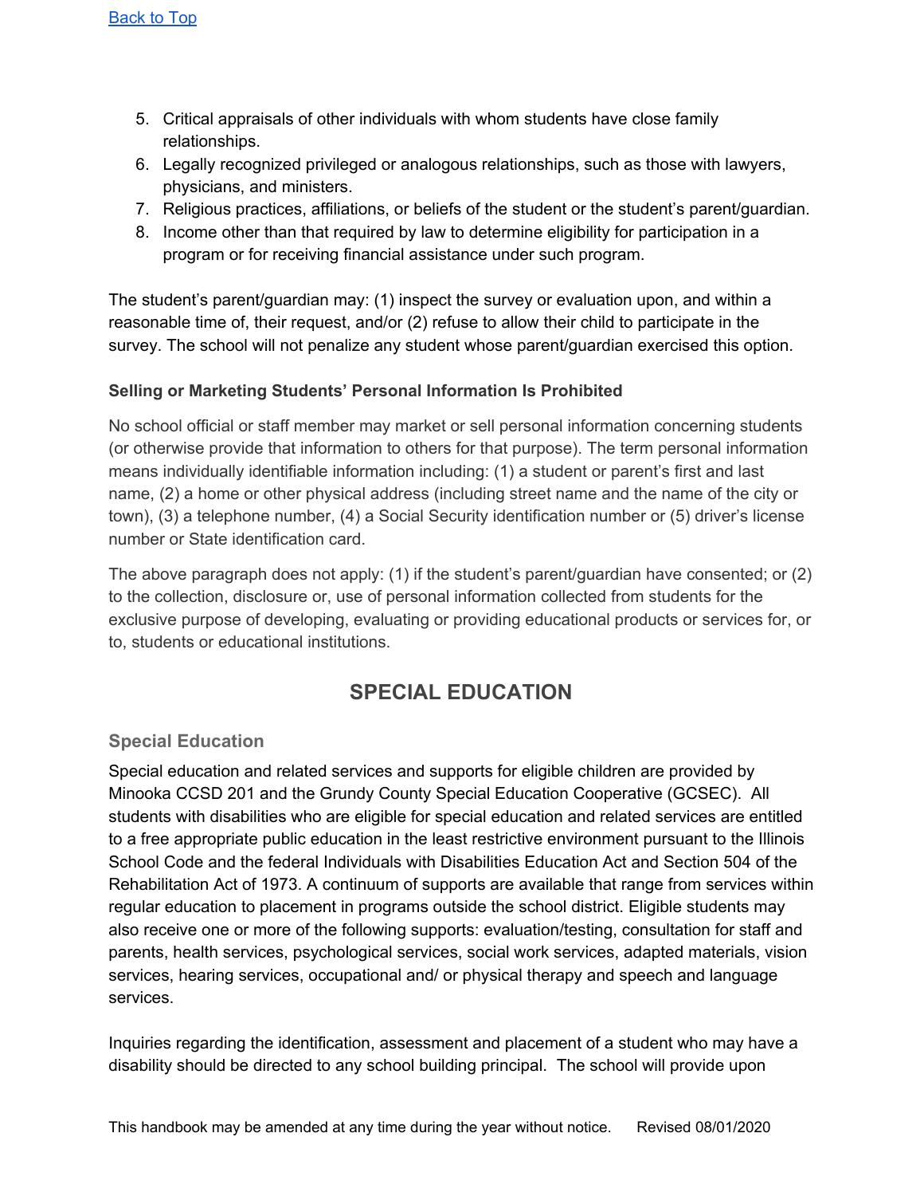5. Critical appraisals of other individuals with whom students have close family relationships.
6. Legally recognized privileged or analogous relationships, such as those with lawyers, physicians, and ministers.
7. Religious practices, affiliations, or beliefs of the student or the student's parent/guardian.
8. Income other than that required by law to determine eligibility for participation in a program or for receiving financial assistance under such program.

The student's parent/guardian may: (1) inspect the survey or evaluation upon, and within a reasonable time of, their request, and/or (2) refuse to allow their child to participate in the survey. The school will not penalize any student whose parent/guardian exercised this option.

#### Selling or Marketing Students' Personal Information Is Prohibited

No school official or staff member may market or sell personal information concerning students (or otherwise provide that information to others for that purpose). The term personal information means individually identifiable information including: (1) a student or parent's first and last name, (2) a home or other physical address (including street name and the name of the city or town), (3) a telephone number, (4) a Social Security identification number or (5) driver's license number or State identification card.

The above paragraph does not apply: (1) if the student's parent/guardian have consented; or (2) to the collection, disclosure or, use of personal information collected from students for the exclusive purpose of developing, evaluating or providing educational products or services for, or to, students or educational institutions.

## SPECIAL EDUCATION

### Special Education

Special education and related services and supports for eligible children are provided by Minooka CCSD 201 and the Grundy County Special Education Cooperative (GCSEC). All students with disabilities who are eligible for special education and related services are entitled to a free appropriate public education in the least restrictive environment pursuant to the Illinois School Code and the federal Individuals with Disabilities Education Act and Section 504 of the Rehabilitation Act of 1973. A continuum of supports are available that range from services within regular education to placement in programs outside the school district. Eligible students may also receive one or more of the following supports: evaluation/testing, consultation for staff and parents, health services, psychological services, social work services, adapted materials, vision services, hearing services, occupational and/ or physical therapy and speech and language services.

Inquiries regarding the identification, assessment and placement of a student who may have a disability should be directed to any school building principal. The school will provide upon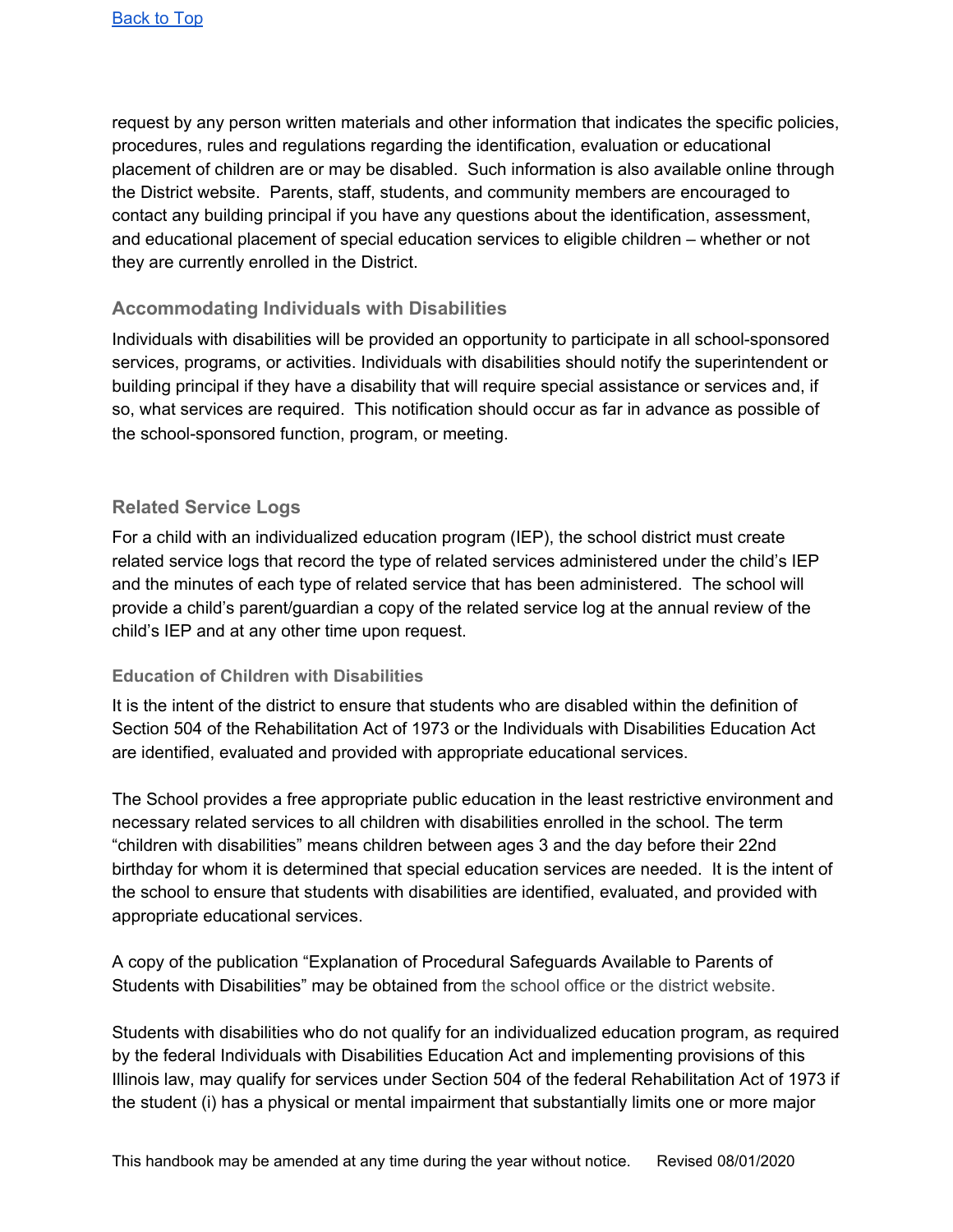request by any person written materials and other information that indicates the specific policies, procedures, rules and regulations regarding the identification, evaluation or educational placement of children are or may be disabled. Such information is also available online through the District website. Parents, staff, students, and community members are encouraged to contact any building principal if you have any questions about the identification, assessment, and educational placement of special education services to eligible children – whether or not they are currently enrolled in the District.

### Accommodating Individuals with Disabilities

Individuals with disabilities will be provided an opportunity to participate in all school-sponsored services, programs, or activities. Individuals with disabilities should notify the superintendent or building principal if they have a disability that will require special assistance or services and, if so, what services are required. This notification should occur as far in advance as possible of the school-sponsored function, program, or meeting.

### Related Service Logs

For a child with an individualized education program (IEP), the school district must create related service logs that record the type of related services administered under the child's IEP and the minutes of each type of related service that has been administered. The school will provide a child's parent/guardian a copy of the related service log at the annual review of the child's IEP and at any other time upon request.

#### Education of Children with Disabilities

It is the intent of the district to ensure that students who are disabled within the definition of Section 504 of the Rehabilitation Act of 1973 or the Individuals with Disabilities Education Act are identified, evaluated and provided with appropriate educational services.

The School provides a free appropriate public education in the least restrictive environment and necessary related services to all children with disabilities enrolled in the school. The term "children with disabilities" means children between ages 3 and the day before their 22nd birthday for whom it is determined that special education services are needed. It is the intent of the school to ensure that students with disabilities are identified, evaluated, and provided with appropriate educational services.

A copy of the publication "Explanation of Procedural Safeguards Available to Parents of Students with Disabilities" may be obtained from the school office or the district website.

Students with disabilities who do not qualify for an individualized education program, as required by the federal Individuals with Disabilities Education Act and implementing provisions of this Illinois law, may qualify for services under Section 504 of the federal Rehabilitation Act of 1973 if the student (i) has a physical or mental impairment that substantially limits one or more major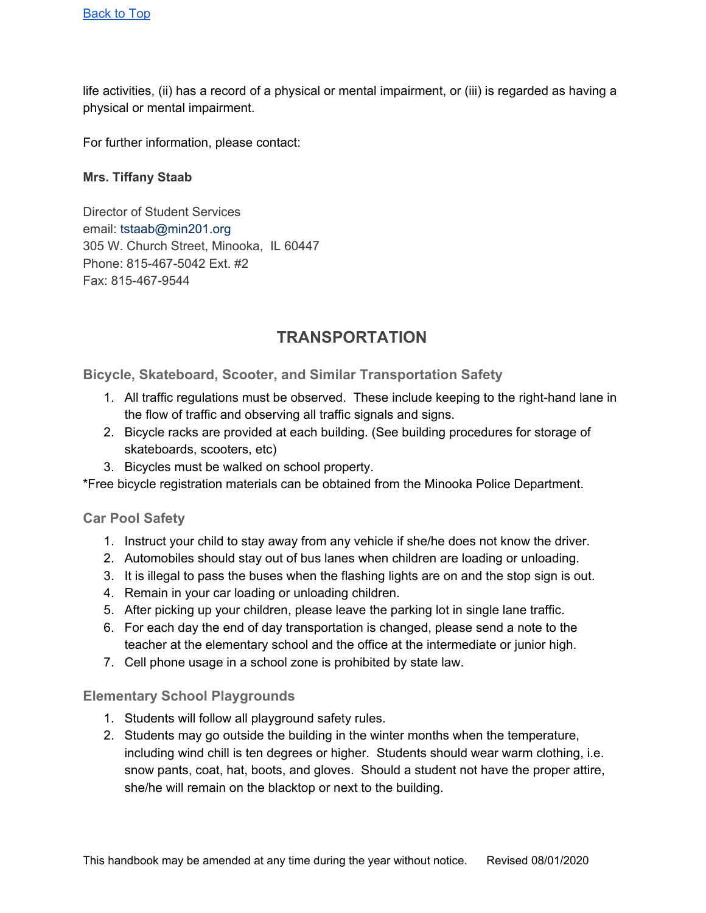[Back to Top]

life activities, (ii) has a record of a physical or mental impairment, or (iii) is regarded as having a physical or mental impairment.

For further information, please contact:

**Mrs. Tiffany Staab**

Director of Student Services
email: tstaab@min201.org
305 W. Church Street, Minooka, IL 60447
Phone: 815-467-5042 Ext. #2
Fax: 815-467-9544

## TRANSPORTATION

### Bicycle, Skateboard, Scooter, and Similar Transportation Safety

1. All traffic regulations must be observed. These include keeping to the right-hand lane in the flow of traffic and observing all traffic signals and signs.
2. Bicycle racks are provided at each building. (See building procedures for storage of skateboards, scooters, etc)
3. Bicycles must be walked on school property.

*Free bicycle registration materials can be obtained from the Minooka Police Department.

### Car Pool Safety

1. Instruct your child to stay away from any vehicle if she/he does not know the driver.
2. Automobiles should stay out of bus lanes when children are loading or unloading.
3. It is illegal to pass the buses when the flashing lights are on and the stop sign is out.
4. Remain in your car loading or unloading children.
5. After picking up your children, please leave the parking lot in single lane traffic.
6. For each day the end of day transportation is changed, please send a note to the teacher at the elementary school and the office at the intermediate or junior high.
7. Cell phone usage in a school zone is prohibited by state law.

### Elementary School Playgrounds

1. Students will follow all playground safety rules.
2. Students may go outside the building in the winter months when the temperature, including wind chill is ten degrees or higher. Students should wear warm clothing, i.e. snow pants, coat, hat, boots, and gloves. Should a student not have the proper attire, she/he will remain on the blacktop or next to the building.

This handbook may be amended at any time during the year without notice. Revised 08/01/2020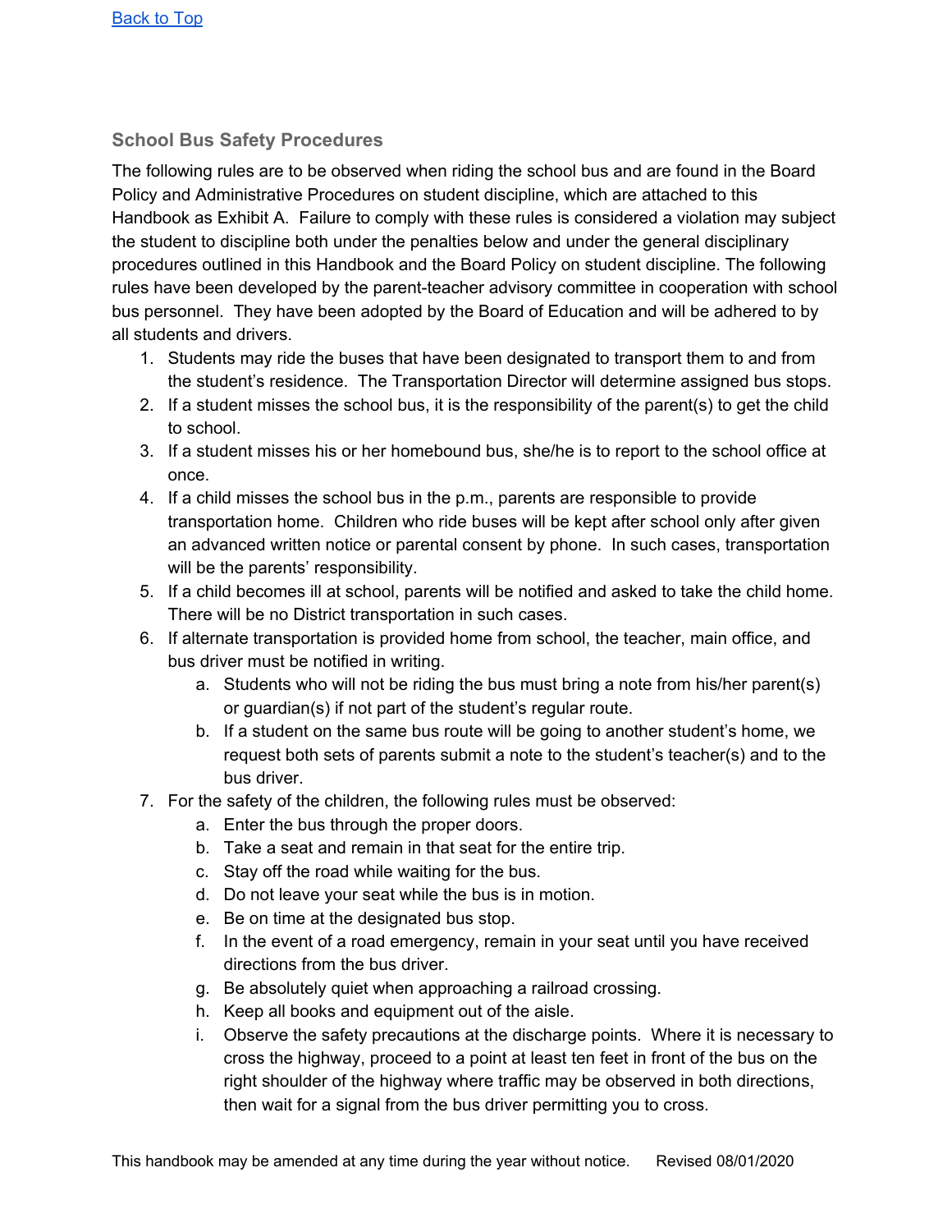[Back to Top](#)

### School Bus Safety Procedures

The following rules are to be observed when riding the school bus and are found in the Board Policy and Administrative Procedures on student discipline, which are attached to this Handbook as Exhibit A. Failure to comply with these rules is considered a violation may subject the student to discipline both under the penalties below and under the general disciplinary procedures outlined in this Handbook and the Board Policy on student discipline. The following rules have been developed by the parent-teacher advisory committee in cooperation with school bus personnel. They have been adopted by the Board of Education and will be adhered to by all students and drivers.

1. Students may ride the buses that have been designated to transport them to and from the student's residence. The Transportation Director will determine assigned bus stops.
2. If a student misses the school bus, it is the responsibility of the parent(s) to get the child to school.
3. If a student misses his or her homebound bus, she/he is to report to the school office at once.
4. If a child misses the school bus in the p.m., parents are responsible to provide transportation home. Children who ride buses will be kept after school only after given an advanced written notice or parental consent by phone. In such cases, transportation will be the parents' responsibility.
5. If a child becomes ill at school, parents will be notified and asked to take the child home. There will be no District transportation in such cases.
6. If alternate transportation is provided home from school, the teacher, main office, and bus driver must be notified in writing.
   a. Students who will not be riding the bus must bring a note from his/her parent(s) or guardian(s) if not part of the student's regular route.
   b. If a student on the same bus route will be going to another student's home, we request both sets of parents submit a note to the student's teacher(s) and to the bus driver.
7. For the safety of the children, the following rules must be observed:
   a. Enter the bus through the proper doors.
   b. Take a seat and remain in that seat for the entire trip.
   c. Stay off the road while waiting for the bus.
   d. Do not leave your seat while the bus is in motion.
   e. Be on time at the designated bus stop.
   f. In the event of a road emergency, remain in your seat until you have received directions from the bus driver.
   g. Be absolutely quiet when approaching a railroad crossing.
   h. Keep all books and equipment out of the aisle.
   i. Observe the safety precautions at the discharge points. Where it is necessary to cross the highway, proceed to a point at least ten feet in front of the bus on the right shoulder of the highway where traffic may be observed in both directions, then wait for a signal from the bus driver permitting you to cross.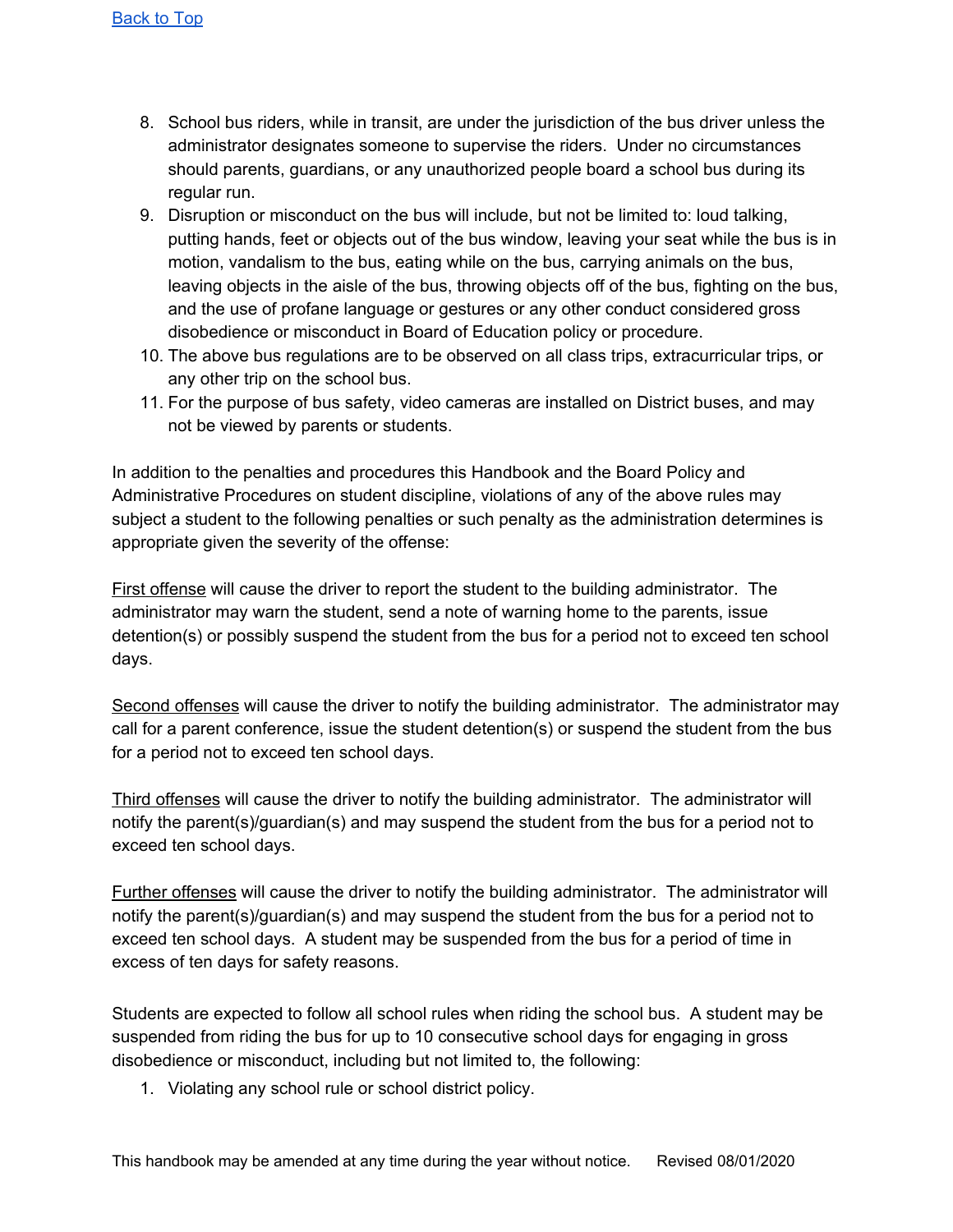[Back to Top](#)

8. School bus riders, while in transit, are under the jurisdiction of the bus driver unless the administrator designates someone to supervise the riders. Under no circumstances should parents, guardians, or any unauthorized people board a school bus during its regular run.
9. Disruption or misconduct on the bus will include, but not be limited to: loud talking, putting hands, feet or objects out of the bus window, leaving your seat while the bus is in motion, vandalism to the bus, eating while on the bus, carrying animals on the bus, leaving objects in the aisle of the bus, throwing objects off of the bus, fighting on the bus, and the use of profane language or gestures or any other conduct considered gross disobedience or misconduct in Board of Education policy or procedure.
10. The above bus regulations are to be observed on all class trips, extracurricular trips, or any other trip on the school bus.
11. For the purpose of bus safety, video cameras are installed on District buses, and may not be viewed by parents or students.

In addition to the penalties and procedures this Handbook and the Board Policy and Administrative Procedures on student discipline, violations of any of the above rules may subject a student to the following penalties or such penalty as the administration determines is appropriate given the severity of the offense:

First offense will cause the driver to report the student to the building administrator. The administrator may warn the student, send a note of warning home to the parents, issue detention(s) or possibly suspend the student from the bus for a period not to exceed ten school days.

Second offenses will cause the driver to notify the building administrator. The administrator may call for a parent conference, issue the student detention(s) or suspend the student from the bus for a period not to exceed ten school days.

Third offenses will cause the driver to notify the building administrator. The administrator will notify the parent(s)/guardian(s) and may suspend the student from the bus for a period not to exceed ten school days.

Further offenses will cause the driver to notify the building administrator. The administrator will notify the parent(s)/guardian(s) and may suspend the student from the bus for a period not to exceed ten school days. A student may be suspended from the bus for a period of time in excess of ten days for safety reasons.

Students are expected to follow all school rules when riding the school bus. A student may be suspended from riding the bus for up to 10 consecutive school days for engaging in gross disobedience or misconduct, including but not limited to, the following:

1. Violating any school rule or school district policy.

This handbook may be amended at any time during the year without notice. Revised 08/01/2020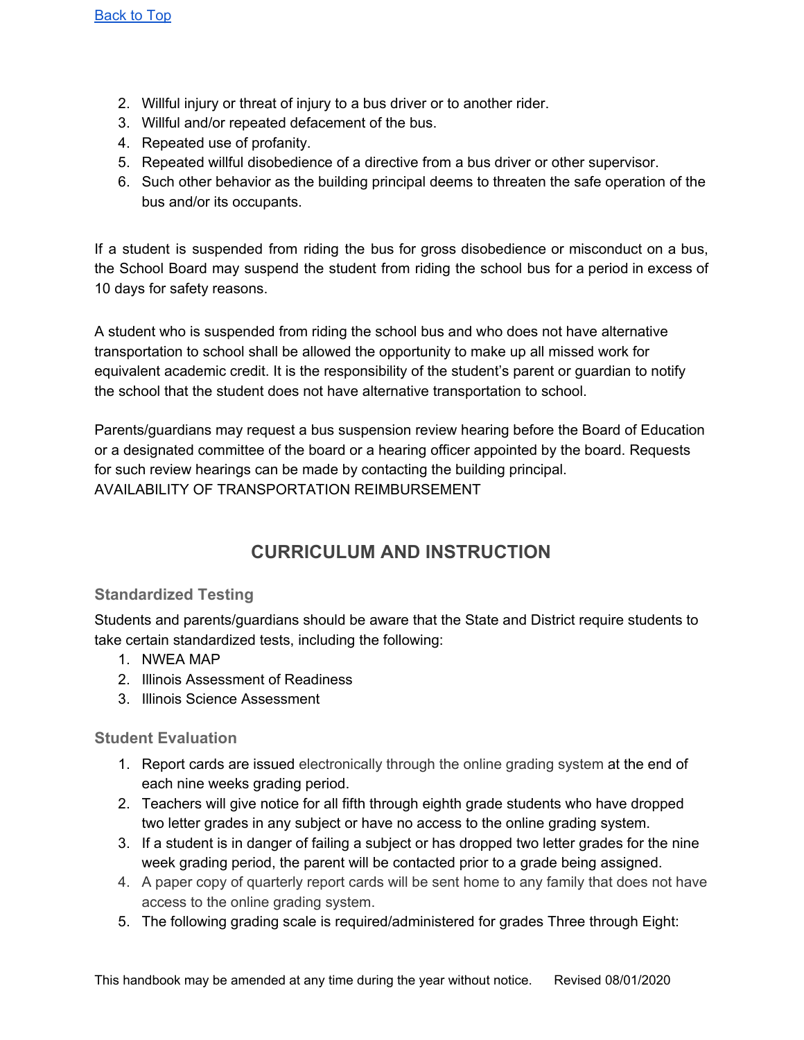[Back to Top]

2. Willful injury or threat of injury to a bus driver or to another rider.
3. Willful and/or repeated defacement of the bus.
4. Repeated use of profanity.
5. Repeated willful disobedience of a directive from a bus driver or other supervisor.
6. Such other behavior as the building principal deems to threaten the safe operation of the bus and/or its occupants.

If a student is suspended from riding the bus for gross disobedience or misconduct on a bus, the School Board may suspend the student from riding the school bus for a period in excess of 10 days for safety reasons.

A student who is suspended from riding the school bus and who does not have alternative transportation to school shall be allowed the opportunity to make up all missed work for equivalent academic credit. It is the responsibility of the student's parent or guardian to notify the school that the student does not have alternative transportation to school.

Parents/guardians may request a bus suspension review hearing before the Board of Education or a designated committee of the board or a hearing officer appointed by the board. Requests for such review hearings can be made by contacting the building principal.
AVAILABILITY OF TRANSPORTATION REIMBURSEMENT

## CURRICULUM AND INSTRUCTION

### Standardized Testing

Students and parents/guardians should be aware that the State and District require students to take certain standardized tests, including the following:

1. NWEA MAP
2. Illinois Assessment of Readiness
3. Illinois Science Assessment

### Student Evaluation

1. Report cards are issued electronically through the online grading system at the end of each nine weeks grading period.
2. Teachers will give notice for all fifth through eighth grade students who have dropped two letter grades in any subject or have no access to the online grading system.
3. If a student is in danger of failing a subject or has dropped two letter grades for the nine week grading period, the parent will be contacted prior to a grade being assigned.
4. A paper copy of quarterly report cards will be sent home to any family that does not have access to the online grading system.
5. The following grading scale is required/administered for grades Three through Eight: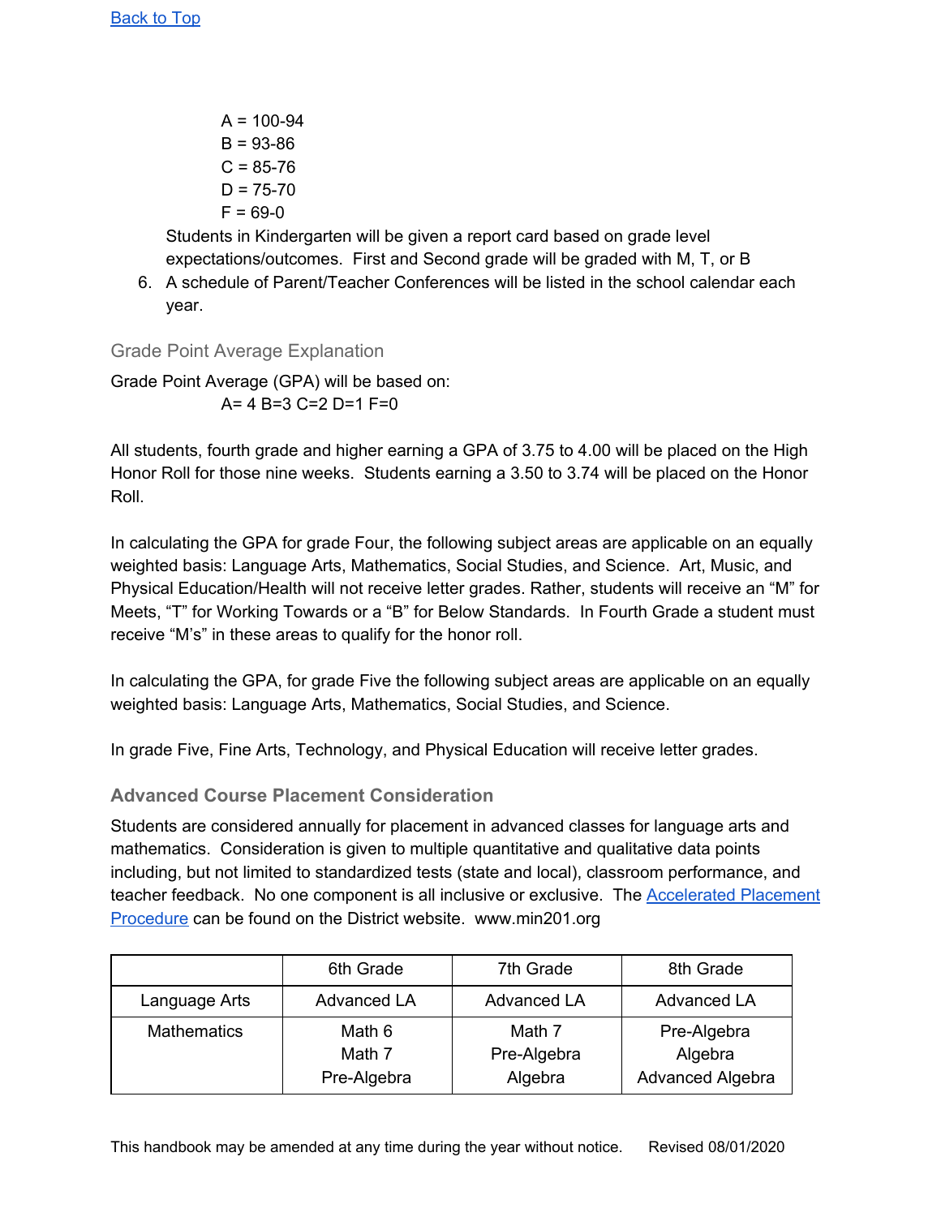[Back to Top](#)

A = 100-94
B = 93-86
C = 85-76
D = 75-70
F = 69-0

Students in Kindergarten will be given a report card based on grade level expectations/outcomes. First and Second grade will be graded with M, T, or B

6. A schedule of Parent/Teacher Conferences will be listed in the school calendar each year.

### Grade Point Average Explanation

Grade Point Average (GPA) will be based on:

A= 4 B=3 C=2 D=1 F=0

All students, fourth grade and higher earning a GPA of 3.75 to 4.00 will be placed on the High Honor Roll for those nine weeks. Students earning a 3.50 to 3.74 will be placed on the Honor Roll.

In calculating the GPA for grade Four, the following subject areas are applicable on an equally weighted basis: Language Arts, Mathematics, Social Studies, and Science. Art, Music, and Physical Education/Health will not receive letter grades. Rather, students will receive an "M" for Meets, "T" for Working Towards or a "B" for Below Standards. In Fourth Grade a student must receive "M's" in these areas to qualify for the honor roll.

In calculating the GPA, for grade Five the following subject areas are applicable on an equally weighted basis: Language Arts, Mathematics, Social Studies, and Science.

In grade Five, Fine Arts, Technology, and Physical Education will receive letter grades.

### **Advanced Course Placement Consideration**

Students are considered annually for placement in advanced classes for language arts and mathematics. Consideration is given to multiple quantitative and qualitative data points including, but not limited to standardized tests (state and local), classroom performance, and teacher feedback. No one component is all inclusive or exclusive. The [Accelerated Placement Procedure](#) can be found on the District website. www.min201.org

| | 6th Grade | 7th Grade | 8th Grade |
|---|---|---|---|
| Language Arts | Advanced LA | Advanced LA | Advanced LA |
| Mathematics | Math 6<br>Math 7<br>Pre-Algebra | Math 7<br>Pre-Algebra<br>Algebra | Pre-Algebra<br>Algebra<br>Advanced Algebra |

This handbook may be amended at any time during the year without notice. Revised 08/01/2020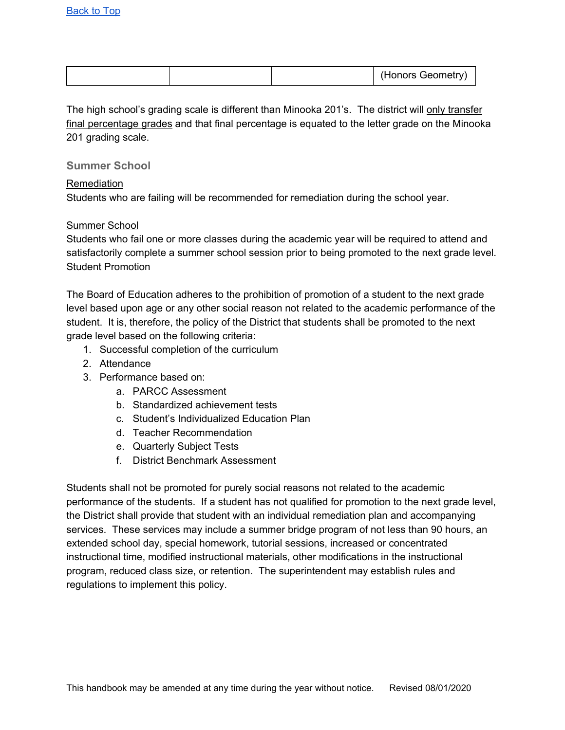[Back to Top](#)

| | | | (Honors Geometry) |
|---|---|---|---|

The high school's grading scale is different than Minooka 201's. The district will only transfer final percentage grades and that final percentage is equated to the letter grade on the Minooka 201 grading scale.

### Summer School

Remediation

Students who are failing will be recommended for remediation during the school year.

Summer School

Students who fail one or more classes during the academic year will be required to attend and satisfactorily complete a summer school session prior to being promoted to the next grade level.

Student Promotion

The Board of Education adheres to the prohibition of promotion of a student to the next grade level based upon age or any other social reason not related to the academic performance of the student. It is, therefore, the policy of the District that students shall be promoted to the next grade level based on the following criteria:

1. Successful completion of the curriculum
2. Attendance
3. Performance based on:
   a. PARCC Assessment
   b. Standardized achievement tests
   c. Student's Individualized Education Plan
   d. Teacher Recommendation
   e. Quarterly Subject Tests
   f. District Benchmark Assessment

Students shall not be promoted for purely social reasons not related to the academic performance of the students. If a student has not qualified for promotion to the next grade level, the District shall provide that student with an individual remediation plan and accompanying services. These services may include a summer bridge program of not less than 90 hours, an extended school day, special homework, tutorial sessions, increased or concentrated instructional time, modified instructional materials, other modifications in the instructional program, reduced class size, or retention. The superintendent may establish rules and regulations to implement this policy.

This handbook may be amended at any time during the year without notice. Revised 08/01/2020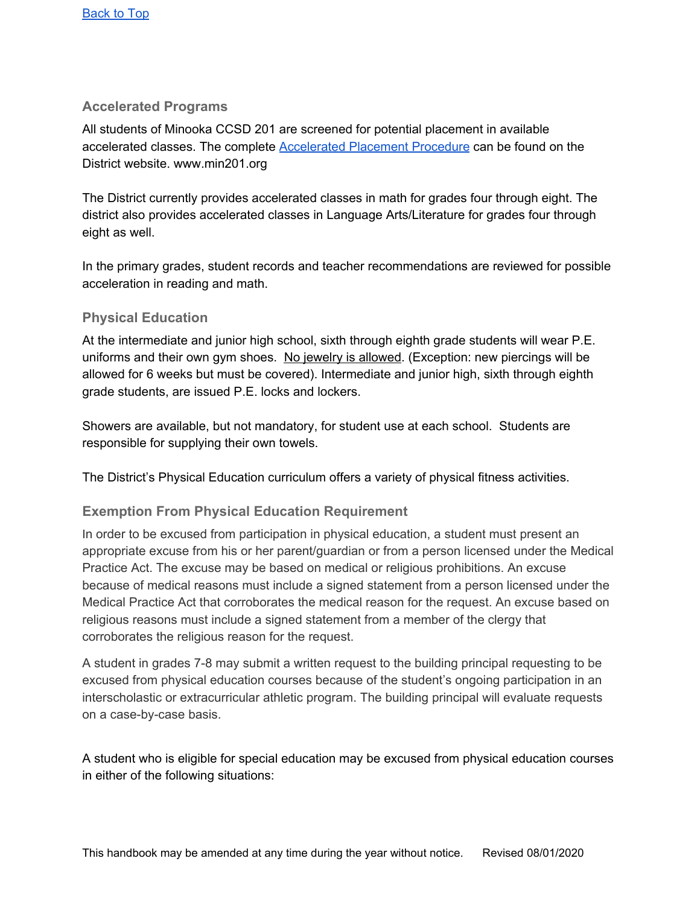[Back to Top]

## Accelerated Programs

All students of Minooka CCSD 201 are screened for potential placement in available accelerated classes. The complete Accelerated Placement Procedure can be found on the District website. www.min201.org

The District currently provides accelerated classes in math for grades four through eight. The district also provides accelerated classes in Language Arts/Literature for grades four through eight as well.

In the primary grades, student records and teacher recommendations are reviewed for possible acceleration in reading and math.

## Physical Education

At the intermediate and junior high school, sixth through eighth grade students will wear P.E. uniforms and their own gym shoes. No jewelry is allowed. (Exception: new piercings will be allowed for 6 weeks but must be covered). Intermediate and junior high, sixth through eighth grade students, are issued P.E. locks and lockers.

Showers are available, but not mandatory, for student use at each school. Students are responsible for supplying their own towels.

The District's Physical Education curriculum offers a variety of physical fitness activities.

## Exemption From Physical Education Requirement

In order to be excused from participation in physical education, a student must present an appropriate excuse from his or her parent/guardian or from a person licensed under the Medical Practice Act. The excuse may be based on medical or religious prohibitions. An excuse because of medical reasons must include a signed statement from a person licensed under the Medical Practice Act that corroborates the medical reason for the request. An excuse based on religious reasons must include a signed statement from a member of the clergy that corroborates the religious reason for the request.

A student in grades 7-8 may submit a written request to the building principal requesting to be excused from physical education courses because of the student's ongoing participation in an interscholastic or extracurricular athletic program. The building principal will evaluate requests on a case-by-case basis.

A student who is eligible for special education may be excused from physical education courses in either of the following situations:

This handbook may be amended at any time during the year without notice. Revised 08/01/2020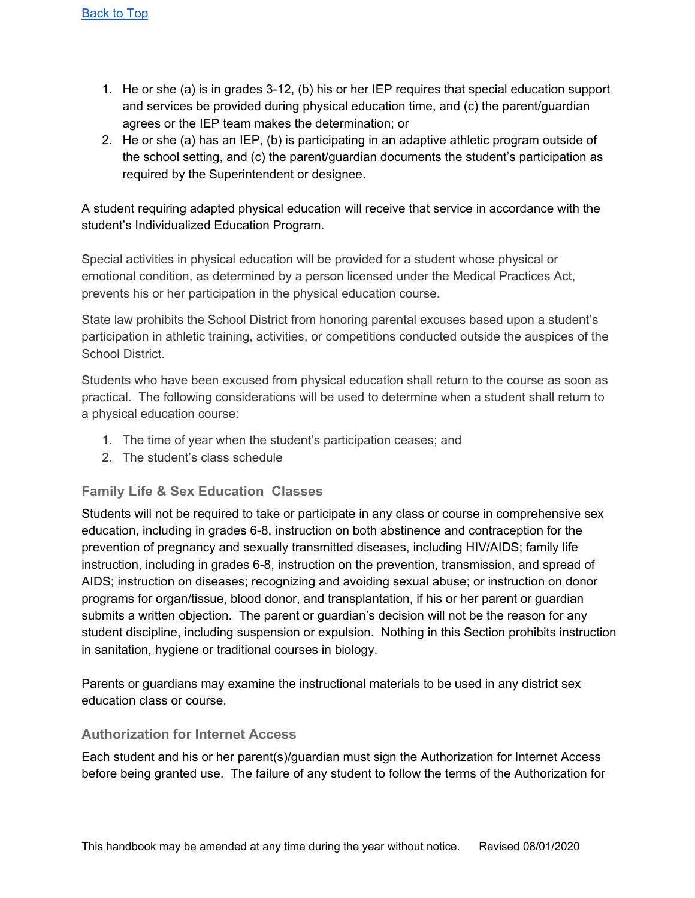[Back to Top](#)

1. He or she (a) is in grades 3-12, (b) his or her IEP requires that special education support and services be provided during physical education time, and (c) the parent/guardian agrees or the IEP team makes the determination; or
2. He or she (a) has an IEP, (b) is participating in an adaptive athletic program outside of the school setting, and (c) the parent/guardian documents the student's participation as required by the Superintendent or designee.

A student requiring adapted physical education will receive that service in accordance with the student's Individualized Education Program.

Special activities in physical education will be provided for a student whose physical or emotional condition, as determined by a person licensed under the Medical Practices Act, prevents his or her participation in the physical education course.

State law prohibits the School District from honoring parental excuses based upon a student's participation in athletic training, activities, or competitions conducted outside the auspices of the School District.

Students who have been excused from physical education shall return to the course as soon as practical. The following considerations will be used to determine when a student shall return to a physical education course:

1. The time of year when the student's participation ceases; and
2. The student's class schedule

### Family Life & Sex Education Classes

Students will not be required to take or participate in any class or course in comprehensive sex education, including in grades 6-8, instruction on both abstinence and contraception for the prevention of pregnancy and sexually transmitted diseases, including HIV/AIDS; family life instruction, including in grades 6-8, instruction on the prevention, transmission, and spread of AIDS; instruction on diseases; recognizing and avoiding sexual abuse; or instruction on donor programs for organ/tissue, blood donor, and transplantation, if his or her parent or guardian submits a written objection. The parent or guardian's decision will not be the reason for any student discipline, including suspension or expulsion. Nothing in this Section prohibits instruction in sanitation, hygiene or traditional courses in biology.

Parents or guardians may examine the instructional materials to be used in any district sex education class or course.

### Authorization for Internet Access

Each student and his or her parent(s)/guardian must sign the Authorization for Internet Access before being granted use. The failure of any student to follow the terms of the Authorization for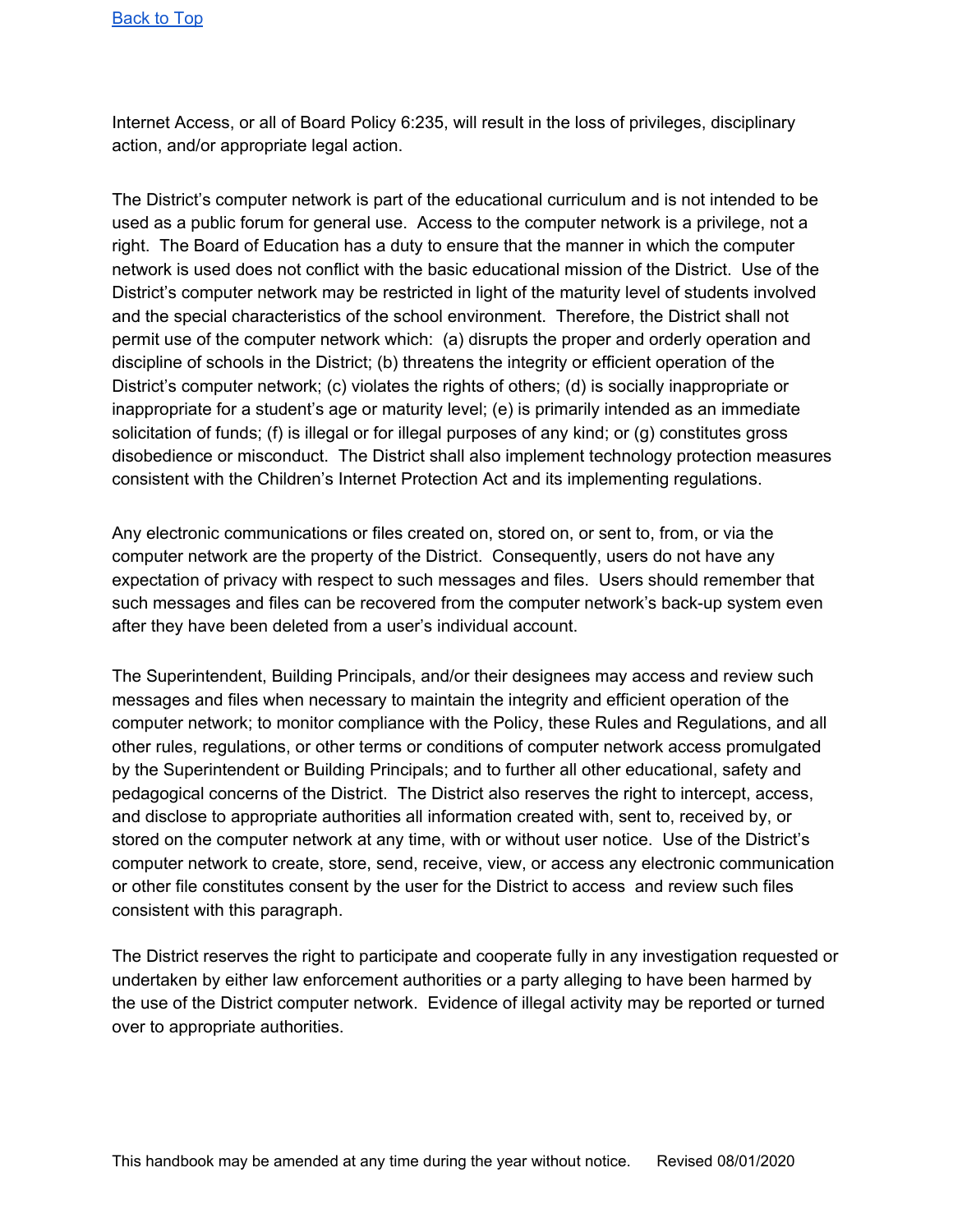Internet Access, or all of Board Policy 6:235, will result in the loss of privileges, disciplinary action, and/or appropriate legal action.

The District's computer network is part of the educational curriculum and is not intended to be used as a public forum for general use. Access to the computer network is a privilege, not a right. The Board of Education has a duty to ensure that the manner in which the computer network is used does not conflict with the basic educational mission of the District. Use of the District's computer network may be restricted in light of the maturity level of students involved and the special characteristics of the school environment. Therefore, the District shall not permit use of the computer network which: (a) disrupts the proper and orderly operation and discipline of schools in the District; (b) threatens the integrity or efficient operation of the District's computer network; (c) violates the rights of others; (d) is socially inappropriate or inappropriate for a student's age or maturity level; (e) is primarily intended as an immediate solicitation of funds; (f) is illegal or for illegal purposes of any kind; or (g) constitutes gross disobedience or misconduct. The District shall also implement technology protection measures consistent with the Children's Internet Protection Act and its implementing regulations.

Any electronic communications or files created on, stored on, or sent to, from, or via the computer network are the property of the District. Consequently, users do not have any expectation of privacy with respect to such messages and files. Users should remember that such messages and files can be recovered from the computer network's back-up system even after they have been deleted from a user's individual account.

The Superintendent, Building Principals, and/or their designees may access and review such messages and files when necessary to maintain the integrity and efficient operation of the computer network; to monitor compliance with the Policy, these Rules and Regulations, and all other rules, regulations, or other terms or conditions of computer network access promulgated by the Superintendent or Building Principals; and to further all other educational, safety and pedagogical concerns of the District. The District also reserves the right to intercept, access, and disclose to appropriate authorities all information created with, sent to, received by, or stored on the computer network at any time, with or without user notice. Use of the District's computer network to create, store, send, receive, view, or access any electronic communication or other file constitutes consent by the user for the District to access and review such files consistent with this paragraph.

The District reserves the right to participate and cooperate fully in any investigation requested or undertaken by either law enforcement authorities or a party alleging to have been harmed by the use of the District computer network. Evidence of illegal activity may be reported or turned over to appropriate authorities.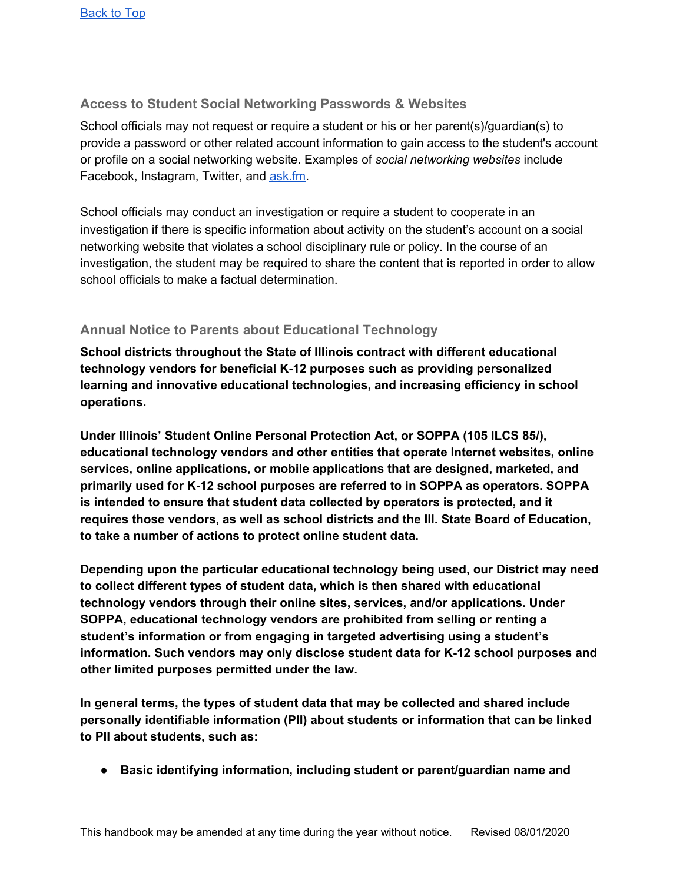[Back to Top](#)

### Access to Student Social Networking Passwords & Websites

School officials may not request or require a student or his or her parent(s)/guardian(s) to provide a password or other related account information to gain access to the student's account or profile on a social networking website. Examples of *social networking websites* include Facebook, Instagram, Twitter, and [ask.fm](ask.fm).

School officials may conduct an investigation or require a student to cooperate in an investigation if there is specific information about activity on the student's account on a social networking website that violates a school disciplinary rule or policy. In the course of an investigation, the student may be required to share the content that is reported in order to allow school officials to make a factual determination.

### Annual Notice to Parents about Educational Technology

**School districts throughout the State of Illinois contract with different educational technology vendors for beneficial K-12 purposes such as providing personalized learning and innovative educational technologies, and increasing efficiency in school operations.**

**Under Illinois' Student Online Personal Protection Act, or SOPPA (105 ILCS 85/), educational technology vendors and other entities that operate Internet websites, online services, online applications, or mobile applications that are designed, marketed, and primarily used for K-12 school purposes are referred to in SOPPA as operators. SOPPA is intended to ensure that student data collected by operators is protected, and it requires those vendors, as well as school districts and the Ill. State Board of Education, to take a number of actions to protect online student data.**

**Depending upon the particular educational technology being used, our District may need to collect different types of student data, which is then shared with educational technology vendors through their online sites, services, and/or applications. Under SOPPA, educational technology vendors are prohibited from selling or renting a student's information or from engaging in targeted advertising using a student's information. Such vendors may only disclose student data for K-12 school purposes and other limited purposes permitted under the law.**

**In general terms, the types of student data that may be collected and shared include personally identifiable information (PII) about students or information that can be linked to PII about students, such as:**

- **Basic identifying information, including student or parent/guardian name and**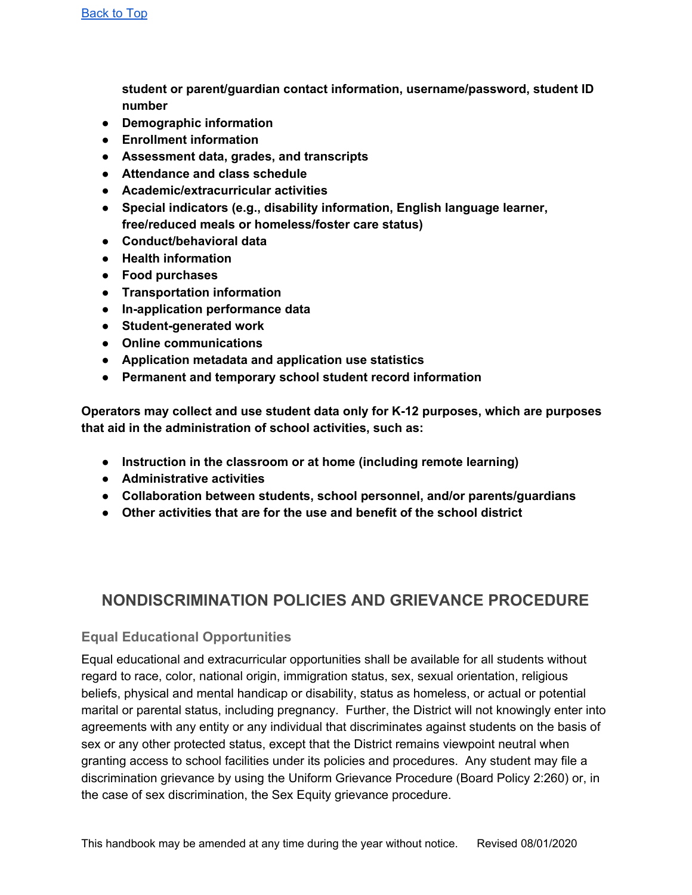[Back to Top]

**student or parent/guardian contact information, username/password, student ID number**

- **Demographic information**
- **Enrollment information**
- **Assessment data, grades, and transcripts**
- **Attendance and class schedule**
- **Academic/extracurricular activities**
- **Special indicators (e.g., disability information, English language learner, free/reduced meals or homeless/foster care status)**
- **Conduct/behavioral data**
- **Health information**
- **Food purchases**
- **Transportation information**
- **In-application performance data**
- **Student-generated work**
- **Online communications**
- **Application metadata and application use statistics**
- **Permanent and temporary school student record information**

**Operators may collect and use student data only for K-12 purposes, which are purposes that aid in the administration of school activities, such as:**

- **Instruction in the classroom or at home (including remote learning)**
- **Administrative activities**
- **Collaboration between students, school personnel, and/or parents/guardians**
- **Other activities that are for the use and benefit of the school district**

## NONDISCRIMINATION POLICIES AND GRIEVANCE PROCEDURE

### Equal Educational Opportunities

Equal educational and extracurricular opportunities shall be available for all students without regard to race, color, national origin, immigration status, sex, sexual orientation, religious beliefs, physical and mental handicap or disability, status as homeless, or actual or potential marital or parental status, including pregnancy. Further, the District will not knowingly enter into agreements with any entity or any individual that discriminates against students on the basis of sex or any other protected status, except that the District remains viewpoint neutral when granting access to school facilities under its policies and procedures. Any student may file a discrimination grievance by using the Uniform Grievance Procedure (Board Policy 2:260) or, in the case of sex discrimination, the Sex Equity grievance procedure.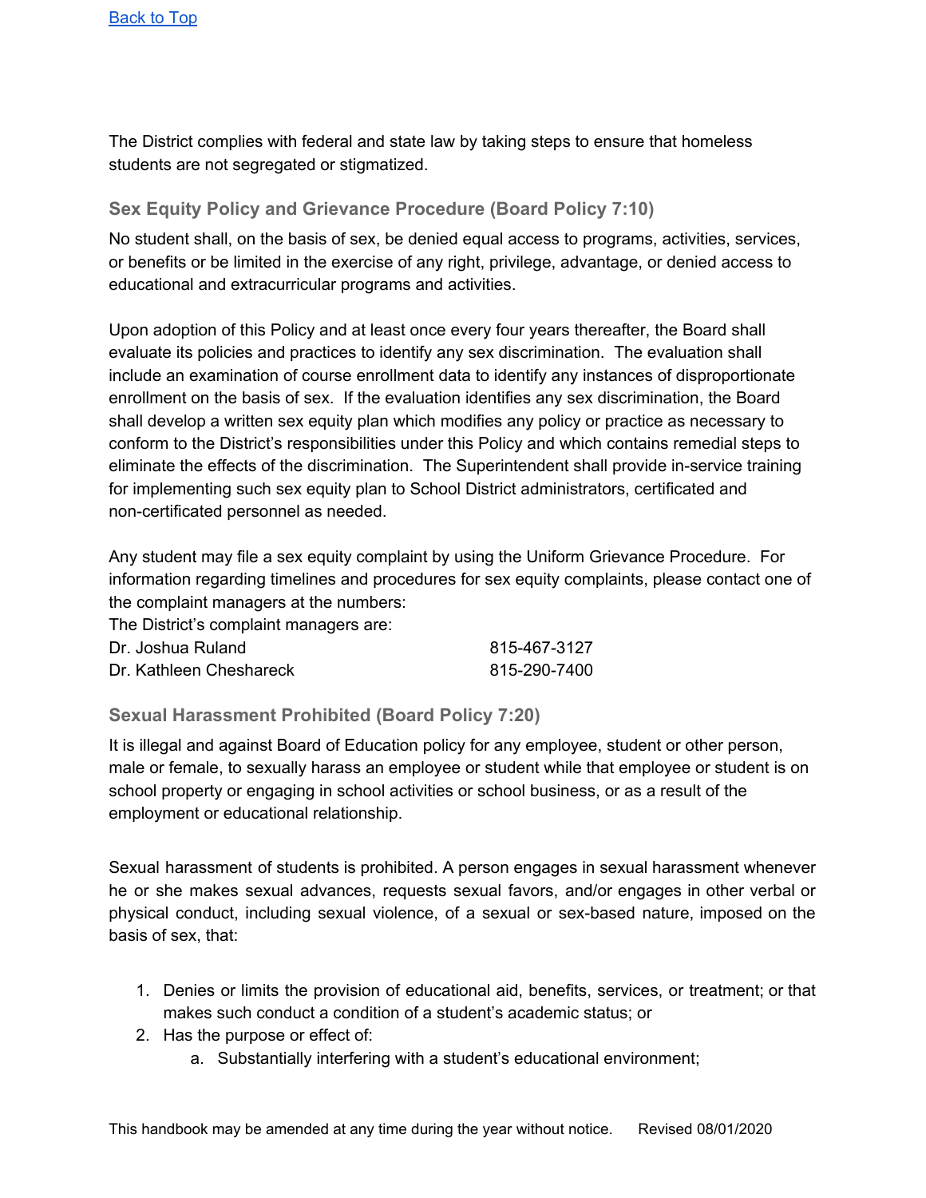[Back to Top](#)

The District complies with federal and state law by taking steps to ensure that homeless students are not segregated or stigmatized.

### Sex Equity Policy and Grievance Procedure (Board Policy 7:10)

No student shall, on the basis of sex, be denied equal access to programs, activities, services, or benefits or be limited in the exercise of any right, privilege, advantage, or denied access to educational and extracurricular programs and activities.

Upon adoption of this Policy and at least once every four years thereafter, the Board shall evaluate its policies and practices to identify any sex discrimination. The evaluation shall include an examination of course enrollment data to identify any instances of disproportionate enrollment on the basis of sex. If the evaluation identifies any sex discrimination, the Board shall develop a written sex equity plan which modifies any policy or practice as necessary to conform to the District's responsibilities under this Policy and which contains remedial steps to eliminate the effects of the discrimination. The Superintendent shall provide in-service training for implementing such sex equity plan to School District administrators, certificated and non-certificated personnel as needed.

Any student may file a sex equity complaint by using the Uniform Grievance Procedure. For information regarding timelines and procedures for sex equity complaints, please contact one of the complaint managers at the numbers:

The District's complaint managers are:

| | |
|---|---|
| Dr. Joshua Ruland | 815-467-3127 |
| Dr. Kathleen Cheshareck | 815-290-7400 |

### Sexual Harassment Prohibited (Board Policy 7:20)

It is illegal and against Board of Education policy for any employee, student or other person, male or female, to sexually harass an employee or student while that employee or student is on school property or engaging in school activities or school business, or as a result of the employment or educational relationship.

Sexual harassment of students is prohibited. A person engages in sexual harassment whenever he or she makes sexual advances, requests sexual favors, and/or engages in other verbal or physical conduct, including sexual violence, of a sexual or sex-based nature, imposed on the basis of sex, that:

1. Denies or limits the provision of educational aid, benefits, services, or treatment; or that makes such conduct a condition of a student's academic status; or
2. Has the purpose or effect of:
   a. Substantially interfering with a student's educational environment;

This handbook may be amended at any time during the year without notice. Revised 08/01/2020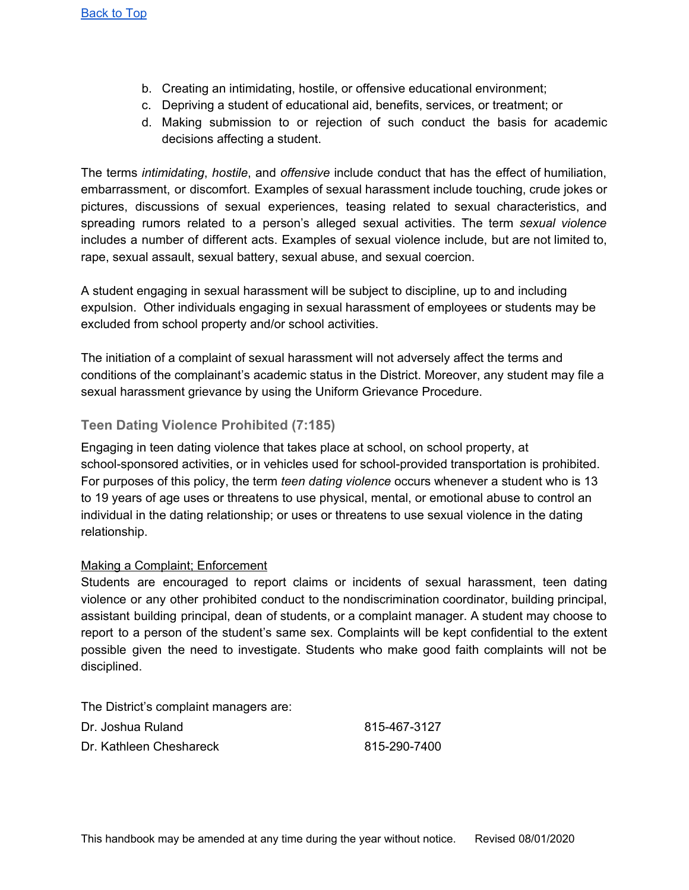[Back to Top]

b. Creating an intimidating, hostile, or offensive educational environment;
c. Depriving a student of educational aid, benefits, services, or treatment; or
d. Making submission to or rejection of such conduct the basis for academic decisions affecting a student.

The terms *intimidating*, *hostile*, and *offensive* include conduct that has the effect of humiliation, embarrassment, or discomfort. Examples of sexual harassment include touching, crude jokes or pictures, discussions of sexual experiences, teasing related to sexual characteristics, and spreading rumors related to a person's alleged sexual activities. The term *sexual violence* includes a number of different acts. Examples of sexual violence include, but are not limited to, rape, sexual assault, sexual battery, sexual abuse, and sexual coercion.

A student engaging in sexual harassment will be subject to discipline, up to and including expulsion. Other individuals engaging in sexual harassment of employees or students may be excluded from school property and/or school activities.

The initiation of a complaint of sexual harassment will not adversely affect the terms and conditions of the complainant's academic status in the District. Moreover, any student may file a sexual harassment grievance by using the Uniform Grievance Procedure.

### Teen Dating Violence Prohibited (7:185)

Engaging in teen dating violence that takes place at school, on school property, at school-sponsored activities, or in vehicles used for school-provided transportation is prohibited. For purposes of this policy, the term *teen dating violence* occurs whenever a student who is 13 to 19 years of age uses or threatens to use physical, mental, or emotional abuse to control an individual in the dating relationship; or uses or threatens to use sexual violence in the dating relationship.

<u>Making a Complaint; Enforcement</u>

Students are encouraged to report claims or incidents of sexual harassment, teen dating violence or any other prohibited conduct to the nondiscrimination coordinator, building principal, assistant building principal, dean of students, or a complaint manager. A student may choose to report to a person of the student's same sex. Complaints will be kept confidential to the extent possible given the need to investigate. Students who make good faith complaints will not be disciplined.

The District's complaint managers are:

| | |
|---|---|
| Dr. Joshua Ruland | 815-467-3127 |
| Dr. Kathleen Cheshareck | 815-290-7400 |

This handbook may be amended at any time during the year without notice. Revised 08/01/2020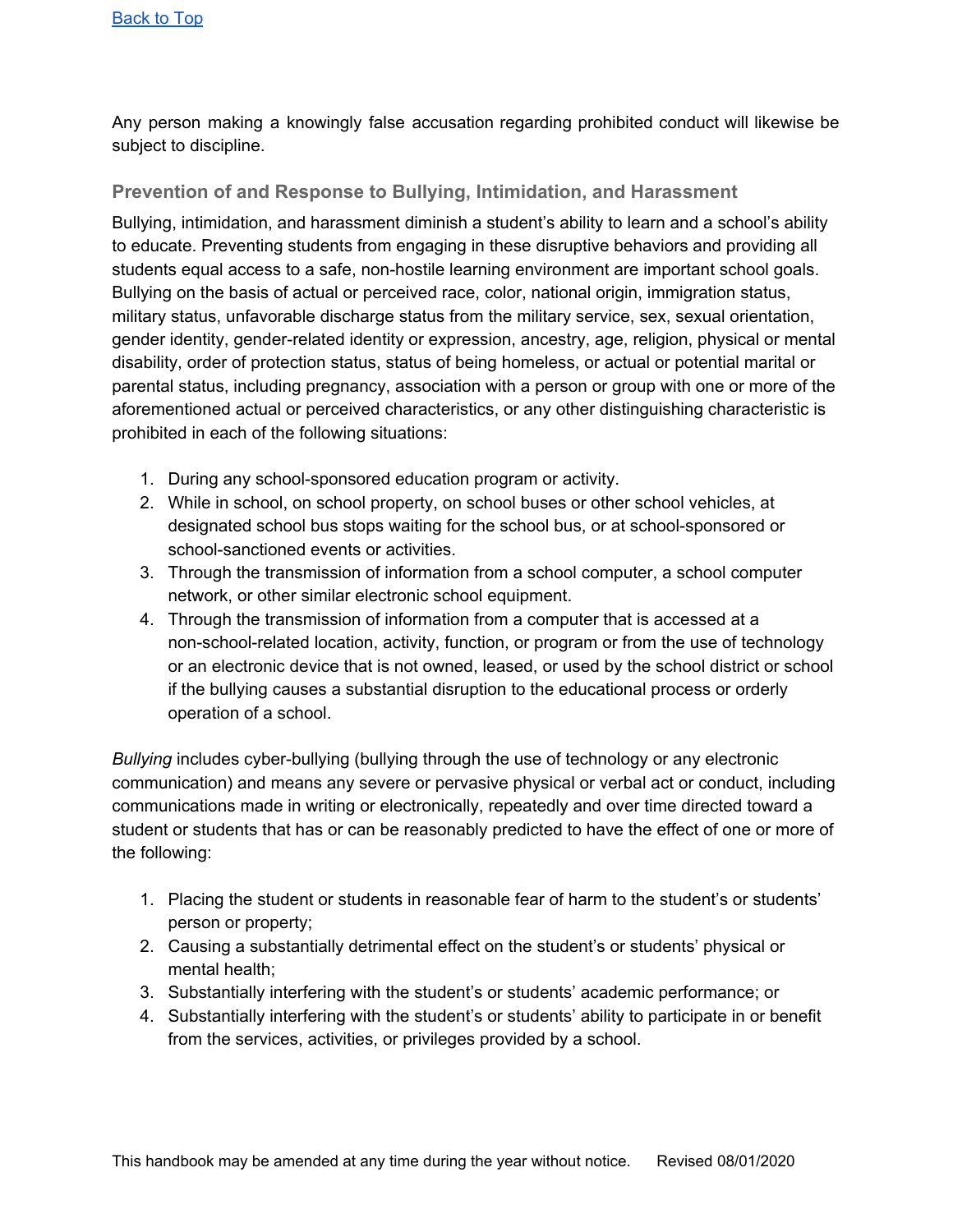Back to Top

Any person making a knowingly false accusation regarding prohibited conduct will likewise be subject to discipline.

### Prevention of and Response to Bullying, Intimidation, and Harassment

Bullying, intimidation, and harassment diminish a student's ability to learn and a school's ability to educate. Preventing students from engaging in these disruptive behaviors and providing all students equal access to a safe, non-hostile learning environment are important school goals. Bullying on the basis of actual or perceived race, color, national origin, immigration status, military status, unfavorable discharge status from the military service, sex, sexual orientation, gender identity, gender-related identity or expression, ancestry, age, religion, physical or mental disability, order of protection status, status of being homeless, or actual or potential marital or parental status, including pregnancy, association with a person or group with one or more of the aforementioned actual or perceived characteristics, or any other distinguishing characteristic is prohibited in each of the following situations:

1. During any school-sponsored education program or activity.
2. While in school, on school property, on school buses or other school vehicles, at designated school bus stops waiting for the school bus, or at school-sponsored or school-sanctioned events or activities.
3. Through the transmission of information from a school computer, a school computer network, or other similar electronic school equipment.
4. Through the transmission of information from a computer that is accessed at a non-school-related location, activity, function, or program or from the use of technology or an electronic device that is not owned, leased, or used by the school district or school if the bullying causes a substantial disruption to the educational process or orderly operation of a school.

*Bullying* includes cyber-bullying (bullying through the use of technology or any electronic communication) and means any severe or pervasive physical or verbal act or conduct, including communications made in writing or electronically, repeatedly and over time directed toward a student or students that has or can be reasonably predicted to have the effect of one or more of the following:

1. Placing the student or students in reasonable fear of harm to the student's or students' person or property;
2. Causing a substantially detrimental effect on the student's or students' physical or mental health;
3. Substantially interfering with the student's or students' academic performance; or
4. Substantially interfering with the student's or students' ability to participate in or benefit from the services, activities, or privileges provided by a school.

This handbook may be amended at any time during the year without notice. Revised 08/01/2020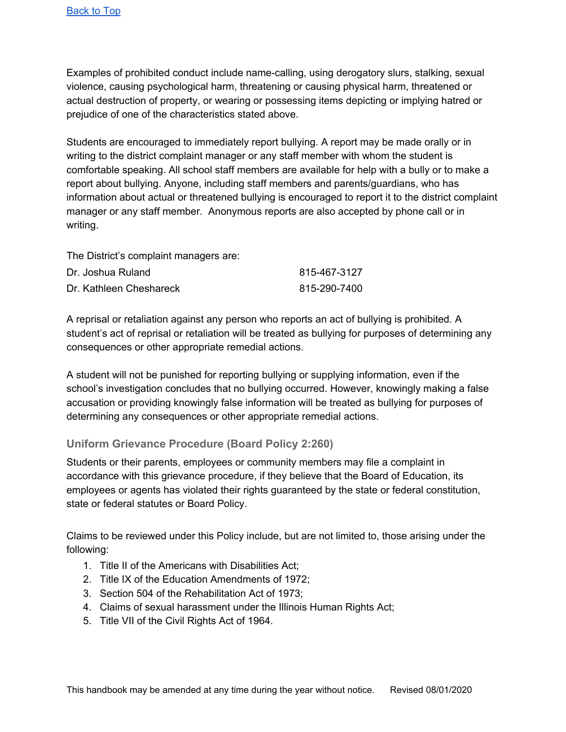[Back to Top]

Examples of prohibited conduct include name-calling, using derogatory slurs, stalking, sexual violence, causing psychological harm, threatening or causing physical harm, threatened or actual destruction of property, or wearing or possessing items depicting or implying hatred or prejudice of one of the characteristics stated above.

Students are encouraged to immediately report bullying. A report may be made orally or in writing to the district complaint manager or any staff member with whom the student is comfortable speaking. All school staff members are available for help with a bully or to make a report about bullying. Anyone, including staff members and parents/guardians, who has information about actual or threatened bullying is encouraged to report it to the district complaint manager or any staff member. Anonymous reports are also accepted by phone call or in writing.

The District's complaint managers are:

| | |
|---|---|
| Dr. Joshua Ruland | 815-467-3127 |
| Dr. Kathleen Cheshareck | 815-290-7400 |

A reprisal or retaliation against any person who reports an act of bullying is prohibited. A student's act of reprisal or retaliation will be treated as bullying for purposes of determining any consequences or other appropriate remedial actions.

A student will not be punished for reporting bullying or supplying information, even if the school's investigation concludes that no bullying occurred. However, knowingly making a false accusation or providing knowingly false information will be treated as bullying for purposes of determining any consequences or other appropriate remedial actions.

### Uniform Grievance Procedure (Board Policy 2:260)

Students or their parents, employees or community members may file a complaint in accordance with this grievance procedure, if they believe that the Board of Education, its employees or agents has violated their rights guaranteed by the state or federal constitution, state or federal statutes or Board Policy.

Claims to be reviewed under this Policy include, but are not limited to, those arising under the following:

1. Title II of the Americans with Disabilities Act;
2. Title IX of the Education Amendments of 1972;
3. Section 504 of the Rehabilitation Act of 1973;
4. Claims of sexual harassment under the Illinois Human Rights Act;
5. Title VII of the Civil Rights Act of 1964.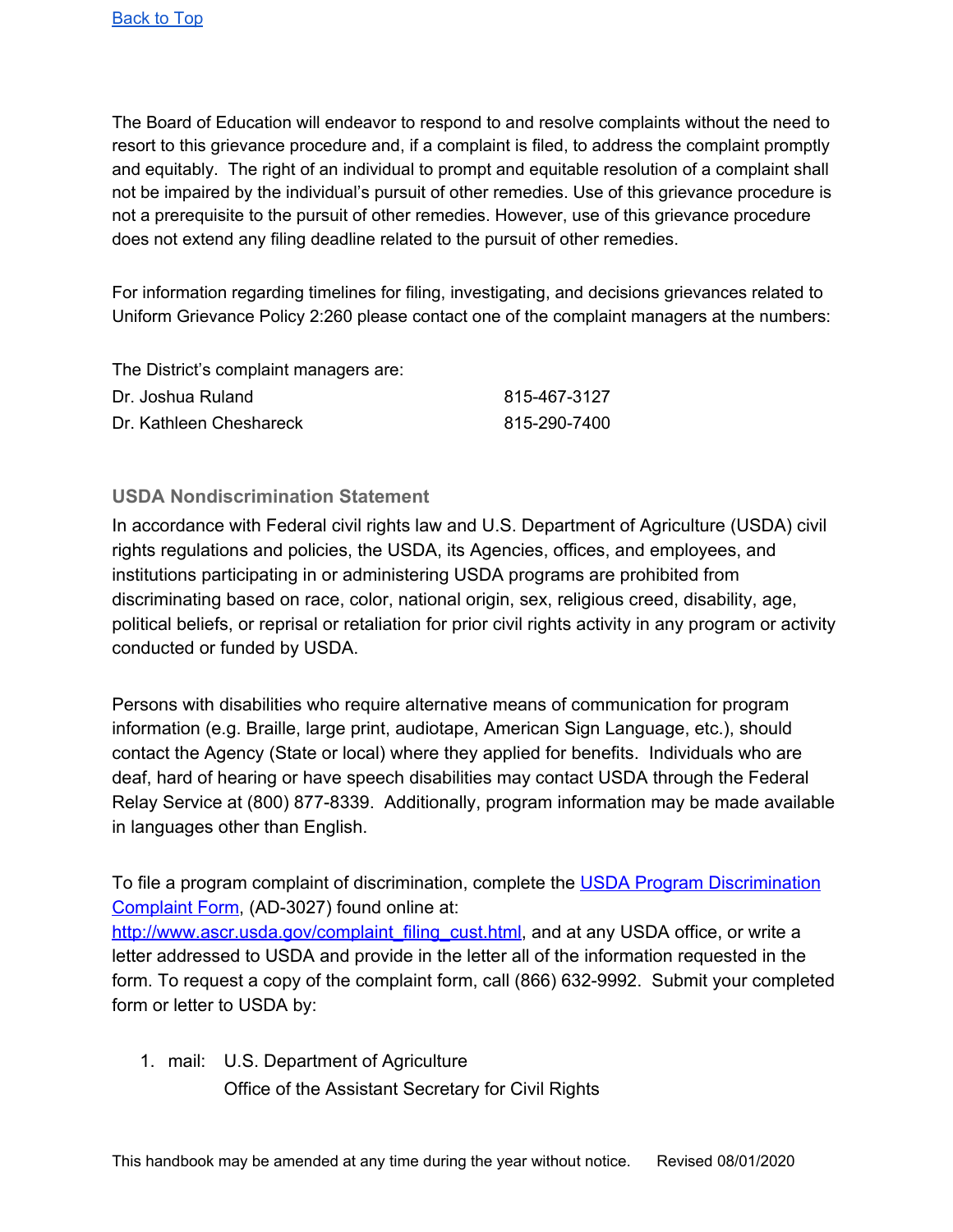[Back to Top](#)

The Board of Education will endeavor to respond to and resolve complaints without the need to resort to this grievance procedure and, if a complaint is filed, to address the complaint promptly and equitably. The right of an individual to prompt and equitable resolution of a complaint shall not be impaired by the individual's pursuit of other remedies. Use of this grievance procedure is not a prerequisite to the pursuit of other remedies. However, use of this grievance procedure does not extend any filing deadline related to the pursuit of other remedies.

For information regarding timelines for filing, investigating, and decisions grievances related to Uniform Grievance Policy 2:260 please contact one of the complaint managers at the numbers:

The District's complaint managers are:

| | |
|---|---|
| Dr. Joshua Ruland | 815-467-3127 |
| Dr. Kathleen Cheshareck | 815-290-7400 |

### USDA Nondiscrimination Statement

In accordance with Federal civil rights law and U.S. Department of Agriculture (USDA) civil rights regulations and policies, the USDA, its Agencies, offices, and employees, and institutions participating in or administering USDA programs are prohibited from discriminating based on race, color, national origin, sex, religious creed, disability, age, political beliefs, or reprisal or retaliation for prior civil rights activity in any program or activity conducted or funded by USDA.

Persons with disabilities who require alternative means of communication for program information (e.g. Braille, large print, audiotape, American Sign Language, etc.), should contact the Agency (State or local) where they applied for benefits. Individuals who are deaf, hard of hearing or have speech disabilities may contact USDA through the Federal Relay Service at (800) 877-8339. Additionally, program information may be made available in languages other than English.

To file a program complaint of discrimination, complete the [USDA Program Discrimination Complaint Form](http://www.ascr.usda.gov/complaint_filing_cust.html), (AD-3027) found online at: [http://www.ascr.usda.gov/complaint_filing_cust.html](http://www.ascr.usda.gov/complaint_filing_cust.html), and at any USDA office, or write a letter addressed to USDA and provide in the letter all of the information requested in the form. To request a copy of the complaint form, call (866) 632-9992. Submit your completed form or letter to USDA by:

1. mail: U.S. Department of Agriculture
   Office of the Assistant Secretary for Civil Rights

This handbook may be amended at any time during the year without notice. Revised 08/01/2020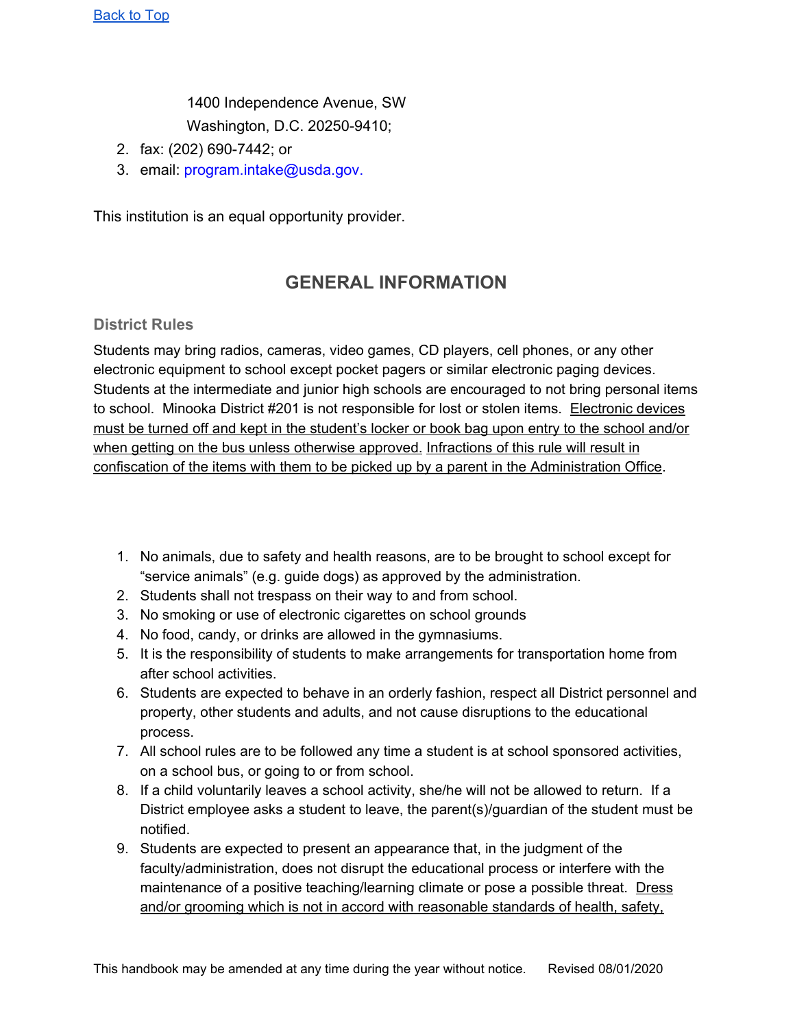[Back to Top](#)

1400 Independence Avenue, SW
Washington, D.C. 20250-9410;

2. fax: (202) 690-7442; or
3. email: program.intake@usda.gov.

This institution is an equal opportunity provider.

## GENERAL INFORMATION

### District Rules

Students may bring radios, cameras, video games, CD players, cell phones, or any other electronic equipment to school except pocket pagers or similar electronic paging devices. Students at the intermediate and junior high schools are encouraged to not bring personal items to school. Minooka District #201 is not responsible for lost or stolen items. <u>Electronic devices must be turned off and kept in the student's locker or book bag upon entry to the school and/or when getting on the bus unless otherwise approved.</u> <u>Infractions of this rule will result in confiscation of the items with them to be picked up by a parent in the Administration Office</u>.

1. No animals, due to safety and health reasons, are to be brought to school except for "service animals" (e.g. guide dogs) as approved by the administration.
2. Students shall not trespass on their way to and from school.
3. No smoking or use of electronic cigarettes on school grounds
4. No food, candy, or drinks are allowed in the gymnasiums.
5. It is the responsibility of students to make arrangements for transportation home from after school activities.
6. Students are expected to behave in an orderly fashion, respect all District personnel and property, other students and adults, and not cause disruptions to the educational process.
7. All school rules are to be followed any time a student is at school sponsored activities, on a school bus, or going to or from school.
8. If a child voluntarily leaves a school activity, she/he will not be allowed to return. If a District employee asks a student to leave, the parent(s)/guardian of the student must be notified.
9. Students are expected to present an appearance that, in the judgment of the faculty/administration, does not disrupt the educational process or interfere with the maintenance of a positive teaching/learning climate or pose a possible threat. <u>Dress and/or grooming which is not in accord with reasonable standards of health, safety,</u>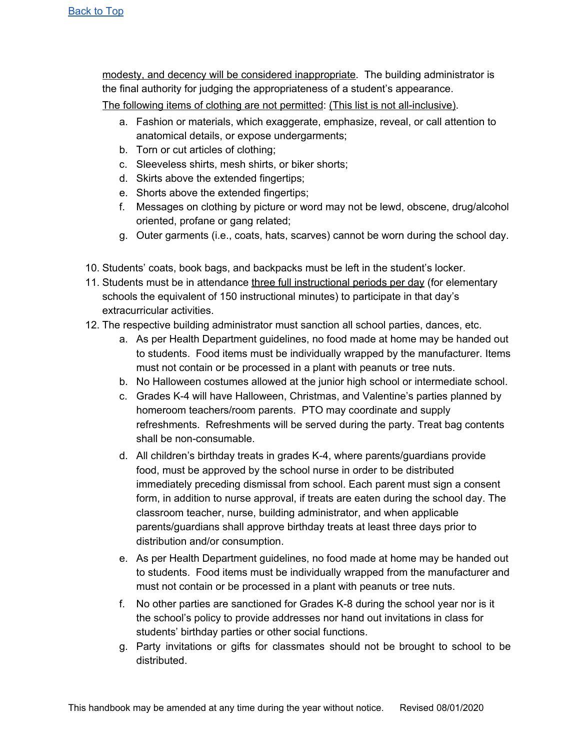modesty, and decency will be considered inappropriate. The building administrator is the final authority for judging the appropriateness of a student's appearance.

The following items of clothing are not permitted: (This list is not all-inclusive).

a. Fashion or materials, which exaggerate, emphasize, reveal, or call attention to anatomical details, or expose undergarments;
b. Torn or cut articles of clothing;
c. Sleeveless shirts, mesh shirts, or biker shorts;
d. Skirts above the extended fingertips;
e. Shorts above the extended fingertips;
f. Messages on clothing by picture or word may not be lewd, obscene, drug/alcohol oriented, profane or gang related;
g. Outer garments (i.e., coats, hats, scarves) cannot be worn during the school day.

10. Students' coats, book bags, and backpacks must be left in the student's locker.
11. Students must be in attendance three full instructional periods per day (for elementary schools the equivalent of 150 instructional minutes) to participate in that day's extracurricular activities.
12. The respective building administrator must sanction all school parties, dances, etc.
    a. As per Health Department guidelines, no food made at home may be handed out to students. Food items must be individually wrapped by the manufacturer. Items must not contain or be processed in a plant with peanuts or tree nuts.
    b. No Halloween costumes allowed at the junior high school or intermediate school.
    c. Grades K-4 will have Halloween, Christmas, and Valentine's parties planned by homeroom teachers/room parents. PTO may coordinate and supply refreshments. Refreshments will be served during the party. Treat bag contents shall be non-consumable.
    d. All children's birthday treats in grades K-4, where parents/guardians provide food, must be approved by the school nurse in order to be distributed immediately preceding dismissal from school. Each parent must sign a consent form, in addition to nurse approval, if treats are eaten during the school day. The classroom teacher, nurse, building administrator, and when applicable parents/guardians shall approve birthday treats at least three days prior to distribution and/or consumption.
    e. As per Health Department guidelines, no food made at home may be handed out to students. Food items must be individually wrapped from the manufacturer and must not contain or be processed in a plant with peanuts or tree nuts.
    f. No other parties are sanctioned for Grades K-8 during the school year nor is it the school's policy to provide addresses nor hand out invitations in class for students' birthday parties or other social functions.
    g. Party invitations or gifts for classmates should not be brought to school to be distributed.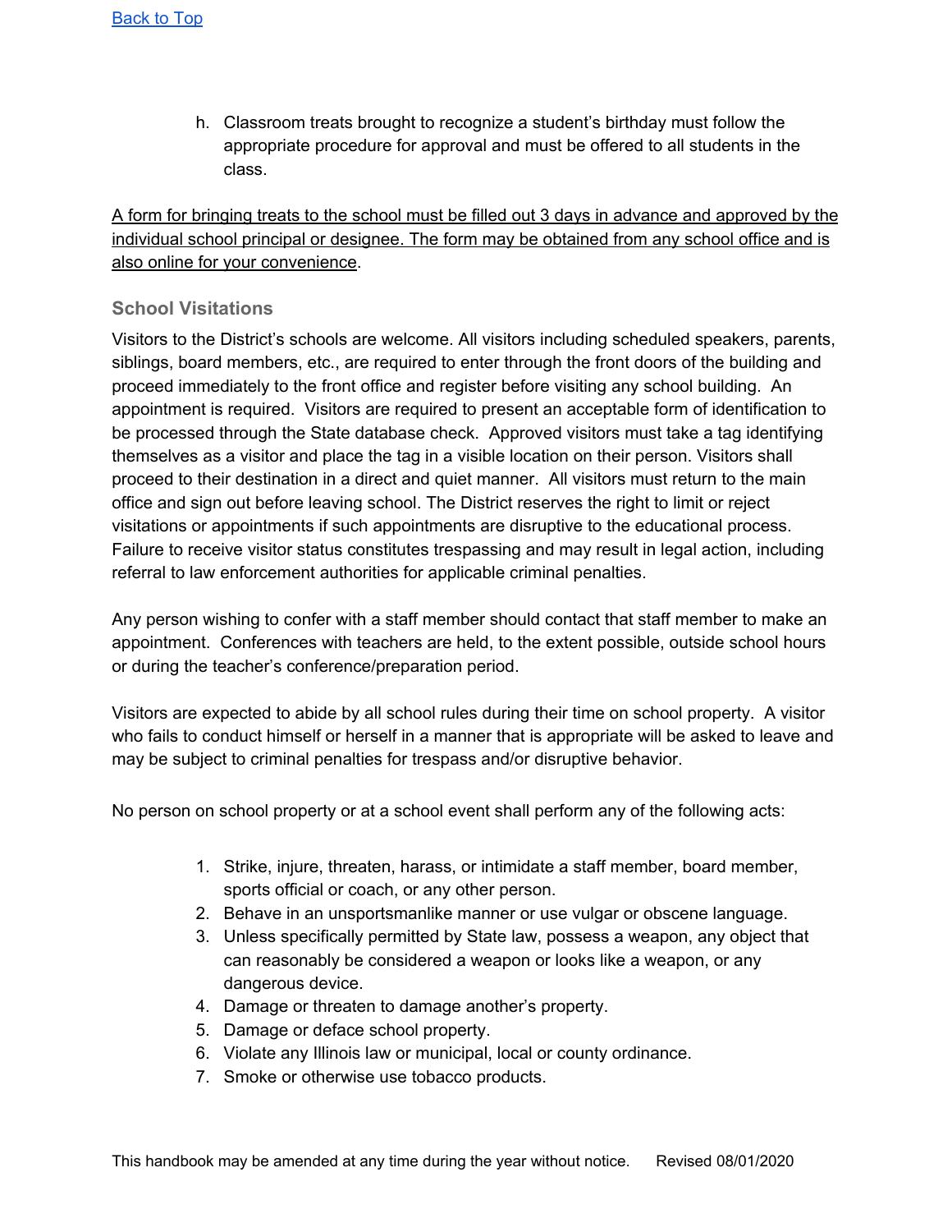h. Classroom treats brought to recognize a student's birthday must follow the appropriate procedure for approval and must be offered to all students in the class.

<u>A form for bringing treats to the school must be filled out 3 days in advance and approved by the individual school principal or designee. The form may be obtained from any school office and is also online for your convenience</u>.

### School Visitations

Visitors to the District's schools are welcome. All visitors including scheduled speakers, parents, siblings, board members, etc., are required to enter through the front doors of the building and proceed immediately to the front office and register before visiting any school building. An appointment is required. Visitors are required to present an acceptable form of identification to be processed through the State database check. Approved visitors must take a tag identifying themselves as a visitor and place the tag in a visible location on their person. Visitors shall proceed to their destination in a direct and quiet manner. All visitors must return to the main office and sign out before leaving school. The District reserves the right to limit or reject visitations or appointments if such appointments are disruptive to the educational process. Failure to receive visitor status constitutes trespassing and may result in legal action, including referral to law enforcement authorities for applicable criminal penalties.

Any person wishing to confer with a staff member should contact that staff member to make an appointment. Conferences with teachers are held, to the extent possible, outside school hours or during the teacher's conference/preparation period.

Visitors are expected to abide by all school rules during their time on school property. A visitor who fails to conduct himself or herself in a manner that is appropriate will be asked to leave and may be subject to criminal penalties for trespass and/or disruptive behavior.

No person on school property or at a school event shall perform any of the following acts:

1. Strike, injure, threaten, harass, or intimidate a staff member, board member, sports official or coach, or any other person.
2. Behave in an unsportsmanlike manner or use vulgar or obscene language.
3. Unless specifically permitted by State law, possess a weapon, any object that can reasonably be considered a weapon or looks like a weapon, or any dangerous device.
4. Damage or threaten to damage another's property.
5. Damage or deface school property.
6. Violate any Illinois law or municipal, local or county ordinance.
7. Smoke or otherwise use tobacco products.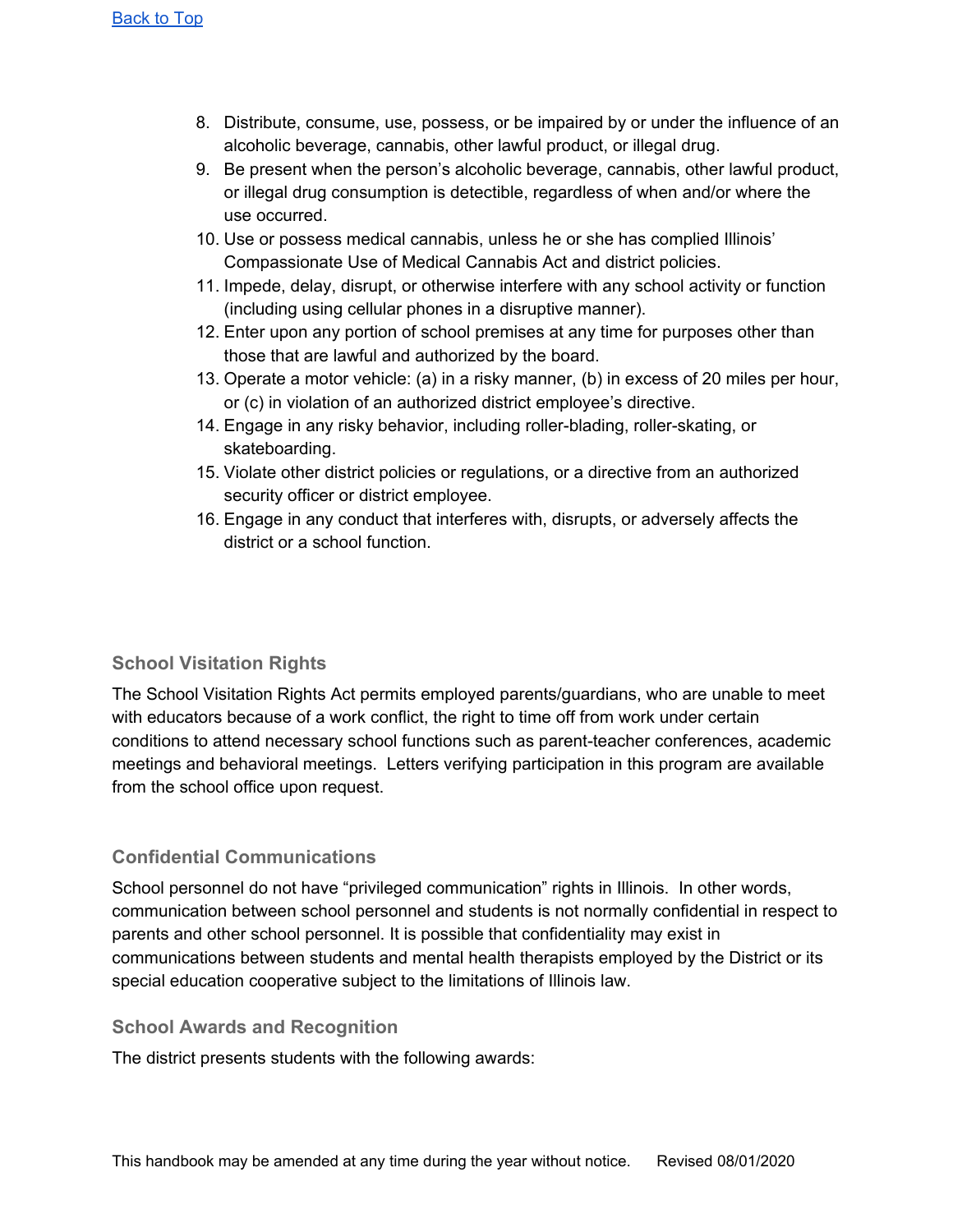[Back to Top]

8. Distribute, consume, use, possess, or be impaired by or under the influence of an alcoholic beverage, cannabis, other lawful product, or illegal drug.
9. Be present when the person's alcoholic beverage, cannabis, other lawful product, or illegal drug consumption is detectible, regardless of when and/or where the use occurred.
10. Use or possess medical cannabis, unless he or she has complied Illinois' Compassionate Use of Medical Cannabis Act and district policies.
11. Impede, delay, disrupt, or otherwise interfere with any school activity or function (including using cellular phones in a disruptive manner).
12. Enter upon any portion of school premises at any time for purposes other than those that are lawful and authorized by the board.
13. Operate a motor vehicle: (a) in a risky manner, (b) in excess of 20 miles per hour, or (c) in violation of an authorized district employee's directive.
14. Engage in any risky behavior, including roller-blading, roller-skating, or skateboarding.
15. Violate other district policies or regulations, or a directive from an authorized security officer or district employee.
16. Engage in any conduct that interferes with, disrupts, or adversely affects the district or a school function.

### School Visitation Rights

The School Visitation Rights Act permits employed parents/guardians, who are unable to meet with educators because of a work conflict, the right to time off from work under certain conditions to attend necessary school functions such as parent-teacher conferences, academic meetings and behavioral meetings. Letters verifying participation in this program are available from the school office upon request.

### Confidential Communications

School personnel do not have "privileged communication" rights in Illinois. In other words, communication between school personnel and students is not normally confidential in respect to parents and other school personnel. It is possible that confidentiality may exist in communications between students and mental health therapists employed by the District or its special education cooperative subject to the limitations of Illinois law.

### School Awards and Recognition

The district presents students with the following awards:

This handbook may be amended at any time during the year without notice. Revised 08/01/2020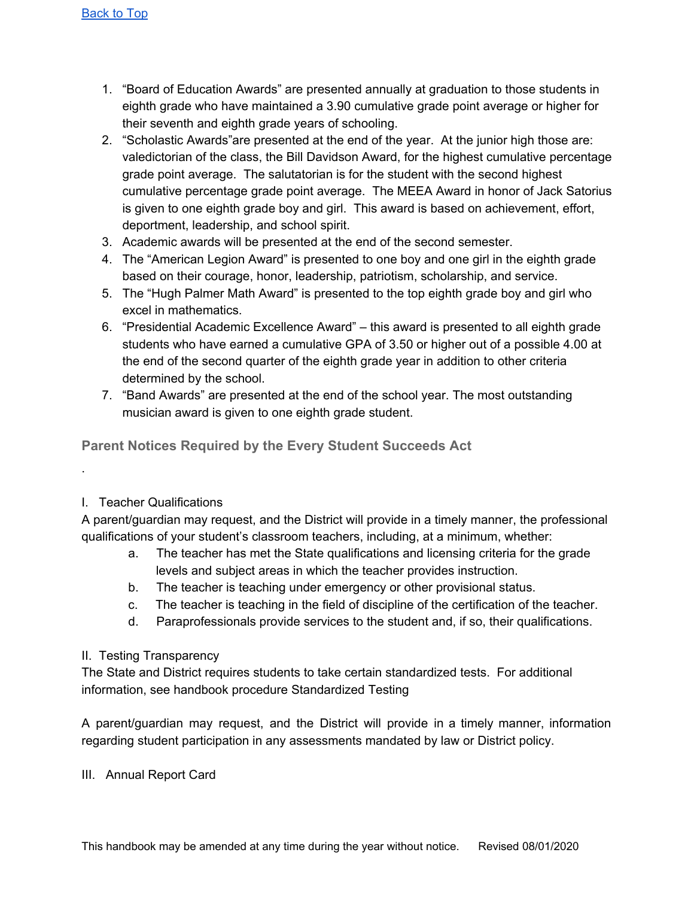[Back to Top](#)

1. "Board of Education Awards" are presented annually at graduation to those students in eighth grade who have maintained a 3.90 cumulative grade point average or higher for their seventh and eighth grade years of schooling.
2. "Scholastic Awards"are presented at the end of the year. At the junior high those are: valedictorian of the class, the Bill Davidson Award, for the highest cumulative percentage grade point average. The salutatorian is for the student with the second highest cumulative percentage grade point average. The MEEA Award in honor of Jack Satorius is given to one eighth grade boy and girl. This award is based on achievement, effort, deportment, leadership, and school spirit.
3. Academic awards will be presented at the end of the second semester.
4. The "American Legion Award" is presented to one boy and one girl in the eighth grade based on their courage, honor, leadership, patriotism, scholarship, and service.
5. The "Hugh Palmer Math Award" is presented to the top eighth grade boy and girl who excel in mathematics.
6. "Presidential Academic Excellence Award" – this award is presented to all eighth grade students who have earned a cumulative GPA of 3.50 or higher out of a possible 4.00 at the end of the second quarter of the eighth grade year in addition to other criteria determined by the school.
7. "Band Awards" are presented at the end of the school year. The most outstanding musician award is given to one eighth grade student.

## Parent Notices Required by the Every Student Succeeds Act

.

I. Teacher Qualifications

A parent/guardian may request, and the District will provide in a timely manner, the professional qualifications of your student's classroom teachers, including, at a minimum, whether:

a. The teacher has met the State qualifications and licensing criteria for the grade levels and subject areas in which the teacher provides instruction.
b. The teacher is teaching under emergency or other provisional status.
c. The teacher is teaching in the field of discipline of the certification of the teacher.
d. Paraprofessionals provide services to the student and, if so, their qualifications.

II. Testing Transparency

The State and District requires students to take certain standardized tests. For additional information, see handbook procedure Standardized Testing

A parent/guardian may request, and the District will provide in a timely manner, information regarding student participation in any assessments mandated by law or District policy.

III. Annual Report Card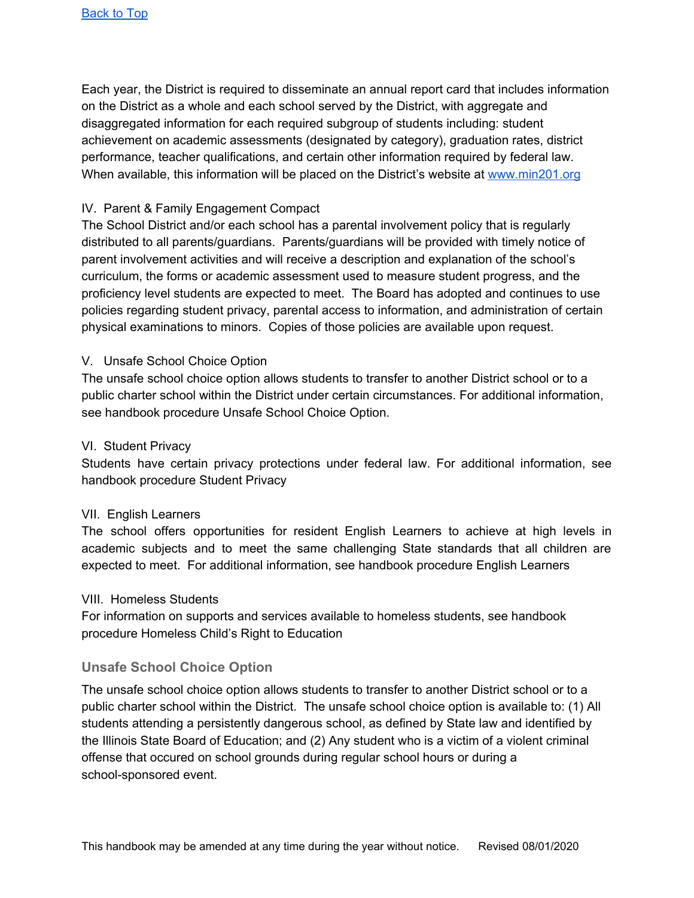[Back to Top](#)

Each year, the District is required to disseminate an annual report card that includes information on the District as a whole and each school served by the District, with aggregate and disaggregated information for each required subgroup of students including: student achievement on academic assessments (designated by category), graduation rates, district performance, teacher qualifications, and certain other information required by federal law. When available, this information will be placed on the District's website at [www.min201.org](http://www.min201.org)

IV. Parent & Family Engagement Compact

The School District and/or each school has a parental involvement policy that is regularly distributed to all parents/guardians. Parents/guardians will be provided with timely notice of parent involvement activities and will receive a description and explanation of the school's curriculum, the forms or academic assessment used to measure student progress, and the proficiency level students are expected to meet. The Board has adopted and continues to use policies regarding student privacy, parental access to information, and administration of certain physical examinations to minors. Copies of those policies are available upon request.

V. Unsafe School Choice Option

The unsafe school choice option allows students to transfer to another District school or to a public charter school within the District under certain circumstances. For additional information, see handbook procedure Unsafe School Choice Option.

VI. Student Privacy

Students have certain privacy protections under federal law. For additional information, see handbook procedure Student Privacy

VII. English Learners

The school offers opportunities for resident English Learners to achieve at high levels in academic subjects and to meet the same challenging State standards that all children are expected to meet. For additional information, see handbook procedure English Learners

VIII. Homeless Students

For information on supports and services available to homeless students, see handbook procedure Homeless Child's Right to Education

### Unsafe School Choice Option

The unsafe school choice option allows students to transfer to another District school or to a public charter school within the District. The unsafe school choice option is available to: (1) All students attending a persistently dangerous school, as defined by State law and identified by the Illinois State Board of Education; and (2) Any student who is a victim of a violent criminal offense that occured on school grounds during regular school hours or during a school-sponsored event.

This handbook may be amended at any time during the year without notice. Revised 08/01/2020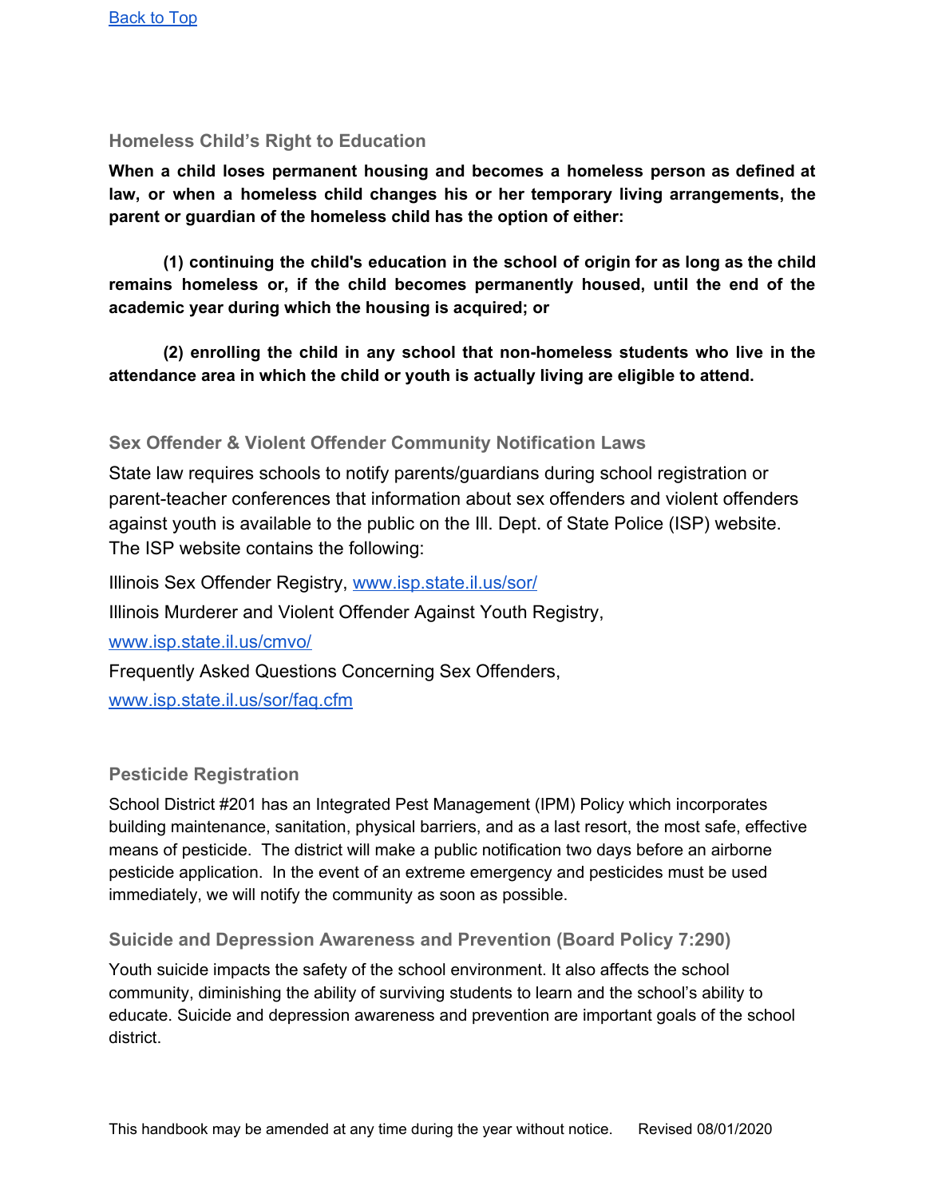[Back to Top](#)

### Homeless Child's Right to Education

**When a child loses permanent housing and becomes a homeless person as defined at law, or when a homeless child changes his or her temporary living arrangements, the parent or guardian of the homeless child has the option of either:**

**(1) continuing the child's education in the school of origin for as long as the child remains homeless or, if the child becomes permanently housed, until the end of the academic year during which the housing is acquired; or**

**(2) enrolling the child in any school that non-homeless students who live in the attendance area in which the child or youth is actually living are eligible to attend.**

### Sex Offender & Violent Offender Community Notification Laws

State law requires schools to notify parents/guardians during school registration or parent-teacher conferences that information about sex offenders and violent offenders against youth is available to the public on the Ill. Dept. of State Police (ISP) website. The ISP website contains the following:

Illinois Sex Offender Registry, [www.isp.state.il.us/sor/](www.isp.state.il.us/sor/)

Illinois Murderer and Violent Offender Against Youth Registry,

[www.isp.state.il.us/cmvo/](www.isp.state.il.us/cmvo/)

Frequently Asked Questions Concerning Sex Offenders,

[www.isp.state.il.us/sor/faq.cfm](www.isp.state.il.us/sor/faq.cfm)

### Pesticide Registration

School District #201 has an Integrated Pest Management (IPM) Policy which incorporates building maintenance, sanitation, physical barriers, and as a last resort, the most safe, effective means of pesticide. The district will make a public notification two days before an airborne pesticide application. In the event of an extreme emergency and pesticides must be used immediately, we will notify the community as soon as possible.

### Suicide and Depression Awareness and Prevention (Board Policy 7:290)

Youth suicide impacts the safety of the school environment. It also affects the school community, diminishing the ability of surviving students to learn and the school's ability to educate. Suicide and depression awareness and prevention are important goals of the school district.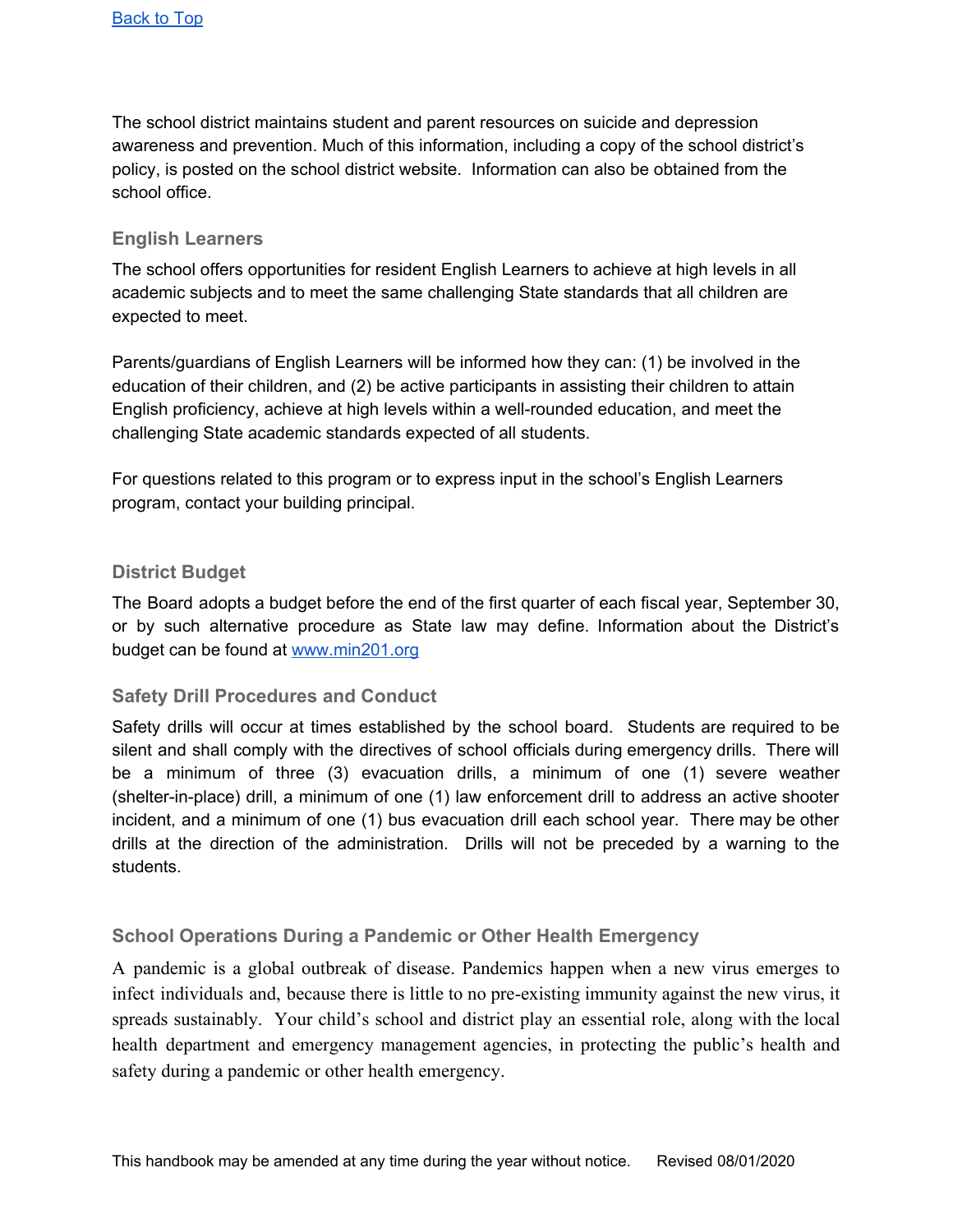[Back to Top](#)

The school district maintains student and parent resources on suicide and depression awareness and prevention. Much of this information, including a copy of the school district's policy, is posted on the school district website. Information can also be obtained from the school office.

### English Learners

The school offers opportunities for resident English Learners to achieve at high levels in all academic subjects and to meet the same challenging State standards that all children are expected to meet.

Parents/guardians of English Learners will be informed how they can: (1) be involved in the education of their children, and (2) be active participants in assisting their children to attain English proficiency, achieve at high levels within a well-rounded education, and meet the challenging State academic standards expected of all students.

For questions related to this program or to express input in the school's English Learners program, contact your building principal.

### District Budget

The Board adopts a budget before the end of the first quarter of each fiscal year, September 30, or by such alternative procedure as State law may define. Information about the District's budget can be found at [www.min201.org](http://www.min201.org)

### Safety Drill Procedures and Conduct

Safety drills will occur at times established by the school board. Students are required to be silent and shall comply with the directives of school officials during emergency drills. There will be a minimum of three (3) evacuation drills, a minimum of one (1) severe weather (shelter-in-place) drill, a minimum of one (1) law enforcement drill to address an active shooter incident, and a minimum of one (1) bus evacuation drill each school year. There may be other drills at the direction of the administration. Drills will not be preceded by a warning to the students.

### School Operations During a Pandemic or Other Health Emergency

A pandemic is a global outbreak of disease. Pandemics happen when a new virus emerges to infect individuals and, because there is little to no pre-existing immunity against the new virus, it spreads sustainably. Your child's school and district play an essential role, along with the local health department and emergency management agencies, in protecting the public's health and safety during a pandemic or other health emergency.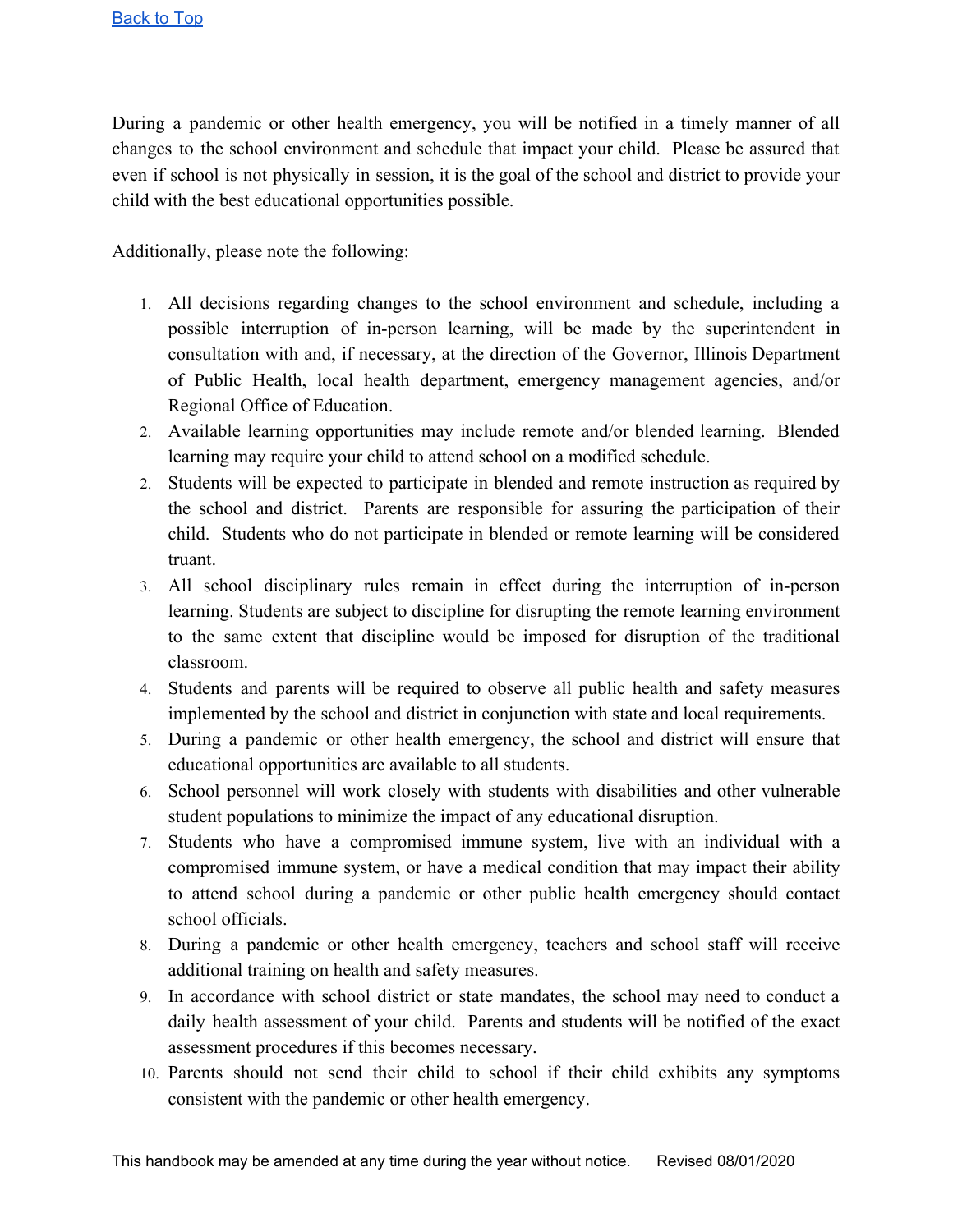During a pandemic or other health emergency, you will be notified in a timely manner of all changes to the school environment and schedule that impact your child. Please be assured that even if school is not physically in session, it is the goal of the school and district to provide your child with the best educational opportunities possible.

Additionally, please note the following:

1. All decisions regarding changes to the school environment and schedule, including a possible interruption of in-person learning, will be made by the superintendent in consultation with and, if necessary, at the direction of the Governor, Illinois Department of Public Health, local health department, emergency management agencies, and/or Regional Office of Education.
2. Available learning opportunities may include remote and/or blended learning. Blended learning may require your child to attend school on a modified schedule.
2. Students will be expected to participate in blended and remote instruction as required by the school and district. Parents are responsible for assuring the participation of their child. Students who do not participate in blended or remote learning will be considered truant.
3. All school disciplinary rules remain in effect during the interruption of in-person learning. Students are subject to discipline for disrupting the remote learning environment to the same extent that discipline would be imposed for disruption of the traditional classroom.
4. Students and parents will be required to observe all public health and safety measures implemented by the school and district in conjunction with state and local requirements.
5. During a pandemic or other health emergency, the school and district will ensure that educational opportunities are available to all students.
6. School personnel will work closely with students with disabilities and other vulnerable student populations to minimize the impact of any educational disruption.
7. Students who have a compromised immune system, live with an individual with a compromised immune system, or have a medical condition that may impact their ability to attend school during a pandemic or other public health emergency should contact school officials.
8. During a pandemic or other health emergency, teachers and school staff will receive additional training on health and safety measures.
9. In accordance with school district or state mandates, the school may need to conduct a daily health assessment of your child. Parents and students will be notified of the exact assessment procedures if this becomes necessary.
10. Parents should not send their child to school if their child exhibits any symptoms consistent with the pandemic or other health emergency.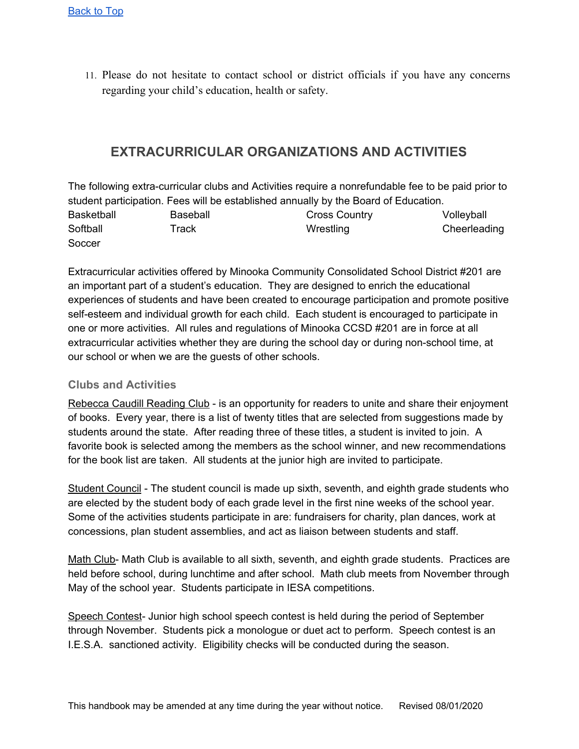[Back to Top]

11. Please do not hesitate to contact school or district officials if you have any concerns regarding your child's education, health or safety.

## EXTRACURRICULAR ORGANIZATIONS AND ACTIVITIES

The following extra-curricular clubs and Activities require a nonrefundable fee to be paid prior to student participation. Fees will be established annually by the Board of Education.

| | | | |
|---|---|---|---|
| Basketball | Baseball | Cross Country | Volleyball |
| Softball | Track | Wrestling | Cheerleading |
| Soccer | | | |

Extracurricular activities offered by Minooka Community Consolidated School District #201 are an important part of a student's education. They are designed to enrich the educational experiences of students and have been created to encourage participation and promote positive self-esteem and individual growth for each child. Each student is encouraged to participate in one or more activities. All rules and regulations of Minooka CCSD #201 are in force at all extracurricular activities whether they are during the school day or during non-school time, at our school or when we are the guests of other schools.

### Clubs and Activities

Rebecca Caudill Reading Club - is an opportunity for readers to unite and share their enjoyment of books. Every year, there is a list of twenty titles that are selected from suggestions made by students around the state. After reading three of these titles, a student is invited to join. A favorite book is selected among the members as the school winner, and new recommendations for the book list are taken. All students at the junior high are invited to participate.

Student Council - The student council is made up sixth, seventh, and eighth grade students who are elected by the student body of each grade level in the first nine weeks of the school year. Some of the activities students participate in are: fundraisers for charity, plan dances, work at concessions, plan student assemblies, and act as liaison between students and staff.

Math Club- Math Club is available to all sixth, seventh, and eighth grade students. Practices are held before school, during lunchtime and after school. Math club meets from November through May of the school year. Students participate in IESA competitions.

Speech Contest- Junior high school speech contest is held during the period of September through November. Students pick a monologue or duet act to perform. Speech contest is an I.E.S.A. sanctioned activity. Eligibility checks will be conducted during the season.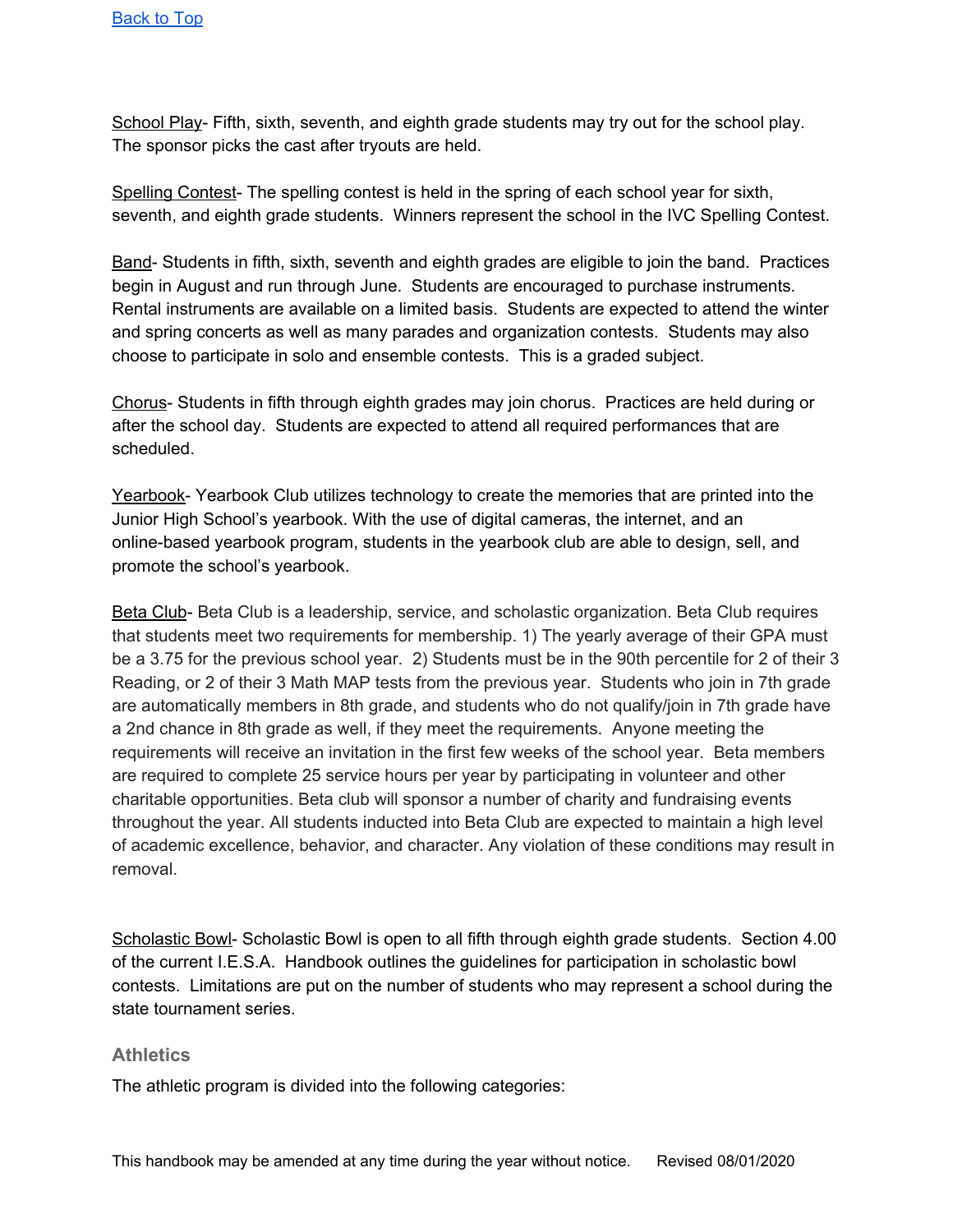Back to Top

School Play- Fifth, sixth, seventh, and eighth grade students may try out for the school play. The sponsor picks the cast after tryouts are held.

Spelling Contest- The spelling contest is held in the spring of each school year for sixth, seventh, and eighth grade students. Winners represent the school in the IVC Spelling Contest.

Band- Students in fifth, sixth, seventh and eighth grades are eligible to join the band. Practices begin in August and run through June. Students are encouraged to purchase instruments. Rental instruments are available on a limited basis. Students are expected to attend the winter and spring concerts as well as many parades and organization contests. Students may also choose to participate in solo and ensemble contests. This is a graded subject.

Chorus- Students in fifth through eighth grades may join chorus. Practices are held during or after the school day. Students are expected to attend all required performances that are scheduled.

Yearbook- Yearbook Club utilizes technology to create the memories that are printed into the Junior High School's yearbook. With the use of digital cameras, the internet, and an online-based yearbook program, students in the yearbook club are able to design, sell, and promote the school's yearbook.

Beta Club- Beta Club is a leadership, service, and scholastic organization. Beta Club requires that students meet two requirements for membership. 1) The yearly average of their GPA must be a 3.75 for the previous school year. 2) Students must be in the 90th percentile for 2 of their 3 Reading, or 2 of their 3 Math MAP tests from the previous year. Students who join in 7th grade are automatically members in 8th grade, and students who do not qualify/join in 7th grade have a 2nd chance in 8th grade as well, if they meet the requirements. Anyone meeting the requirements will receive an invitation in the first few weeks of the school year. Beta members are required to complete 25 service hours per year by participating in volunteer and other charitable opportunities. Beta club will sponsor a number of charity and fundraising events throughout the year. All students inducted into Beta Club are expected to maintain a high level of academic excellence, behavior, and character. Any violation of these conditions may result in removal.

Scholastic Bowl- Scholastic Bowl is open to all fifth through eighth grade students. Section 4.00 of the current I.E.S.A. Handbook outlines the guidelines for participation in scholastic bowl contests. Limitations are put on the number of students who may represent a school during the state tournament series.

### Athletics

The athletic program is divided into the following categories: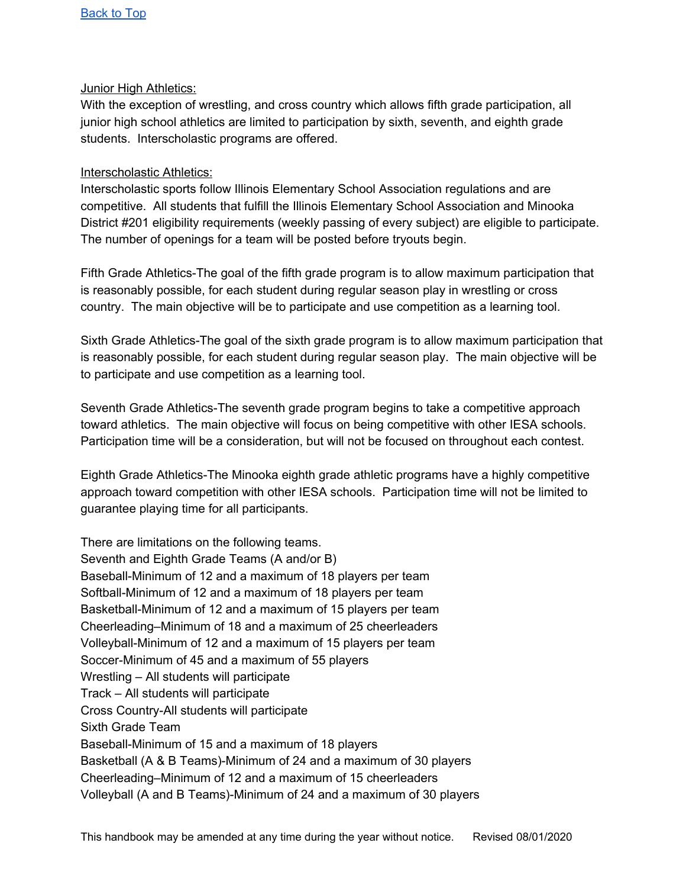[Back to Top](#)

<u>Junior High Athletics:</u>
With the exception of wrestling, and cross country which allows fifth grade participation, all junior high school athletics are limited to participation by sixth, seventh, and eighth grade students. Interscholastic programs are offered.

<u>Interscholastic Athletics:</u>
Interscholastic sports follow Illinois Elementary School Association regulations and are competitive. All students that fulfill the Illinois Elementary School Association and Minooka District #201 eligibility requirements (weekly passing of every subject) are eligible to participate. The number of openings for a team will be posted before tryouts begin.

Fifth Grade Athletics-The goal of the fifth grade program is to allow maximum participation that is reasonably possible, for each student during regular season play in wrestling or cross country. The main objective will be to participate and use competition as a learning tool.

Sixth Grade Athletics-The goal of the sixth grade program is to allow maximum participation that is reasonably possible, for each student during regular season play. The main objective will be to participate and use competition as a learning tool.

Seventh Grade Athletics-The seventh grade program begins to take a competitive approach toward athletics. The main objective will focus on being competitive with other IESA schools. Participation time will be a consideration, but will not be focused on throughout each contest.

Eighth Grade Athletics-The Minooka eighth grade athletic programs have a highly competitive approach toward competition with other IESA schools. Participation time will not be limited to guarantee playing time for all participants.

There are limitations on the following teams.
Seventh and Eighth Grade Teams (A and/or B)
Baseball-Minimum of 12 and a maximum of 18 players per team
Softball-Minimum of 12 and a maximum of 18 players per team
Basketball-Minimum of 12 and a maximum of 15 players per team
Cheerleading–Minimum of 18 and a maximum of 25 cheerleaders
Volleyball-Minimum of 12 and a maximum of 15 players per team
Soccer-Minimum of 45 and a maximum of 55 players
Wrestling – All students will participate
Track – All students will participate
Cross Country-All students will participate
Sixth Grade Team
Baseball-Minimum of 15 and a maximum of 18 players
Basketball (A & B Teams)-Minimum of 24 and a maximum of 30 players
Cheerleading–Minimum of 12 and a maximum of 15 cheerleaders
Volleyball (A and B Teams)-Minimum of 24 and a maximum of 30 players

This handbook may be amended at any time during the year without notice. Revised 08/01/2020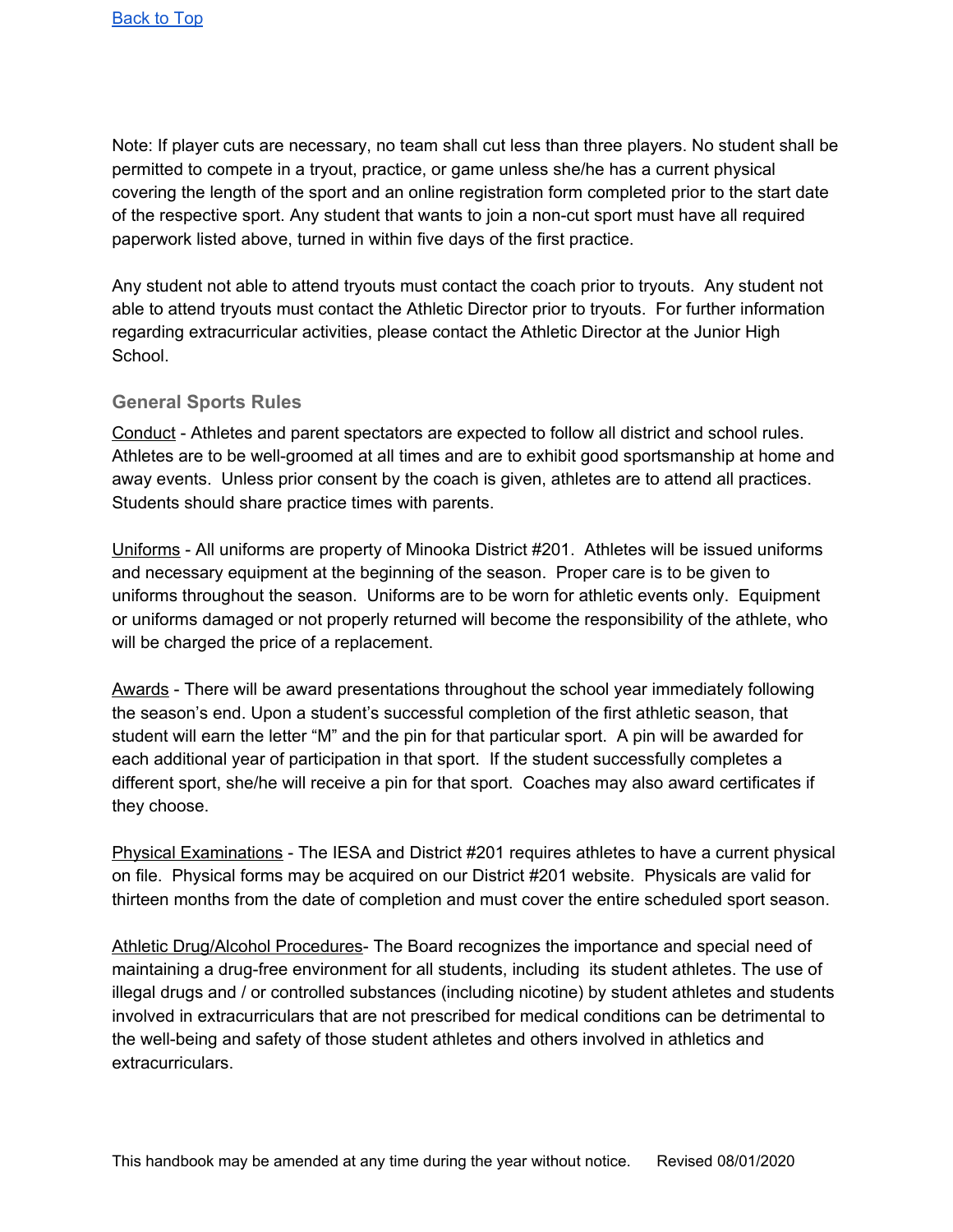[Back to Top]

Note: If player cuts are necessary, no team shall cut less than three players. No student shall be permitted to compete in a tryout, practice, or game unless she/he has a current physical covering the length of the sport and an online registration form completed prior to the start date of the respective sport. Any student that wants to join a non-cut sport must have all required paperwork listed above, turned in within five days of the first practice.

Any student not able to attend tryouts must contact the coach prior to tryouts. Any student not able to attend tryouts must contact the Athletic Director prior to tryouts. For further information regarding extracurricular activities, please contact the Athletic Director at the Junior High School.

### General Sports Rules

Conduct - Athletes and parent spectators are expected to follow all district and school rules. Athletes are to be well-groomed at all times and are to exhibit good sportsmanship at home and away events. Unless prior consent by the coach is given, athletes are to attend all practices. Students should share practice times with parents.

Uniforms - All uniforms are property of Minooka District #201. Athletes will be issued uniforms and necessary equipment at the beginning of the season. Proper care is to be given to uniforms throughout the season. Uniforms are to be worn for athletic events only. Equipment or uniforms damaged or not properly returned will become the responsibility of the athlete, who will be charged the price of a replacement.

Awards - There will be award presentations throughout the school year immediately following the season's end. Upon a student's successful completion of the first athletic season, that student will earn the letter "M" and the pin for that particular sport. A pin will be awarded for each additional year of participation in that sport. If the student successfully completes a different sport, she/he will receive a pin for that sport. Coaches may also award certificates if they choose.

Physical Examinations - The IESA and District #201 requires athletes to have a current physical on file. Physical forms may be acquired on our District #201 website. Physicals are valid for thirteen months from the date of completion and must cover the entire scheduled sport season.

Athletic Drug/Alcohol Procedures- The Board recognizes the importance and special need of maintaining a drug-free environment for all students, including its student athletes. The use of illegal drugs and / or controlled substances (including nicotine) by student athletes and students involved in extracurriculars that are not prescribed for medical conditions can be detrimental to the well-being and safety of those student athletes and others involved in athletics and extracurriculars.

This handbook may be amended at any time during the year without notice. Revised 08/01/2020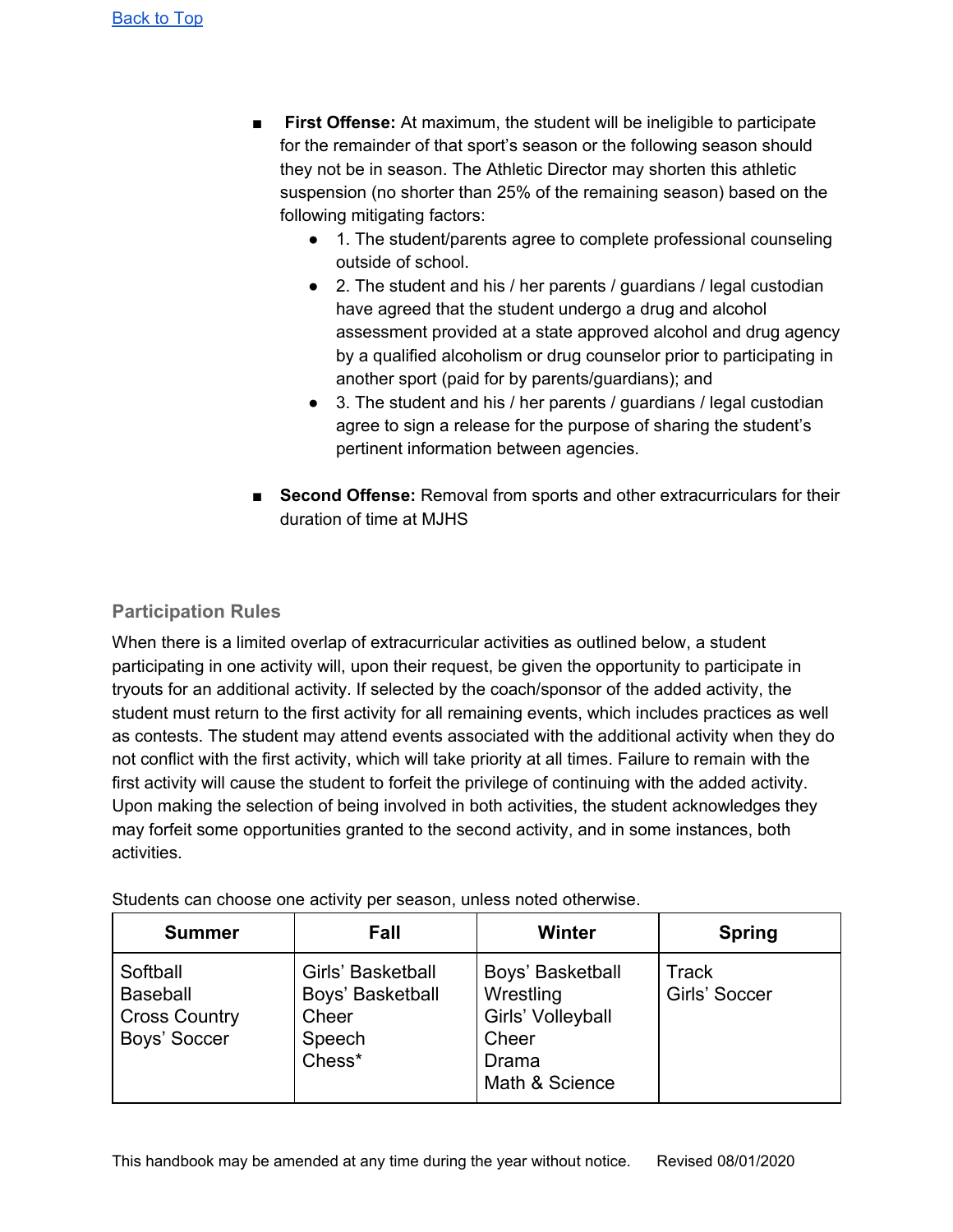[Back to Top](#)

- **First Offense:** At maximum, the student will be ineligible to participate for the remainder of that sport's season or the following season should they not be in season. The Athletic Director may shorten this athletic suspension (no shorter than 25% of the remaining season) based on the following mitigating factors:
    - 1. The student/parents agree to complete professional counseling outside of school.
    - 2. The student and his / her parents / guardians / legal custodian have agreed that the student undergo a drug and alcohol assessment provided at a state approved alcohol and drug agency by a qualified alcoholism or drug counselor prior to participating in another sport (paid for by parents/guardians); and
    - 3. The student and his / her parents / guardians / legal custodian agree to sign a release for the purpose of sharing the student's pertinent information between agencies.
- **Second Offense:** Removal from sports and other extracurriculars for their duration of time at MJHS

### Participation Rules

When there is a limited overlap of extracurricular activities as outlined below, a student participating in one activity will, upon their request, be given the opportunity to participate in tryouts for an additional activity. If selected by the coach/sponsor of the added activity, the student must return to the first activity for all remaining events, which includes practices as well as contests. The student may attend events associated with the additional activity when they do not conflict with the first activity, which will take priority at all times. Failure to remain with the first activity will cause the student to forfeit the privilege of continuing with the added activity. Upon making the selection of being involved in both activities, the student acknowledges they may forfeit some opportunities granted to the second activity, and in some instances, both activities.

Students can choose one activity per season, unless noted otherwise.

| Summer | Fall | Winter | Spring |
|---|---|---|---|
| Softball<br>Baseball<br>Cross Country<br>Boys' Soccer | Girls' Basketball<br>Boys' Basketball<br>Cheer<br>Speech<br>Chess* | Boys' Basketball<br>Wrestling<br>Girls' Volleyball<br>Cheer<br>Drama<br>Math & Science | Track<br>Girls' Soccer |

This handbook may be amended at any time during the year without notice. Revised 08/01/2020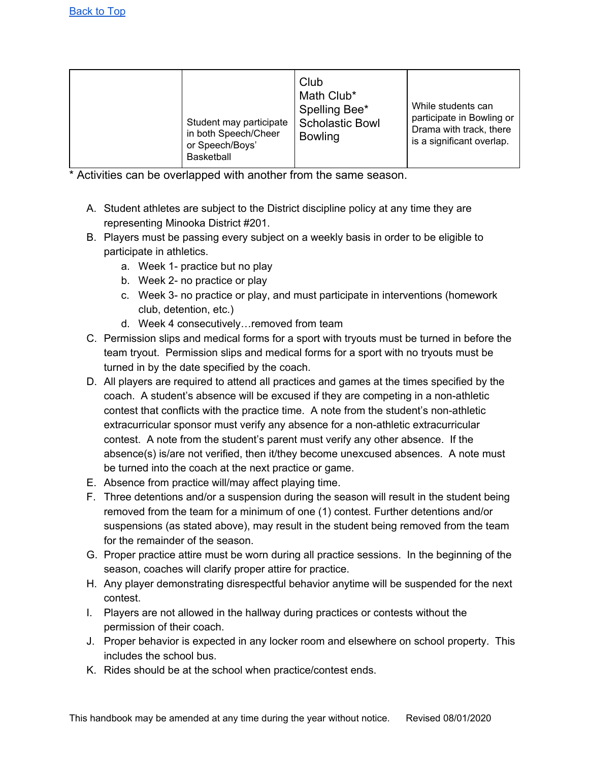[Back to Top]

| | | | |
|---|---|---|---|
| | Student may participate in both Speech/Cheer or Speech/Boys' Basketball | Club<br>Math Club*<br>Spelling Bee*<br>Scholastic Bowl<br>Bowling | While students can participate in Bowling or Drama with track, there is a significant overlap. |

* Activities can be overlapped with another from the same season.

A. Student athletes are subject to the District discipline policy at any time they are representing Minooka District #201.
B. Players must be passing every subject on a weekly basis in order to be eligible to participate in athletics.
   a. Week 1- practice but no play
   b. Week 2- no practice or play
   c. Week 3- no practice or play, and must participate in interventions (homework club, detention, etc.)
   d. Week 4 consecutively…removed from team
C. Permission slips and medical forms for a sport with tryouts must be turned in before the team tryout. Permission slips and medical forms for a sport with no tryouts must be turned in by the date specified by the coach.
D. All players are required to attend all practices and games at the times specified by the coach. A student's absence will be excused if they are competing in a non-athletic contest that conflicts with the practice time. A note from the student's non-athletic extracurricular sponsor must verify any absence for a non-athletic extracurricular contest. A note from the student's parent must verify any other absence. If the absence(s) is/are not verified, then it/they become unexcused absences. A note must be turned into the coach at the next practice or game.
E. Absence from practice will/may affect playing time.
F. Three detentions and/or a suspension during the season will result in the student being removed from the team for a minimum of one (1) contest. Further detentions and/or suspensions (as stated above), may result in the student being removed from the team for the remainder of the season.
G. Proper practice attire must be worn during all practice sessions. In the beginning of the season, coaches will clarify proper attire for practice.
H. Any player demonstrating disrespectful behavior anytime will be suspended for the next contest.
I. Players are not allowed in the hallway during practices or contests without the permission of their coach.
J. Proper behavior is expected in any locker room and elsewhere on school property. This includes the school bus.
K. Rides should be at the school when practice/contest ends.

This handbook may be amended at any time during the year without notice. Revised 08/01/2020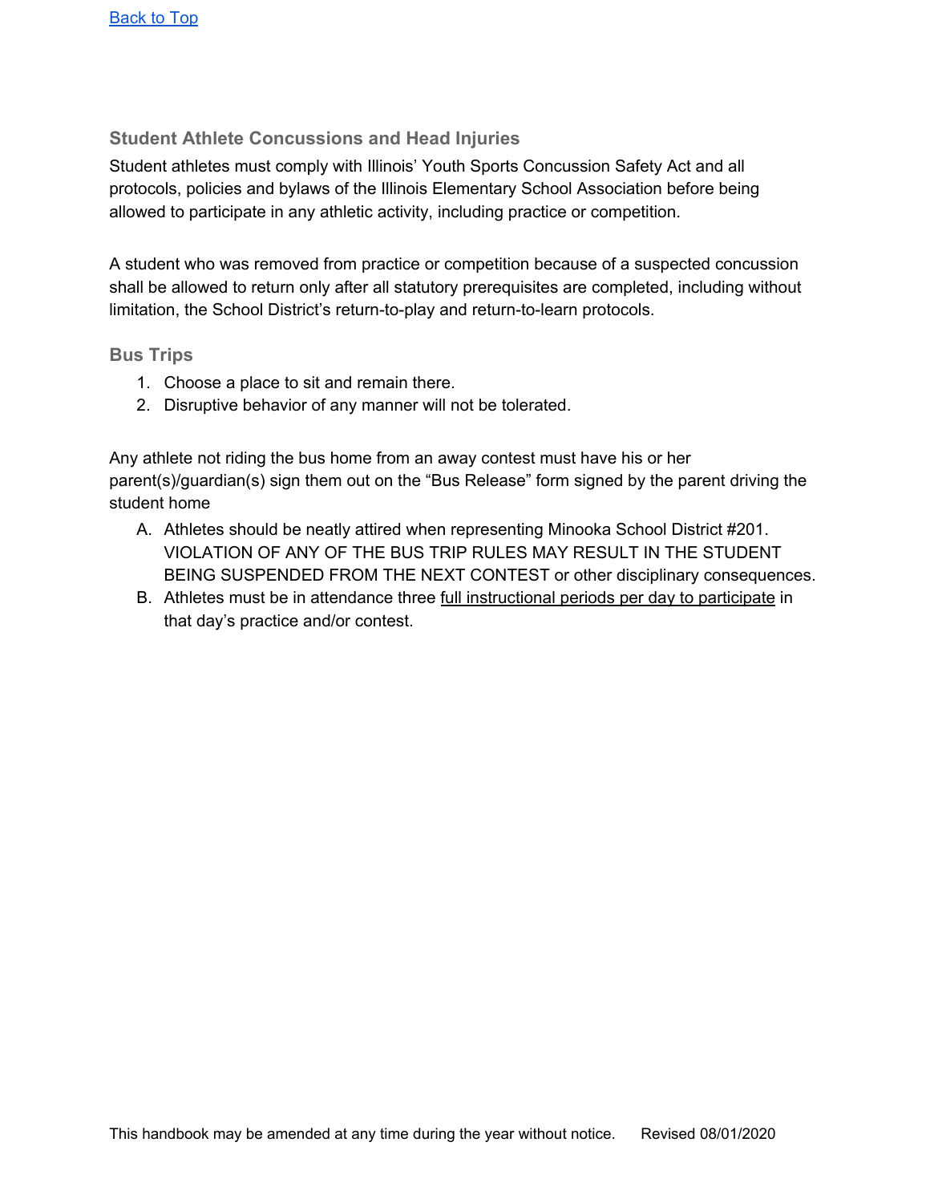[Back to Top](#)

### Student Athlete Concussions and Head Injuries

Student athletes must comply with Illinois' Youth Sports Concussion Safety Act and all protocols, policies and bylaws of the Illinois Elementary School Association before being allowed to participate in any athletic activity, including practice or competition.

A student who was removed from practice or competition because of a suspected concussion shall be allowed to return only after all statutory prerequisites are completed, including without limitation, the School District's return-to-play and return-to-learn protocols.

### Bus Trips

1. Choose a place to sit and remain there.
2. Disruptive behavior of any manner will not be tolerated.

Any athlete not riding the bus home from an away contest must have his or her parent(s)/guardian(s) sign them out on the "Bus Release" form signed by the parent driving the student home

A. Athletes should be neatly attired when representing Minooka School District #201. VIOLATION OF ANY OF THE BUS TRIP RULES MAY RESULT IN THE STUDENT BEING SUSPENDED FROM THE NEXT CONTEST or other disciplinary consequences.
B. Athletes must be in attendance three full instructional periods per day to participate in that day's practice and/or contest.

This handbook may be amended at any time during the year without notice. Revised 08/01/2020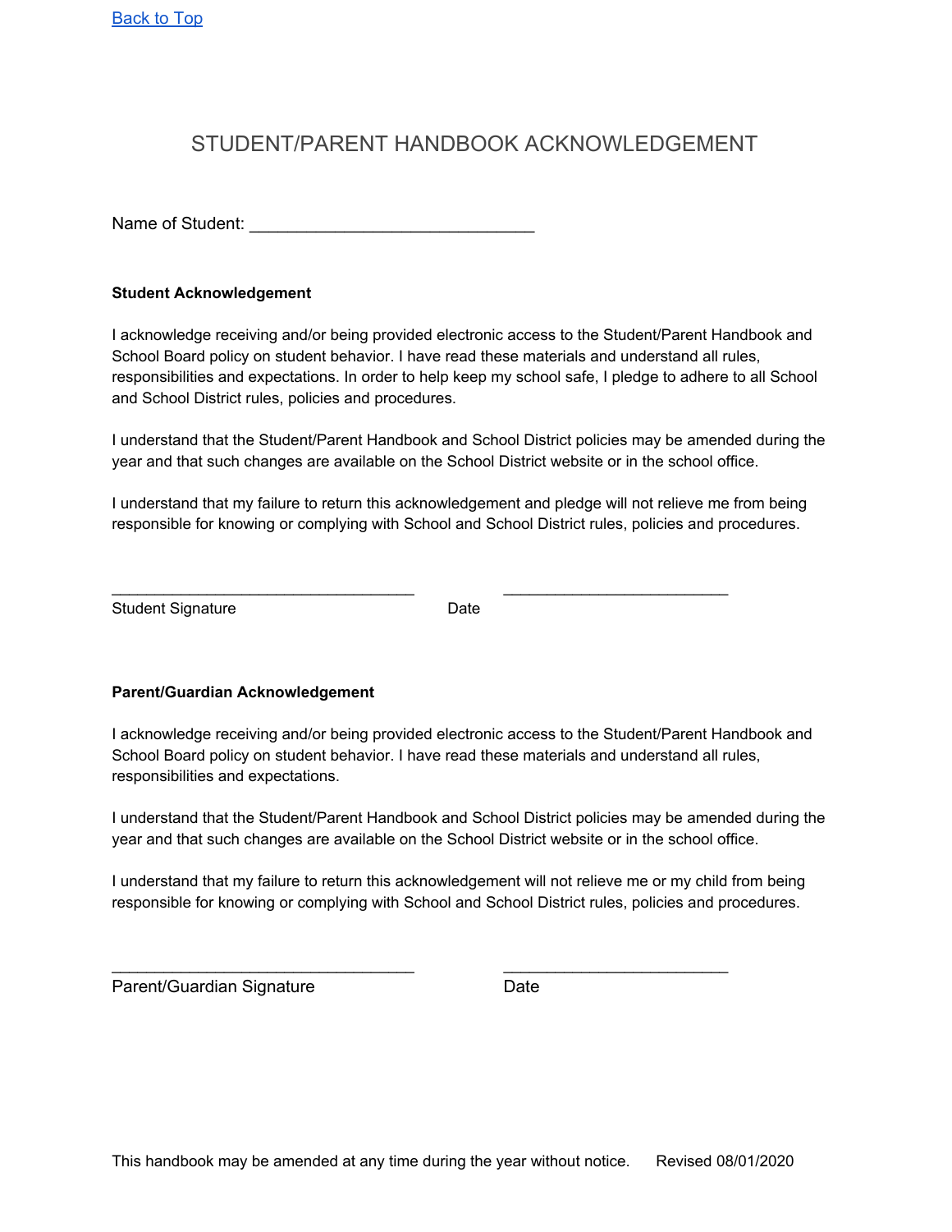[Back to Top](#)

# STUDENT/PARENT HANDBOOK ACKNOWLEDGEMENT

Name of Student: ______________________________

**Student Acknowledgement**

I acknowledge receiving and/or being provided electronic access to the Student/Parent Handbook and School Board policy on student behavior. I have read these materials and understand all rules, responsibilities and expectations. In order to help keep my school safe, I pledge to adhere to all School and School District rules, policies and procedures.

I understand that the Student/Parent Handbook and School District policies may be amended during the year and that such changes are available on the School District website or in the school office.

I understand that my failure to return this acknowledgement and pledge will not relieve me from being responsible for knowing or complying with School and School District rules, policies and procedures.

________________________________ ________________________

Student Signature Date

**Parent/Guardian Acknowledgement**

I acknowledge receiving and/or being provided electronic access to the Student/Parent Handbook and School Board policy on student behavior. I have read these materials and understand all rules, responsibilities and expectations.

I understand that the Student/Parent Handbook and School District policies may be amended during the year and that such changes are available on the School District website or in the school office.

I understand that my failure to return this acknowledgement will not relieve me or my child from being responsible for knowing or complying with School and School District rules, policies and procedures.

________________________________ ________________________

Parent/Guardian Signature Date

This handbook may be amended at any time during the year without notice. Revised 08/01/2020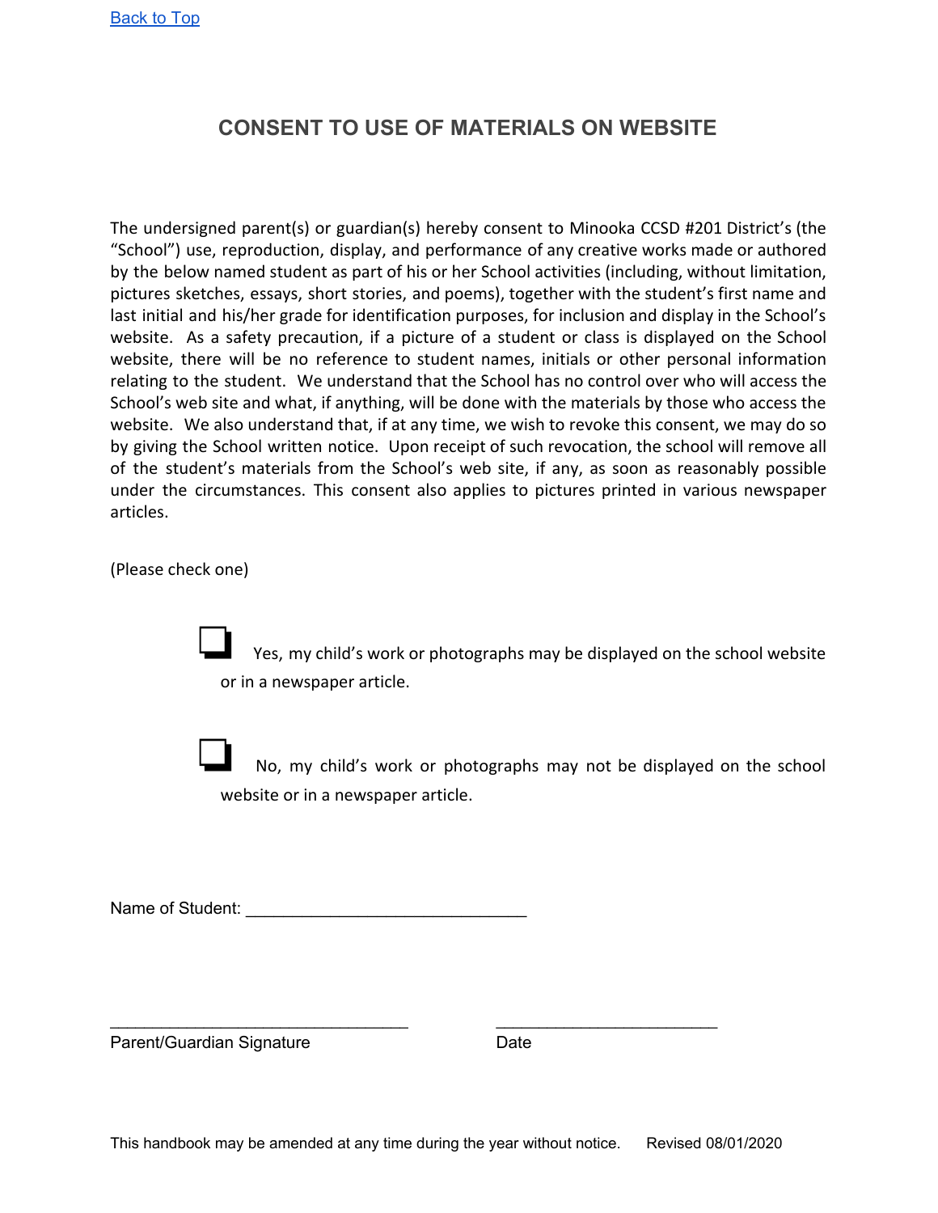[Back to Top](#)

## CONSENT TO USE OF MATERIALS ON WEBSITE

The undersigned parent(s) or guardian(s) hereby consent to Minooka CCSD #201 District's (the "School") use, reproduction, display, and performance of any creative works made or authored by the below named student as part of his or her School activities (including, without limitation, pictures sketches, essays, short stories, and poems), together with the student's first name and last initial and his/her grade for identification purposes, for inclusion and display in the School's website. As a safety precaution, if a picture of a student or class is displayed on the School website, there will be no reference to student names, initials or other personal information relating to the student. We understand that the School has no control over who will access the School's web site and what, if anything, will be done with the materials by those who access the website. We also understand that, if at any time, we wish to revoke this consent, we may do so by giving the School written notice. Upon receipt of such revocation, the school will remove all of the student's materials from the School's web site, if any, as soon as reasonably possible under the circumstances. This consent also applies to pictures printed in various newspaper articles.

(Please check one)

- ☐ Yes, my child's work or photographs may be displayed on the school website or in a newspaper article.

- ☐ No, my child's work or photographs may not be displayed on the school website or in a newspaper article.

Name of Student: ______________________________

________________________________ ________________________

Parent/Guardian Signature Date

This handbook may be amended at any time during the year without notice. Revised 08/01/2020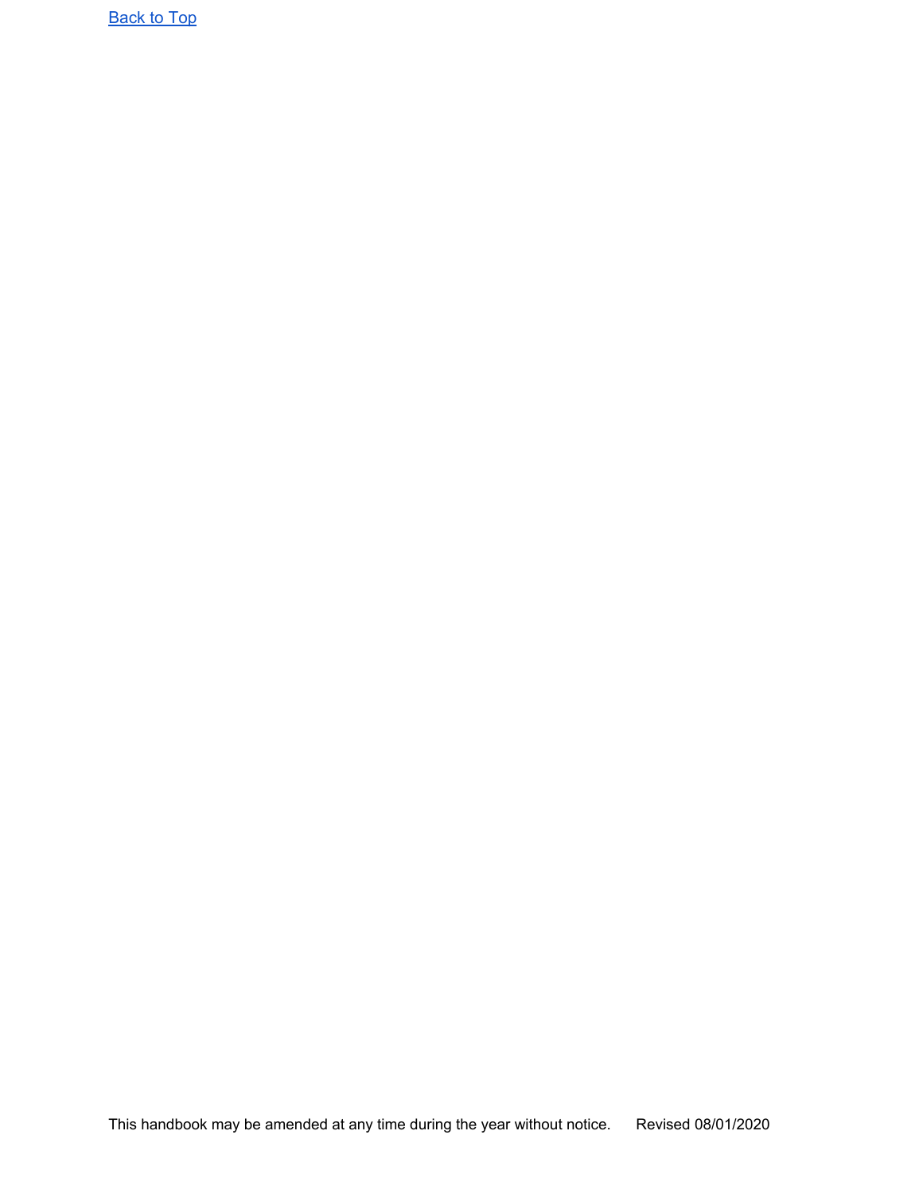[Back to Top]